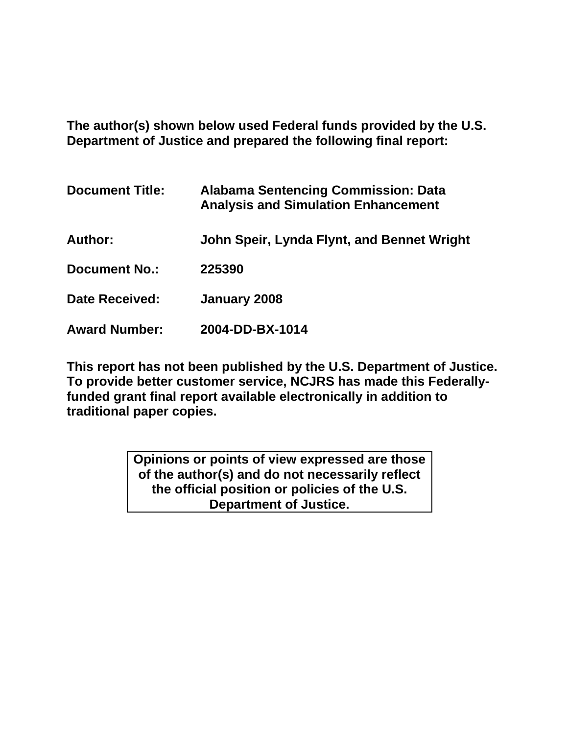**The author(s) shown below used Federal funds provided by the U.S. Department of Justice and prepared the following final report:**

| | |
|---|---|
| **Document Title:** | **Alabama Sentencing Commission: Data Analysis and Simulation Enhancement** |
| **Author:** | **John Speir, Lynda Flynt, and Bennet Wright** |
| **Document No.:** | **225390** |
| **Date Received:** | **January 2008** |
| **Award Number:** | **2004-DD-BX-1014** |

**This report has not been published by the U.S. Department of Justice. To provide better customer service, NCJRS has made this Federally-funded grant final report available electronically in addition to traditional paper copies.**

**Opinions or points of view expressed are those of the author(s) and do not necessarily reflect the official position or policies of the U.S. Department of Justice.**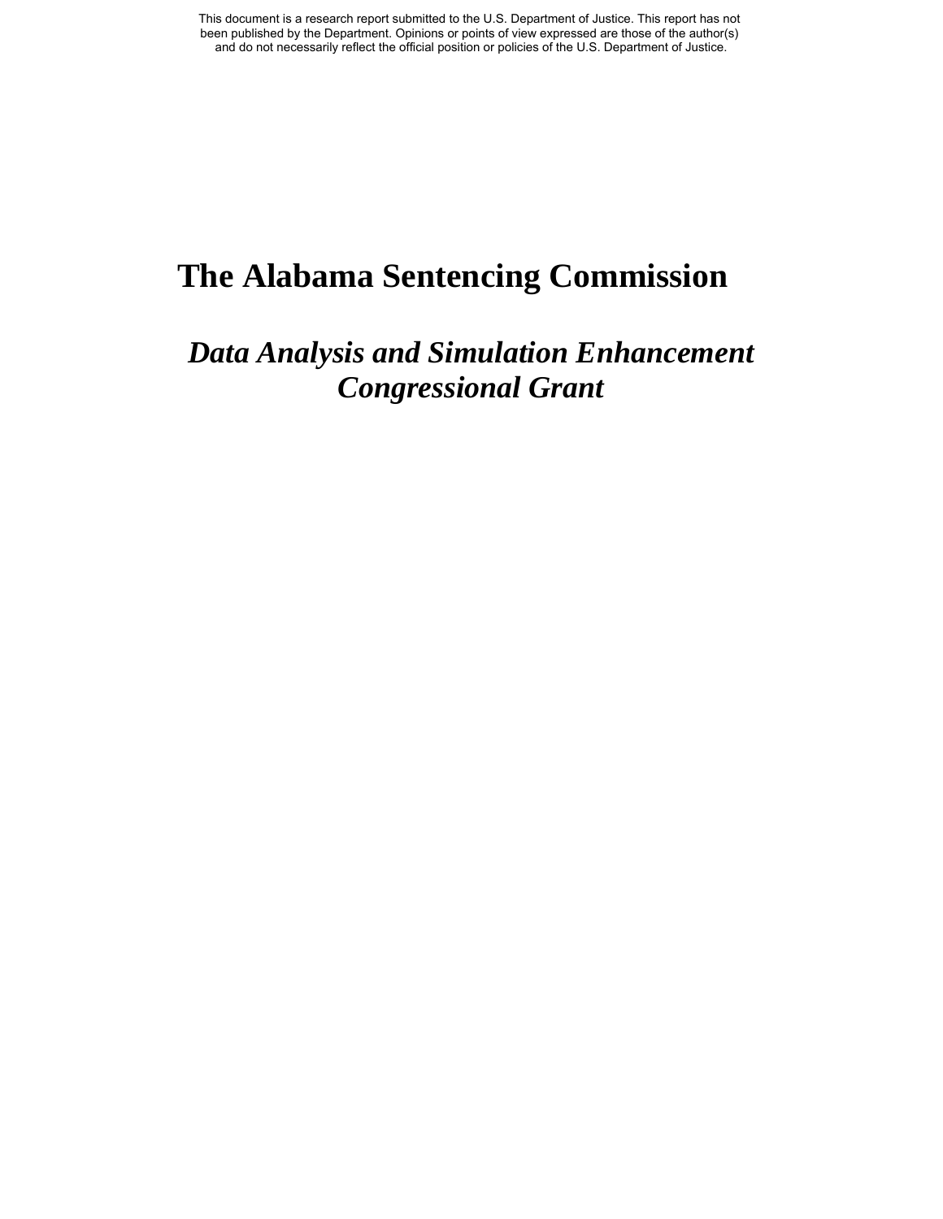This document is a research report submitted to the U.S. Department of Justice. This report has not been published by the Department. Opinions or points of view expressed are those of the author(s) and do not necessarily reflect the official position or policies of the U.S. Department of Justice.

# The Alabama Sentencing Commission

## *Data Analysis and Simulation Enhancement Congressional Grant*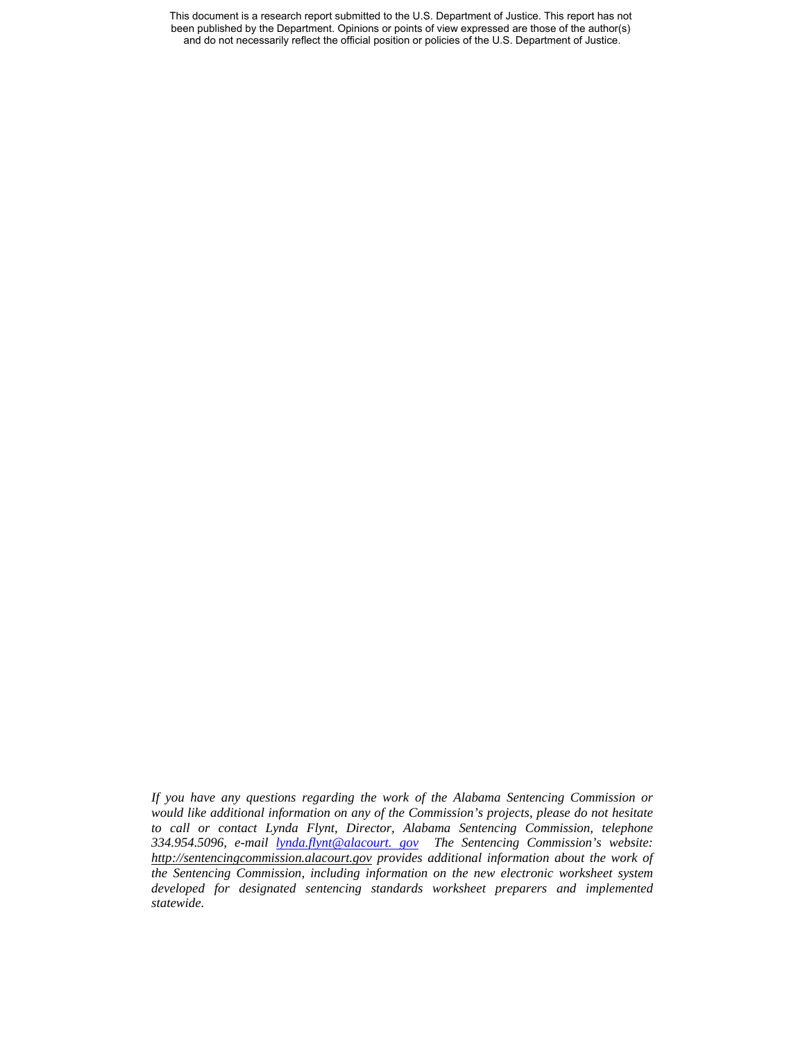*If you have any questions regarding the work of the Alabama Sentencing Commission or would like additional information on any of the Commission's projects, please do not hesitate to call or contact Lynda Flynt, Director, Alabama Sentencing Commission, telephone 334.954.5096, e-mail [lynda.flynt@alacourt. gov](mailto:lynda.flynt@alacourt.gov) The Sentencing Commission's website: [http://sentencingcommission.alacourt.gov](http://sentencingcommission.alacourt.gov) provides additional information about the work of the Sentencing Commission, including information on the new electronic worksheet system developed for designated sentencing standards worksheet preparers and implemented statewide.*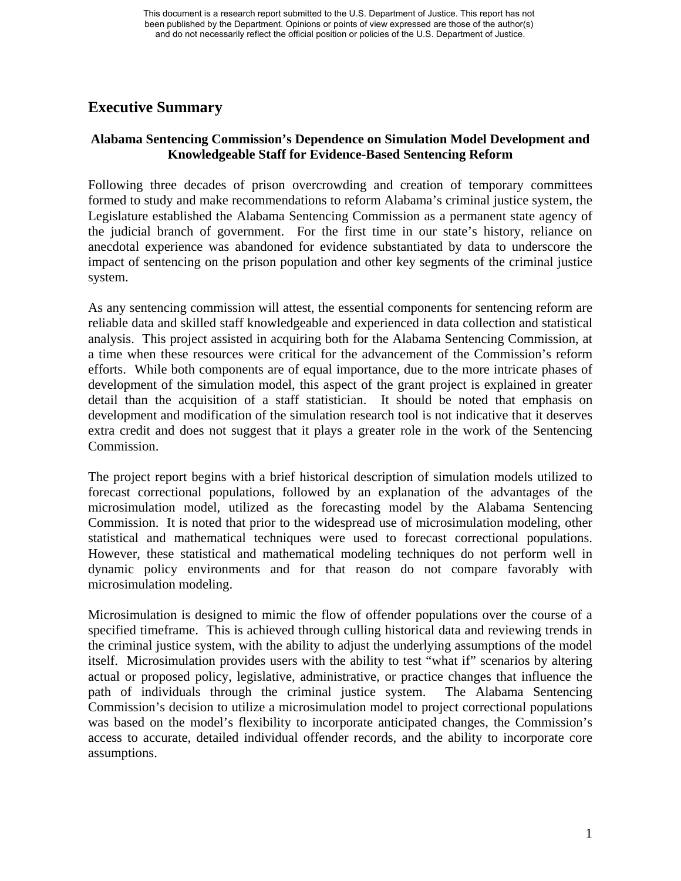# Executive Summary

**Alabama Sentencing Commission's Dependence on Simulation Model Development and Knowledgeable Staff for Evidence-Based Sentencing Reform**

Following three decades of prison overcrowding and creation of temporary committees formed to study and make recommendations to reform Alabama's criminal justice system, the Legislature established the Alabama Sentencing Commission as a permanent state agency of the judicial branch of government. For the first time in our state's history, reliance on anecdotal experience was abandoned for evidence substantiated by data to underscore the impact of sentencing on the prison population and other key segments of the criminal justice system.

As any sentencing commission will attest, the essential components for sentencing reform are reliable data and skilled staff knowledgeable and experienced in data collection and statistical analysis. This project assisted in acquiring both for the Alabama Sentencing Commission, at a time when these resources were critical for the advancement of the Commission's reform efforts. While both components are of equal importance, due to the more intricate phases of development of the simulation model, this aspect of the grant project is explained in greater detail than the acquisition of a staff statistician. It should be noted that emphasis on development and modification of the simulation research tool is not indicative that it deserves extra credit and does not suggest that it plays a greater role in the work of the Sentencing Commission.

The project report begins with a brief historical description of simulation models utilized to forecast correctional populations, followed by an explanation of the advantages of the microsimulation model, utilized as the forecasting model by the Alabama Sentencing Commission. It is noted that prior to the widespread use of microsimulation modeling, other statistical and mathematical techniques were used to forecast correctional populations. However, these statistical and mathematical modeling techniques do not perform well in dynamic policy environments and for that reason do not compare favorably with microsimulation modeling.

Microsimulation is designed to mimic the flow of offender populations over the course of a specified timeframe. This is achieved through culling historical data and reviewing trends in the criminal justice system, with the ability to adjust the underlying assumptions of the model itself. Microsimulation provides users with the ability to test "what if" scenarios by altering actual or proposed policy, legislative, administrative, or practice changes that influence the path of individuals through the criminal justice system. The Alabama Sentencing Commission's decision to utilize a microsimulation model to project correctional populations was based on the model's flexibility to incorporate anticipated changes, the Commission's access to accurate, detailed individual offender records, and the ability to incorporate core assumptions.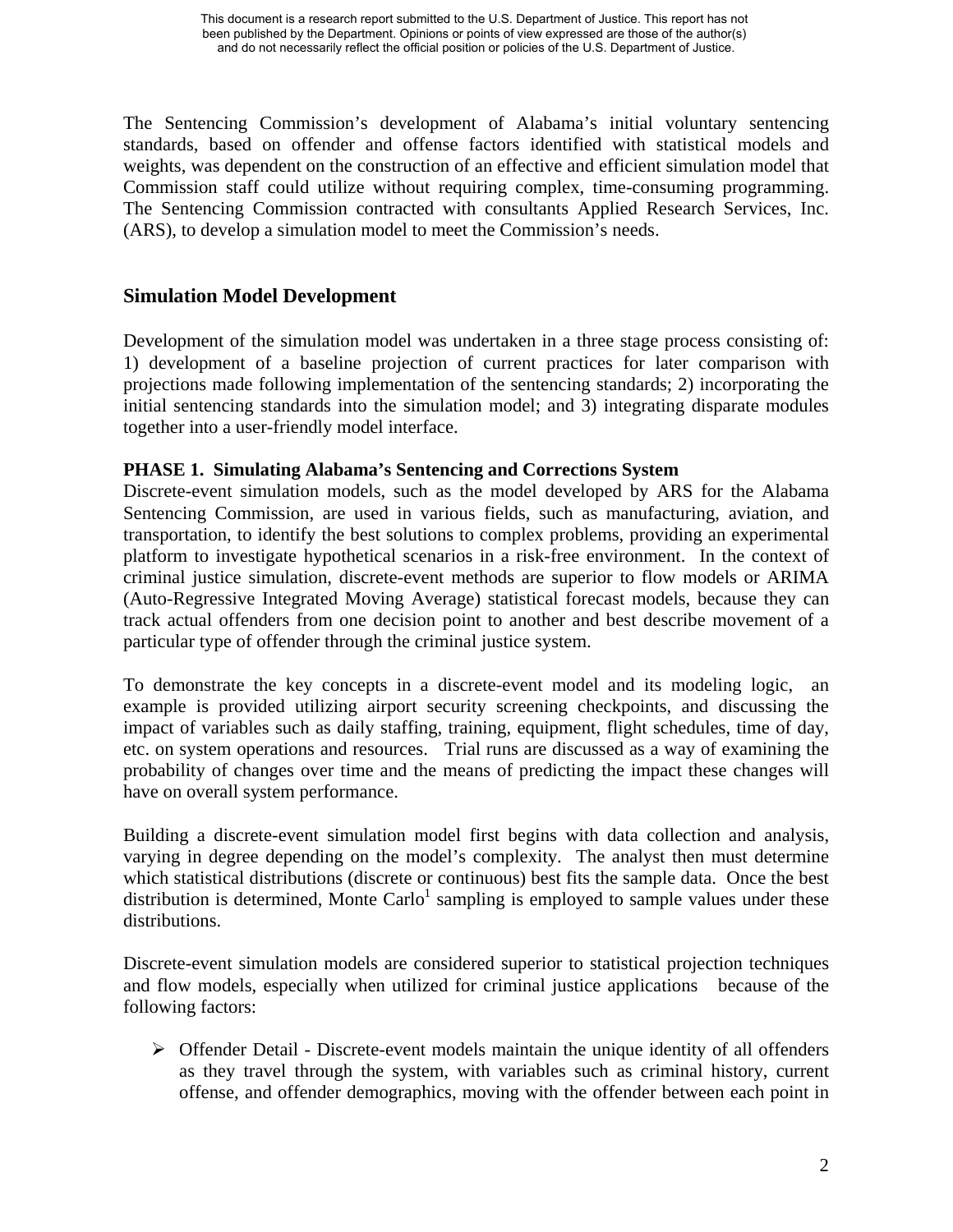The Sentencing Commission's development of Alabama's initial voluntary sentencing standards, based on offender and offense factors identified with statistical models and weights, was dependent on the construction of an effective and efficient simulation model that Commission staff could utilize without requiring complex, time-consuming programming. The Sentencing Commission contracted with consultants Applied Research Services, Inc. (ARS), to develop a simulation model to meet the Commission's needs.

## Simulation Model Development

Development of the simulation model was undertaken in a three stage process consisting of: 1) development of a baseline projection of current practices for later comparison with projections made following implementation of the sentencing standards; 2) incorporating the initial sentencing standards into the simulation model; and 3) integrating disparate modules together into a user-friendly model interface.

### PHASE 1. Simulating Alabama's Sentencing and Corrections System

Discrete-event simulation models, such as the model developed by ARS for the Alabama Sentencing Commission, are used in various fields, such as manufacturing, aviation, and transportation, to identify the best solutions to complex problems, providing an experimental platform to investigate hypothetical scenarios in a risk-free environment. In the context of criminal justice simulation, discrete-event methods are superior to flow models or ARIMA (Auto-Regressive Integrated Moving Average) statistical forecast models, because they can track actual offenders from one decision point to another and best describe movement of a particular type of offender through the criminal justice system.

To demonstrate the key concepts in a discrete-event model and its modeling logic, an example is provided utilizing airport security screening checkpoints, and discussing the impact of variables such as daily staffing, training, equipment, flight schedules, time of day, etc. on system operations and resources. Trial runs are discussed as a way of examining the probability of changes over time and the means of predicting the impact these changes will have on overall system performance.

Building a discrete-event simulation model first begins with data collection and analysis, varying in degree depending on the model's complexity. The analyst then must determine which statistical distributions (discrete or continuous) best fits the sample data. Once the best distribution is determined, Monte Carlo[1] sampling is employed to sample values under these distributions.

Discrete-event simulation models are considered superior to statistical projection techniques and flow models, especially when utilized for criminal justice applications because of the following factors:

- Offender Detail - Discrete-event models maintain the unique identity of all offenders as they travel through the system, with variables such as criminal history, current offense, and offender demographics, moving with the offender between each point in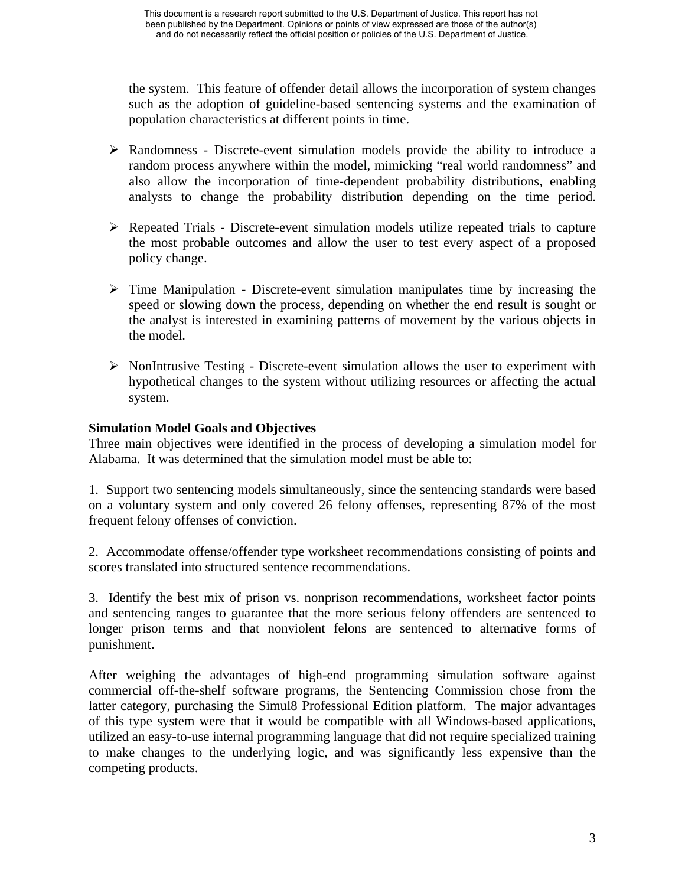the system. This feature of offender detail allows the incorporation of system changes such as the adoption of guideline-based sentencing systems and the examination of population characteristics at different points in time.

- Randomness - Discrete-event simulation models provide the ability to introduce a random process anywhere within the model, mimicking "real world randomness" and also allow the incorporation of time-dependent probability distributions, enabling analysts to change the probability distribution depending on the time period.

- Repeated Trials - Discrete-event simulation models utilize repeated trials to capture the most probable outcomes and allow the user to test every aspect of a proposed policy change.

- Time Manipulation - Discrete-event simulation manipulates time by increasing the speed or slowing down the process, depending on whether the end result is sought or the analyst is interested in examining patterns of movement by the various objects in the model.

- NonIntrusive Testing - Discrete-event simulation allows the user to experiment with hypothetical changes to the system without utilizing resources or affecting the actual system.

**Simulation Model Goals and Objectives**

Three main objectives were identified in the process of developing a simulation model for Alabama. It was determined that the simulation model must be able to:

1. Support two sentencing models simultaneously, since the sentencing standards were based on a voluntary system and only covered 26 felony offenses, representing 87% of the most frequent felony offenses of conviction.

2. Accommodate offense/offender type worksheet recommendations consisting of points and scores translated into structured sentence recommendations.

3. Identify the best mix of prison vs. nonprison recommendations, worksheet factor points and sentencing ranges to guarantee that the more serious felony offenders are sentenced to longer prison terms and that nonviolent felons are sentenced to alternative forms of punishment.

After weighing the advantages of high-end programming simulation software against commercial off-the-shelf software programs, the Sentencing Commission chose from the latter category, purchasing the Simul8 Professional Edition platform. The major advantages of this type system were that it would be compatible with all Windows-based applications, utilized an easy-to-use internal programming language that did not require specialized training to make changes to the underlying logic, and was significantly less expensive than the competing products.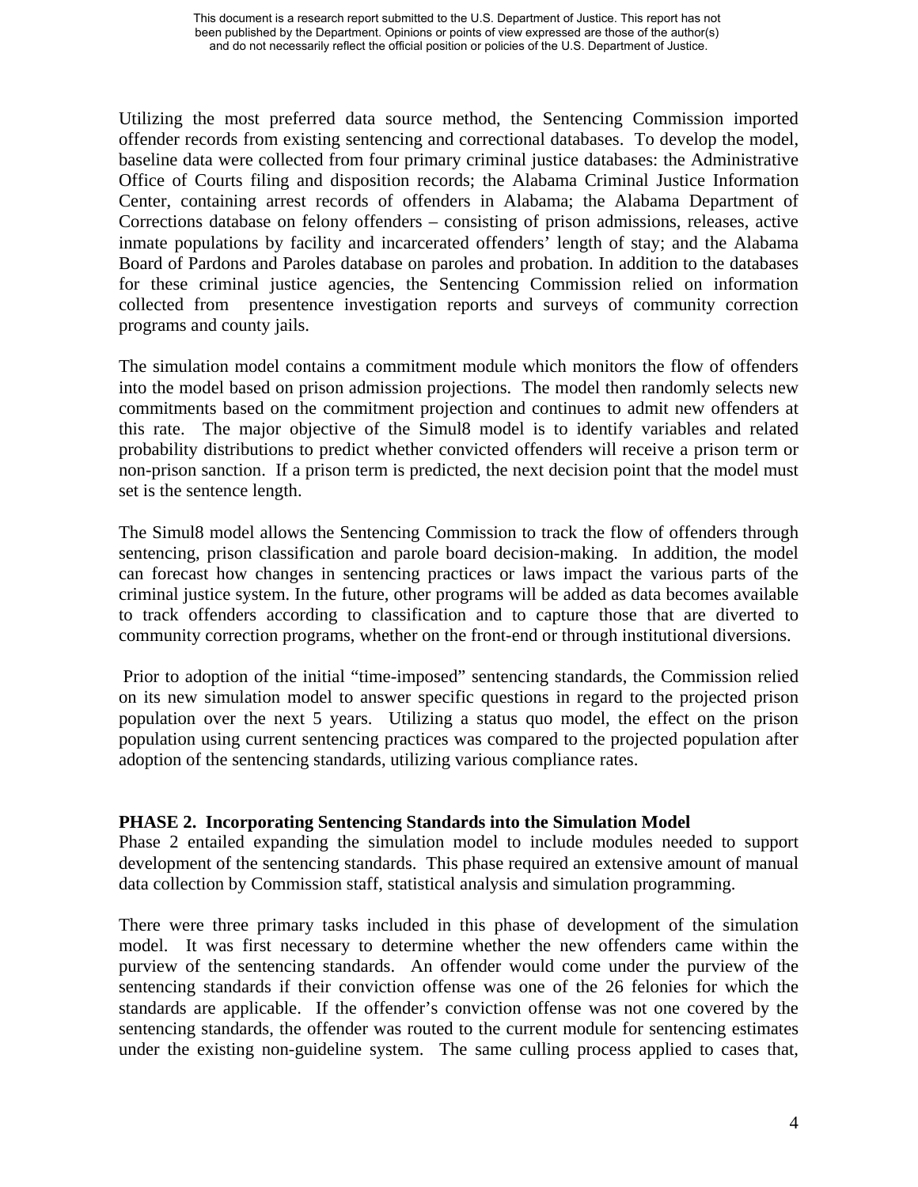Utilizing the most preferred data source method, the Sentencing Commission imported offender records from existing sentencing and correctional databases. To develop the model, baseline data were collected from four primary criminal justice databases: the Administrative Office of Courts filing and disposition records; the Alabama Criminal Justice Information Center, containing arrest records of offenders in Alabama; the Alabama Department of Corrections database on felony offenders – consisting of prison admissions, releases, active inmate populations by facility and incarcerated offenders' length of stay; and the Alabama Board of Pardons and Paroles database on paroles and probation. In addition to the databases for these criminal justice agencies, the Sentencing Commission relied on information collected from presentence investigation reports and surveys of community correction programs and county jails.

The simulation model contains a commitment module which monitors the flow of offenders into the model based on prison admission projections. The model then randomly selects new commitments based on the commitment projection and continues to admit new offenders at this rate. The major objective of the Simul8 model is to identify variables and related probability distributions to predict whether convicted offenders will receive a prison term or non-prison sanction. If a prison term is predicted, the next decision point that the model must set is the sentence length.

The Simul8 model allows the Sentencing Commission to track the flow of offenders through sentencing, prison classification and parole board decision-making. In addition, the model can forecast how changes in sentencing practices or laws impact the various parts of the criminal justice system. In the future, other programs will be added as data becomes available to track offenders according to classification and to capture those that are diverted to community correction programs, whether on the front-end or through institutional diversions.

Prior to adoption of the initial "time-imposed" sentencing standards, the Commission relied on its new simulation model to answer specific questions in regard to the projected prison population over the next 5 years. Utilizing a status quo model, the effect on the prison population using current sentencing practices was compared to the projected population after adoption of the sentencing standards, utilizing various compliance rates.

**PHASE 2. Incorporating Sentencing Standards into the Simulation Model**

Phase 2 entailed expanding the simulation model to include modules needed to support development of the sentencing standards. This phase required an extensive amount of manual data collection by Commission staff, statistical analysis and simulation programming.

There were three primary tasks included in this phase of development of the simulation model. It was first necessary to determine whether the new offenders came within the purview of the sentencing standards. An offender would come under the purview of the sentencing standards if their conviction offense was one of the 26 felonies for which the standards are applicable. If the offender's conviction offense was not one covered by the sentencing standards, the offender was routed to the current module for sentencing estimates under the existing non-guideline system. The same culling process applied to cases that,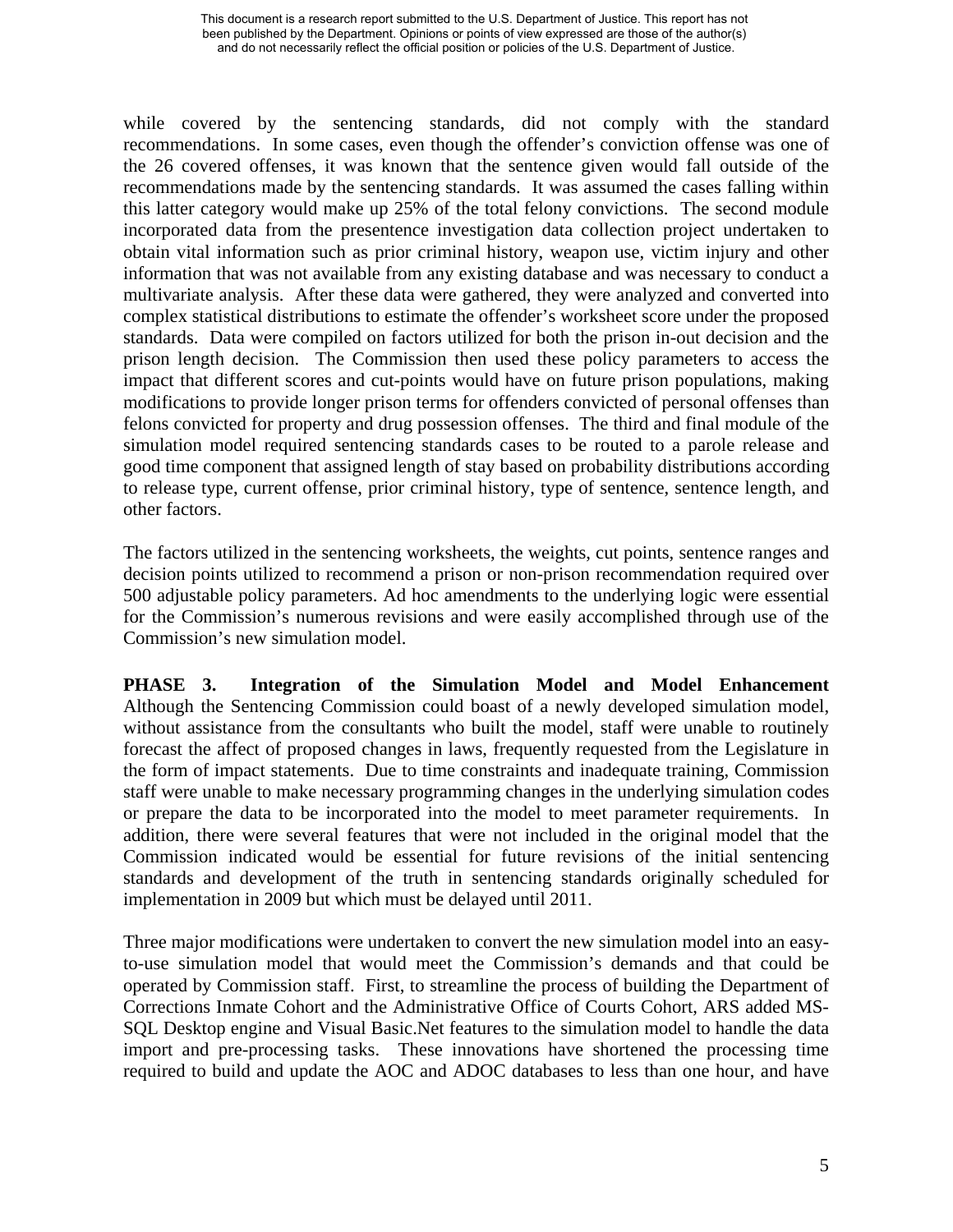while covered by the sentencing standards, did not comply with the standard recommendations. In some cases, even though the offender's conviction offense was one of the 26 covered offenses, it was known that the sentence given would fall outside of the recommendations made by the sentencing standards. It was assumed the cases falling within this latter category would make up 25% of the total felony convictions. The second module incorporated data from the presentence investigation data collection project undertaken to obtain vital information such as prior criminal history, weapon use, victim injury and other information that was not available from any existing database and was necessary to conduct a multivariate analysis. After these data were gathered, they were analyzed and converted into complex statistical distributions to estimate the offender's worksheet score under the proposed standards. Data were compiled on factors utilized for both the prison in-out decision and the prison length decision. The Commission then used these policy parameters to access the impact that different scores and cut-points would have on future prison populations, making modifications to provide longer prison terms for offenders convicted of personal offenses than felons convicted for property and drug possession offenses. The third and final module of the simulation model required sentencing standards cases to be routed to a parole release and good time component that assigned length of stay based on probability distributions according to release type, current offense, prior criminal history, type of sentence, sentence length, and other factors.

The factors utilized in the sentencing worksheets, the weights, cut points, sentence ranges and decision points utilized to recommend a prison or non-prison recommendation required over 500 adjustable policy parameters. Ad hoc amendments to the underlying logic were essential for the Commission's numerous revisions and were easily accomplished through use of the Commission's new simulation model.

**PHASE 3. Integration of the Simulation Model and Model Enhancement** Although the Sentencing Commission could boast of a newly developed simulation model, without assistance from the consultants who built the model, staff were unable to routinely forecast the affect of proposed changes in laws, frequently requested from the Legislature in the form of impact statements. Due to time constraints and inadequate training, Commission staff were unable to make necessary programming changes in the underlying simulation codes or prepare the data to be incorporated into the model to meet parameter requirements. In addition, there were several features that were not included in the original model that the Commission indicated would be essential for future revisions of the initial sentencing standards and development of the truth in sentencing standards originally scheduled for implementation in 2009 but which must be delayed until 2011.

Three major modifications were undertaken to convert the new simulation model into an easy-to-use simulation model that would meet the Commission's demands and that could be operated by Commission staff. First, to streamline the process of building the Department of Corrections Inmate Cohort and the Administrative Office of Courts Cohort, ARS added MS-SQL Desktop engine and Visual Basic.Net features to the simulation model to handle the data import and pre-processing tasks. These innovations have shortened the processing time required to build and update the AOC and ADOC databases to less than one hour, and have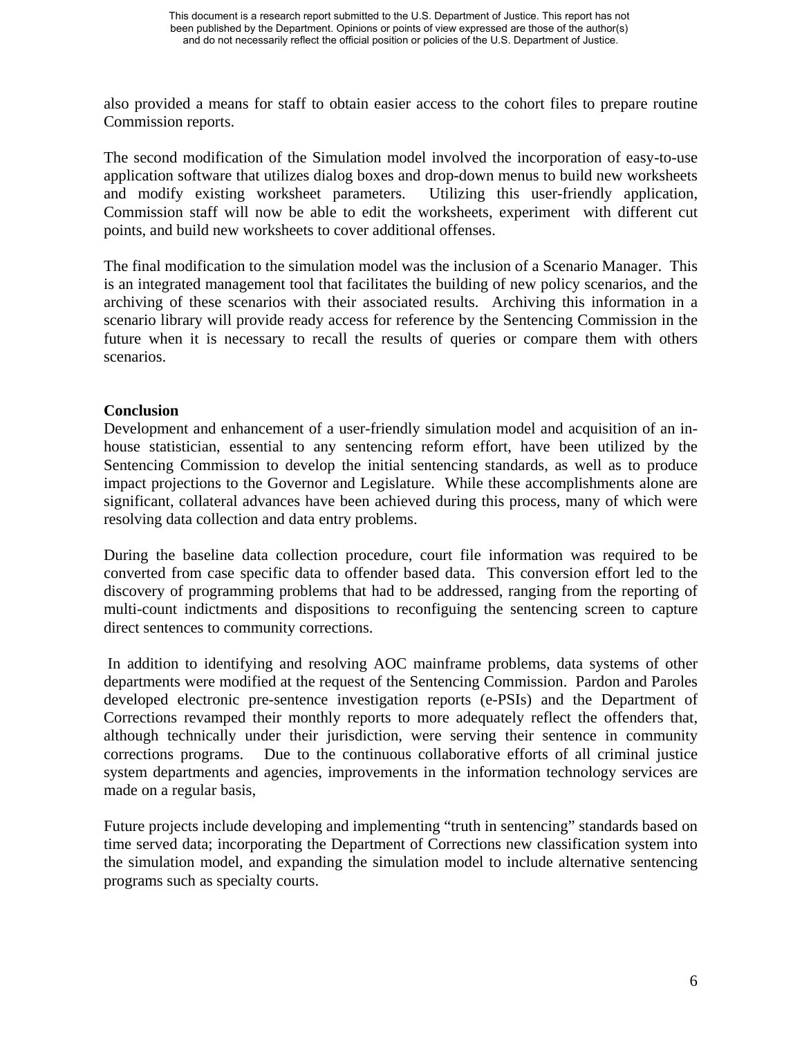also provided a means for staff to obtain easier access to the cohort files to prepare routine Commission reports.

The second modification of the Simulation model involved the incorporation of easy-to-use application software that utilizes dialog boxes and drop-down menus to build new worksheets and modify existing worksheet parameters. Utilizing this user-friendly application, Commission staff will now be able to edit the worksheets, experiment with different cut points, and build new worksheets to cover additional offenses.

The final modification to the simulation model was the inclusion of a Scenario Manager. This is an integrated management tool that facilitates the building of new policy scenarios, and the archiving of these scenarios with their associated results. Archiving this information in a scenario library will provide ready access for reference by the Sentencing Commission in the future when it is necessary to recall the results of queries or compare them with others scenarios.

**Conclusion**

Development and enhancement of a user-friendly simulation model and acquisition of an in-house statistician, essential to any sentencing reform effort, have been utilized by the Sentencing Commission to develop the initial sentencing standards, as well as to produce impact projections to the Governor and Legislature. While these accomplishments alone are significant, collateral advances have been achieved during this process, many of which were resolving data collection and data entry problems.

During the baseline data collection procedure, court file information was required to be converted from case specific data to offender based data. This conversion effort led to the discovery of programming problems that had to be addressed, ranging from the reporting of multi-count indictments and dispositions to reconfiguing the sentencing screen to capture direct sentences to community corrections.

In addition to identifying and resolving AOC mainframe problems, data systems of other departments were modified at the request of the Sentencing Commission. Pardon and Paroles developed electronic pre-sentence investigation reports (e-PSIs) and the Department of Corrections revamped their monthly reports to more adequately reflect the offenders that, although technically under their jurisdiction, were serving their sentence in community corrections programs. Due to the continuous collaborative efforts of all criminal justice system departments and agencies, improvements in the information technology services are made on a regular basis,

Future projects include developing and implementing "truth in sentencing" standards based on time served data; incorporating the Department of Corrections new classification system into the simulation model, and expanding the simulation model to include alternative sentencing programs such as specialty courts.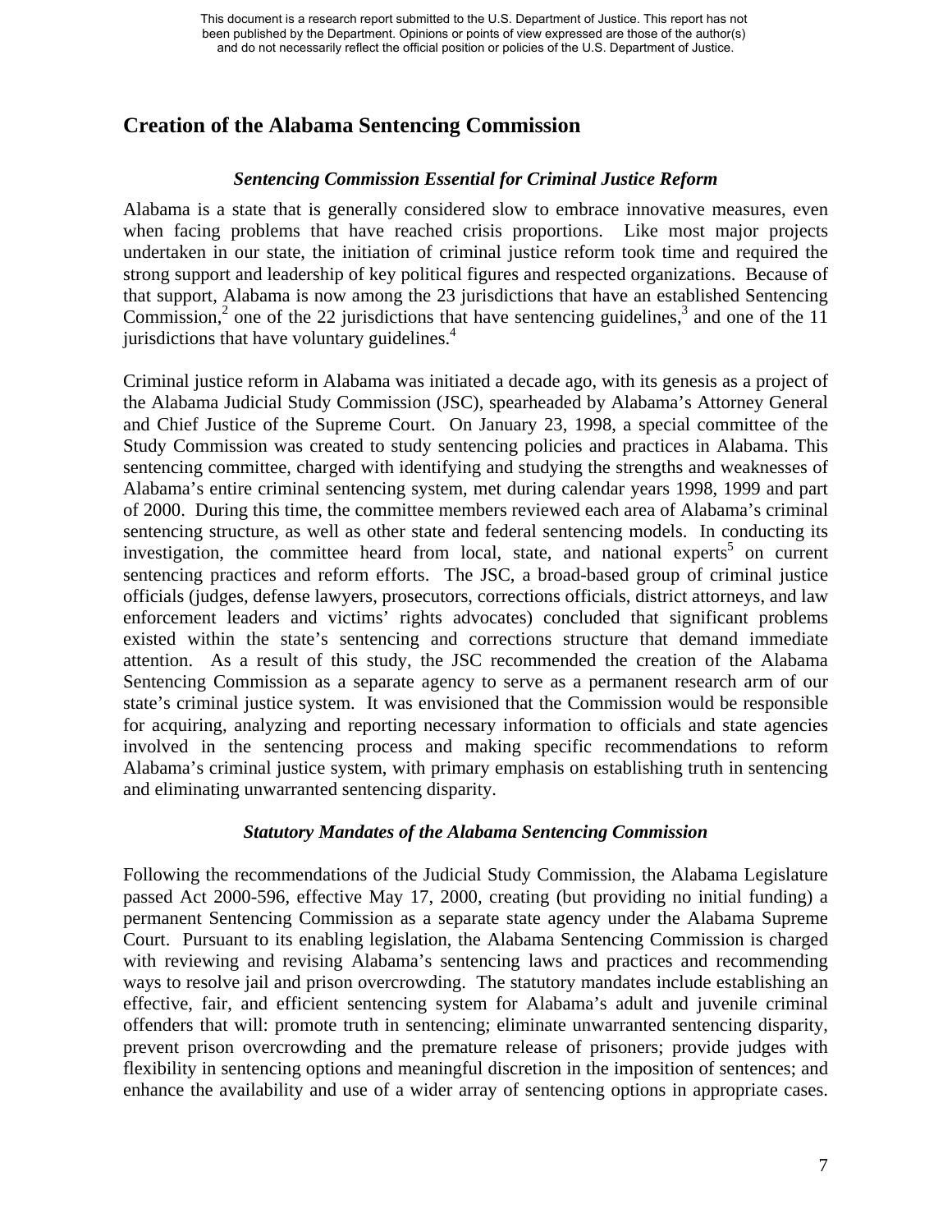## Creation of the Alabama Sentencing Commission

### *Sentencing Commission Essential for Criminal Justice Reform*

Alabama is a state that is generally considered slow to embrace innovative measures, even when facing problems that have reached crisis proportions. Like most major projects undertaken in our state, the initiation of criminal justice reform took time and required the strong support and leadership of key political figures and respected organizations. Because of that support, Alabama is now among the 23 jurisdictions that have an established Sentencing Commission,[2] one of the 22 jurisdictions that have sentencing guidelines,[3] and one of the 11 jurisdictions that have voluntary guidelines.[4]

Criminal justice reform in Alabama was initiated a decade ago, with its genesis as a project of the Alabama Judicial Study Commission (JSC), spearheaded by Alabama's Attorney General and Chief Justice of the Supreme Court. On January 23, 1998, a special committee of the Study Commission was created to study sentencing policies and practices in Alabama. This sentencing committee, charged with identifying and studying the strengths and weaknesses of Alabama's entire criminal sentencing system, met during calendar years 1998, 1999 and part of 2000. During this time, the committee members reviewed each area of Alabama's criminal sentencing structure, as well as other state and federal sentencing models. In conducting its investigation, the committee heard from local, state, and national experts[5] on current sentencing practices and reform efforts. The JSC, a broad-based group of criminal justice officials (judges, defense lawyers, prosecutors, corrections officials, district attorneys, and law enforcement leaders and victims' rights advocates) concluded that significant problems existed within the state's sentencing and corrections structure that demand immediate attention. As a result of this study, the JSC recommended the creation of the Alabama Sentencing Commission as a separate agency to serve as a permanent research arm of our state's criminal justice system. It was envisioned that the Commission would be responsible for acquiring, analyzing and reporting necessary information to officials and state agencies involved in the sentencing process and making specific recommendations to reform Alabama's criminal justice system, with primary emphasis on establishing truth in sentencing and eliminating unwarranted sentencing disparity.

### *Statutory Mandates of the Alabama Sentencing Commission*

Following the recommendations of the Judicial Study Commission, the Alabama Legislature passed Act 2000-596, effective May 17, 2000, creating (but providing no initial funding) a permanent Sentencing Commission as a separate state agency under the Alabama Supreme Court. Pursuant to its enabling legislation, the Alabama Sentencing Commission is charged with reviewing and revising Alabama's sentencing laws and practices and recommending ways to resolve jail and prison overcrowding. The statutory mandates include establishing an effective, fair, and efficient sentencing system for Alabama's adult and juvenile criminal offenders that will: promote truth in sentencing; eliminate unwarranted sentencing disparity, prevent prison overcrowding and the premature release of prisoners; provide judges with flexibility in sentencing options and meaningful discretion in the imposition of sentences; and enhance the availability and use of a wider array of sentencing options in appropriate cases.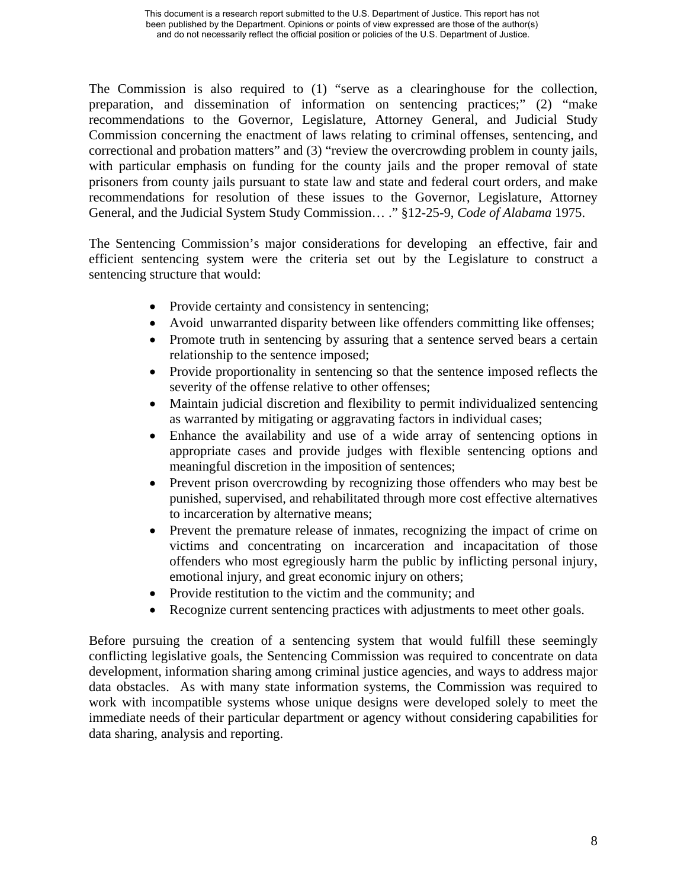The Commission is also required to (1) "serve as a clearinghouse for the collection, preparation, and dissemination of information on sentencing practices;" (2) "make recommendations to the Governor, Legislature, Attorney General, and Judicial Study Commission concerning the enactment of laws relating to criminal offenses, sentencing, and correctional and probation matters" and (3) "review the overcrowding problem in county jails, with particular emphasis on funding for the county jails and the proper removal of state prisoners from county jails pursuant to state law and state and federal court orders, and make recommendations for resolution of these issues to the Governor, Legislature, Attorney General, and the Judicial System Study Commission… ." §12-25-9, *Code of Alabama* 1975.

The Sentencing Commission's major considerations for developing an effective, fair and efficient sentencing system were the criteria set out by the Legislature to construct a sentencing structure that would:

- Provide certainty and consistency in sentencing;
- Avoid unwarranted disparity between like offenders committing like offenses;
- Promote truth in sentencing by assuring that a sentence served bears a certain relationship to the sentence imposed;
- Provide proportionality in sentencing so that the sentence imposed reflects the severity of the offense relative to other offenses;
- Maintain judicial discretion and flexibility to permit individualized sentencing as warranted by mitigating or aggravating factors in individual cases;
- Enhance the availability and use of a wide array of sentencing options in appropriate cases and provide judges with flexible sentencing options and meaningful discretion in the imposition of sentences;
- Prevent prison overcrowding by recognizing those offenders who may best be punished, supervised, and rehabilitated through more cost effective alternatives to incarceration by alternative means;
- Prevent the premature release of inmates, recognizing the impact of crime on victims and concentrating on incarceration and incapacitation of those offenders who most egregiously harm the public by inflicting personal injury, emotional injury, and great economic injury on others;
- Provide restitution to the victim and the community; and
- Recognize current sentencing practices with adjustments to meet other goals.

Before pursuing the creation of a sentencing system that would fulfill these seemingly conflicting legislative goals, the Sentencing Commission was required to concentrate on data development, information sharing among criminal justice agencies, and ways to address major data obstacles. As with many state information systems, the Commission was required to work with incompatible systems whose unique designs were developed solely to meet the immediate needs of their particular department or agency without considering capabilities for data sharing, analysis and reporting.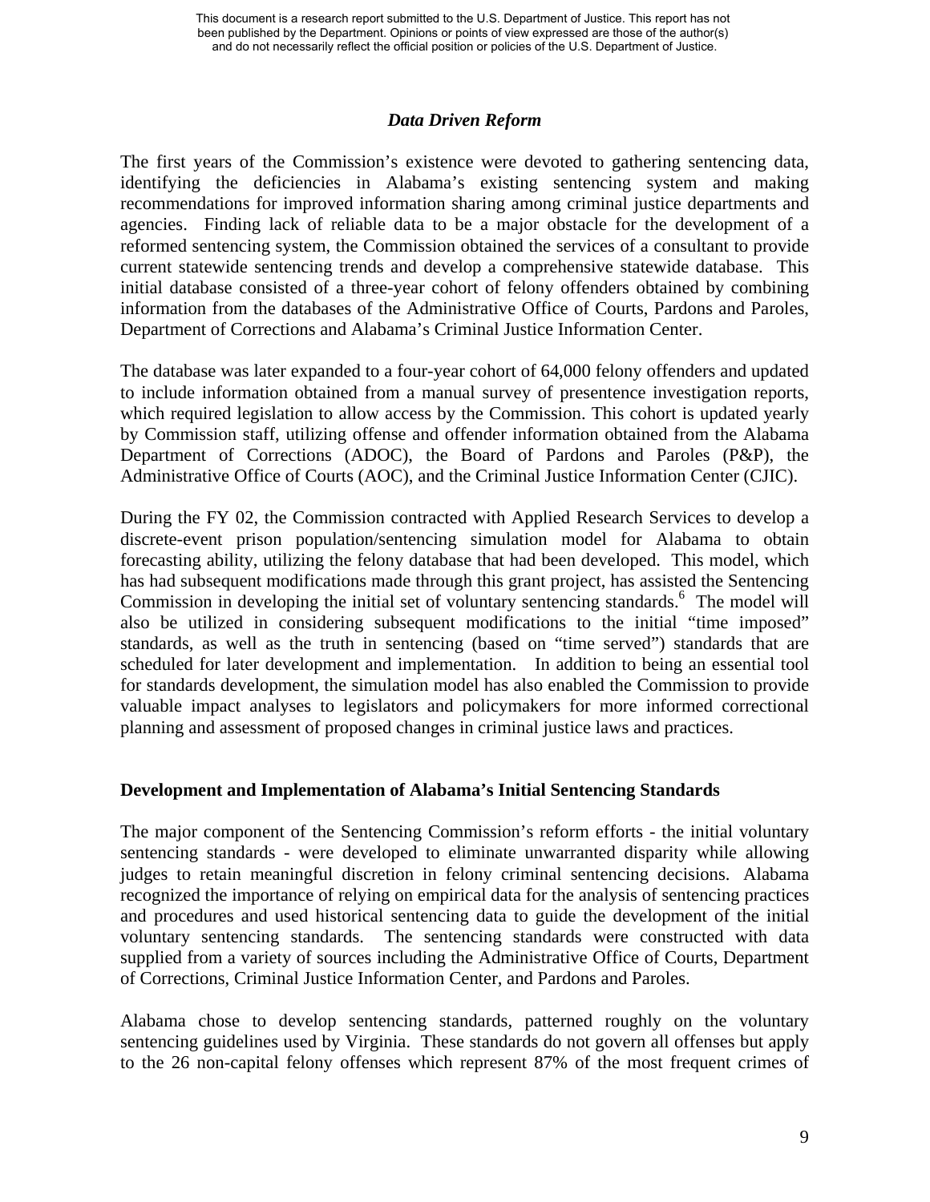### *Data Driven Reform*

The first years of the Commission's existence were devoted to gathering sentencing data, identifying the deficiencies in Alabama's existing sentencing system and making recommendations for improved information sharing among criminal justice departments and agencies. Finding lack of reliable data to be a major obstacle for the development of a reformed sentencing system, the Commission obtained the services of a consultant to provide current statewide sentencing trends and develop a comprehensive statewide database. This initial database consisted of a three-year cohort of felony offenders obtained by combining information from the databases of the Administrative Office of Courts, Pardons and Paroles, Department of Corrections and Alabama's Criminal Justice Information Center.

The database was later expanded to a four-year cohort of 64,000 felony offenders and updated to include information obtained from a manual survey of presentence investigation reports, which required legislation to allow access by the Commission. This cohort is updated yearly by Commission staff, utilizing offense and offender information obtained from the Alabama Department of Corrections (ADOC), the Board of Pardons and Paroles (P&P), the Administrative Office of Courts (AOC), and the Criminal Justice Information Center (CJIC).

During the FY 02, the Commission contracted with Applied Research Services to develop a discrete-event prison population/sentencing simulation model for Alabama to obtain forecasting ability, utilizing the felony database that had been developed. This model, which has had subsequent modifications made through this grant project, has assisted the Sentencing Commission in developing the initial set of voluntary sentencing standards.[6] The model will also be utilized in considering subsequent modifications to the initial "time imposed" standards, as well as the truth in sentencing (based on "time served") standards that are scheduled for later development and implementation. In addition to being an essential tool for standards development, the simulation model has also enabled the Commission to provide valuable impact analyses to legislators and policymakers for more informed correctional planning and assessment of proposed changes in criminal justice laws and practices.

**Development and Implementation of Alabama's Initial Sentencing Standards**

The major component of the Sentencing Commission's reform efforts - the initial voluntary sentencing standards - were developed to eliminate unwarranted disparity while allowing judges to retain meaningful discretion in felony criminal sentencing decisions. Alabama recognized the importance of relying on empirical data for the analysis of sentencing practices and procedures and used historical sentencing data to guide the development of the initial voluntary sentencing standards. The sentencing standards were constructed with data supplied from a variety of sources including the Administrative Office of Courts, Department of Corrections, Criminal Justice Information Center, and Pardons and Paroles.

Alabama chose to develop sentencing standards, patterned roughly on the voluntary sentencing guidelines used by Virginia. These standards do not govern all offenses but apply to the 26 non-capital felony offenses which represent 87% of the most frequent crimes of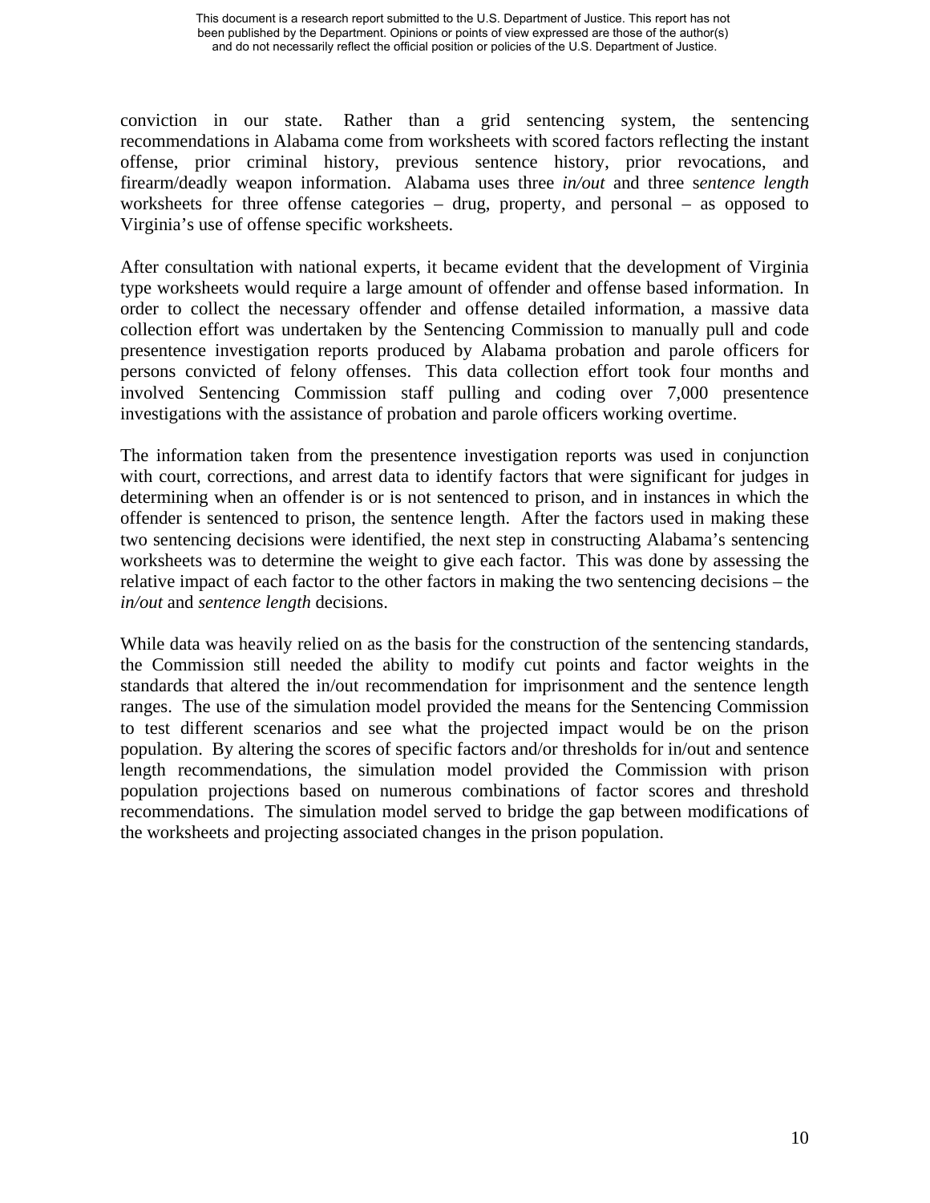conviction in our state. Rather than a grid sentencing system, the sentencing recommendations in Alabama come from worksheets with scored factors reflecting the instant offense, prior criminal history, previous sentence history, prior revocations, and firearm/deadly weapon information. Alabama uses three *in/out* and three s*entence length* worksheets for three offense categories – drug, property, and personal – as opposed to Virginia's use of offense specific worksheets.

After consultation with national experts, it became evident that the development of Virginia type worksheets would require a large amount of offender and offense based information. In order to collect the necessary offender and offense detailed information, a massive data collection effort was undertaken by the Sentencing Commission to manually pull and code presentence investigation reports produced by Alabama probation and parole officers for persons convicted of felony offenses. This data collection effort took four months and involved Sentencing Commission staff pulling and coding over 7,000 presentence investigations with the assistance of probation and parole officers working overtime.

The information taken from the presentence investigation reports was used in conjunction with court, corrections, and arrest data to identify factors that were significant for judges in determining when an offender is or is not sentenced to prison, and in instances in which the offender is sentenced to prison, the sentence length. After the factors used in making these two sentencing decisions were identified, the next step in constructing Alabama's sentencing worksheets was to determine the weight to give each factor. This was done by assessing the relative impact of each factor to the other factors in making the two sentencing decisions – the *in/out* and *sentence length* decisions.

While data was heavily relied on as the basis for the construction of the sentencing standards, the Commission still needed the ability to modify cut points and factor weights in the standards that altered the in/out recommendation for imprisonment and the sentence length ranges. The use of the simulation model provided the means for the Sentencing Commission to test different scenarios and see what the projected impact would be on the prison population. By altering the scores of specific factors and/or thresholds for in/out and sentence length recommendations, the simulation model provided the Commission with prison population projections based on numerous combinations of factor scores and threshold recommendations. The simulation model served to bridge the gap between modifications of the worksheets and projecting associated changes in the prison population.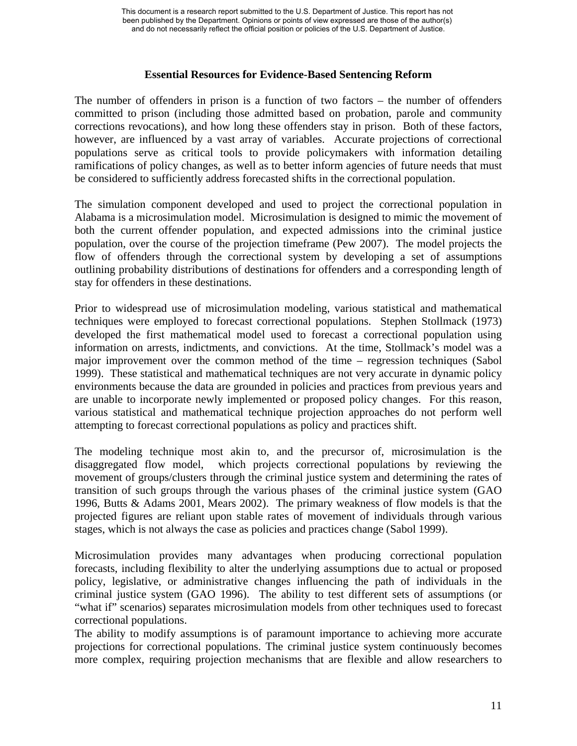### Essential Resources for Evidence-Based Sentencing Reform

The number of offenders in prison is a function of two factors – the number of offenders committed to prison (including those admitted based on probation, parole and community corrections revocations), and how long these offenders stay in prison. Both of these factors, however, are influenced by a vast array of variables. Accurate projections of correctional populations serve as critical tools to provide policymakers with information detailing ramifications of policy changes, as well as to better inform agencies of future needs that must be considered to sufficiently address forecasted shifts in the correctional population.

The simulation component developed and used to project the correctional population in Alabama is a microsimulation model. Microsimulation is designed to mimic the movement of both the current offender population, and expected admissions into the criminal justice population, over the course of the projection timeframe (Pew 2007). The model projects the flow of offenders through the correctional system by developing a set of assumptions outlining probability distributions of destinations for offenders and a corresponding length of stay for offenders in these destinations.

Prior to widespread use of microsimulation modeling, various statistical and mathematical techniques were employed to forecast correctional populations. Stephen Stollmack (1973) developed the first mathematical model used to forecast a correctional population using information on arrests, indictments, and convictions. At the time, Stollmack's model was a major improvement over the common method of the time – regression techniques (Sabol 1999). These statistical and mathematical techniques are not very accurate in dynamic policy environments because the data are grounded in policies and practices from previous years and are unable to incorporate newly implemented or proposed policy changes. For this reason, various statistical and mathematical technique projection approaches do not perform well attempting to forecast correctional populations as policy and practices shift.

The modeling technique most akin to, and the precursor of, microsimulation is the disaggregated flow model, which projects correctional populations by reviewing the movement of groups/clusters through the criminal justice system and determining the rates of transition of such groups through the various phases of the criminal justice system (GAO 1996, Butts & Adams 2001, Mears 2002). The primary weakness of flow models is that the projected figures are reliant upon stable rates of movement of individuals through various stages, which is not always the case as policies and practices change (Sabol 1999).

Microsimulation provides many advantages when producing correctional population forecasts, including flexibility to alter the underlying assumptions due to actual or proposed policy, legislative, or administrative changes influencing the path of individuals in the criminal justice system (GAO 1996). The ability to test different sets of assumptions (or "what if" scenarios) separates microsimulation models from other techniques used to forecast correctional populations.

The ability to modify assumptions is of paramount importance to achieving more accurate projections for correctional populations. The criminal justice system continuously becomes more complex, requiring projection mechanisms that are flexible and allow researchers to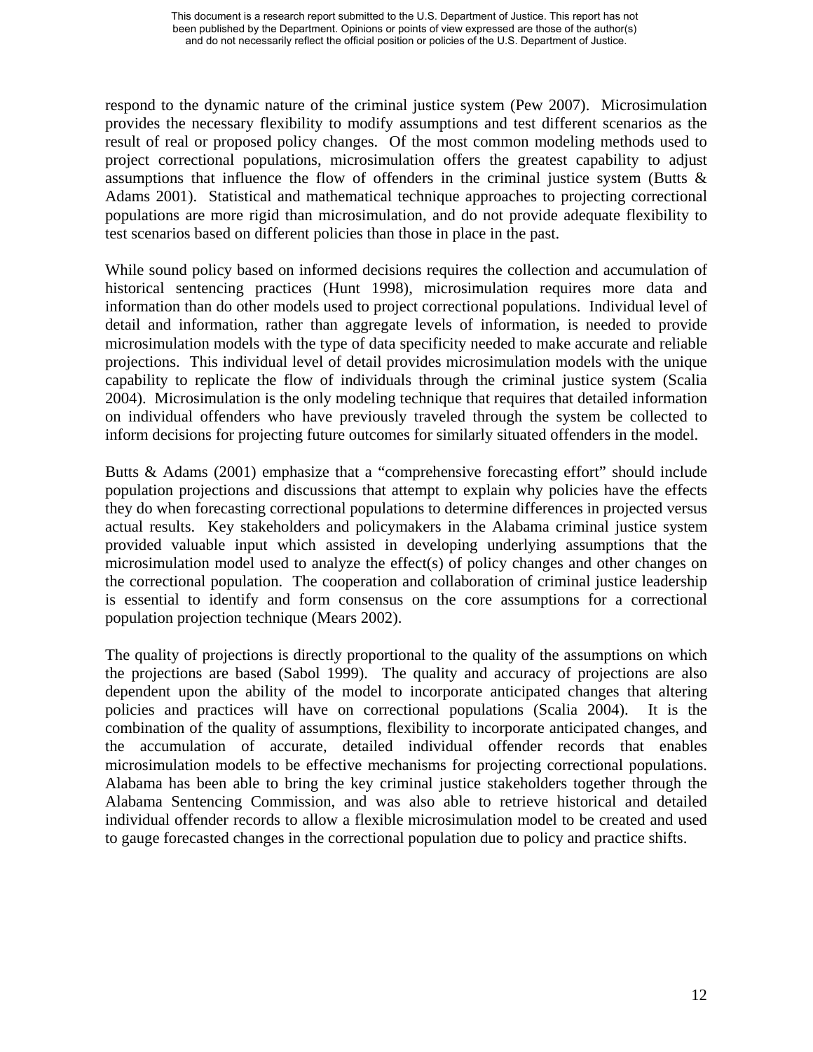respond to the dynamic nature of the criminal justice system (Pew 2007). Microsimulation provides the necessary flexibility to modify assumptions and test different scenarios as the result of real or proposed policy changes. Of the most common modeling methods used to project correctional populations, microsimulation offers the greatest capability to adjust assumptions that influence the flow of offenders in the criminal justice system (Butts & Adams 2001). Statistical and mathematical technique approaches to projecting correctional populations are more rigid than microsimulation, and do not provide adequate flexibility to test scenarios based on different policies than those in place in the past.

While sound policy based on informed decisions requires the collection and accumulation of historical sentencing practices (Hunt 1998), microsimulation requires more data and information than do other models used to project correctional populations. Individual level of detail and information, rather than aggregate levels of information, is needed to provide microsimulation models with the type of data specificity needed to make accurate and reliable projections. This individual level of detail provides microsimulation models with the unique capability to replicate the flow of individuals through the criminal justice system (Scalia 2004). Microsimulation is the only modeling technique that requires that detailed information on individual offenders who have previously traveled through the system be collected to inform decisions for projecting future outcomes for similarly situated offenders in the model.

Butts & Adams (2001) emphasize that a "comprehensive forecasting effort" should include population projections and discussions that attempt to explain why policies have the effects they do when forecasting correctional populations to determine differences in projected versus actual results. Key stakeholders and policymakers in the Alabama criminal justice system provided valuable input which assisted in developing underlying assumptions that the microsimulation model used to analyze the effect(s) of policy changes and other changes on the correctional population. The cooperation and collaboration of criminal justice leadership is essential to identify and form consensus on the core assumptions for a correctional population projection technique (Mears 2002).

The quality of projections is directly proportional to the quality of the assumptions on which the projections are based (Sabol 1999). The quality and accuracy of projections are also dependent upon the ability of the model to incorporate anticipated changes that altering policies and practices will have on correctional populations (Scalia 2004). It is the combination of the quality of assumptions, flexibility to incorporate anticipated changes, and the accumulation of accurate, detailed individual offender records that enables microsimulation models to be effective mechanisms for projecting correctional populations. Alabama has been able to bring the key criminal justice stakeholders together through the Alabama Sentencing Commission, and was also able to retrieve historical and detailed individual offender records to allow a flexible microsimulation model to be created and used to gauge forecasted changes in the correctional population due to policy and practice shifts.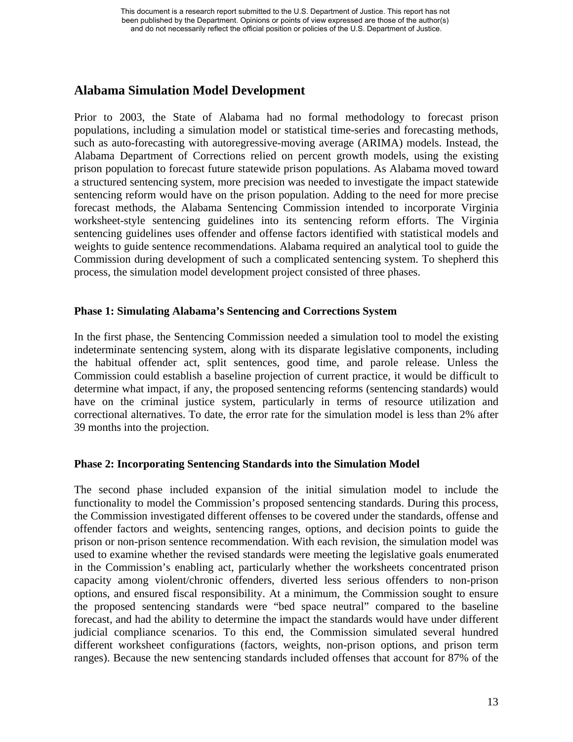## Alabama Simulation Model Development

Prior to 2003, the State of Alabama had no formal methodology to forecast prison populations, including a simulation model or statistical time-series and forecasting methods, such as auto-forecasting with autoregressive-moving average (ARIMA) models. Instead, the Alabama Department of Corrections relied on percent growth models, using the existing prison population to forecast future statewide prison populations. As Alabama moved toward a structured sentencing system, more precision was needed to investigate the impact statewide sentencing reform would have on the prison population. Adding to the need for more precise forecast methods, the Alabama Sentencing Commission intended to incorporate Virginia worksheet-style sentencing guidelines into its sentencing reform efforts. The Virginia sentencing guidelines uses offender and offense factors identified with statistical models and weights to guide sentence recommendations. Alabama required an analytical tool to guide the Commission during development of such a complicated sentencing system. To shepherd this process, the simulation model development project consisted of three phases.

### Phase 1: Simulating Alabama's Sentencing and Corrections System

In the first phase, the Sentencing Commission needed a simulation tool to model the existing indeterminate sentencing system, along with its disparate legislative components, including the habitual offender act, split sentences, good time, and parole release. Unless the Commission could establish a baseline projection of current practice, it would be difficult to determine what impact, if any, the proposed sentencing reforms (sentencing standards) would have on the criminal justice system, particularly in terms of resource utilization and correctional alternatives. To date, the error rate for the simulation model is less than 2% after 39 months into the projection.

### Phase 2: Incorporating Sentencing Standards into the Simulation Model

The second phase included expansion of the initial simulation model to include the functionality to model the Commission's proposed sentencing standards. During this process, the Commission investigated different offenses to be covered under the standards, offense and offender factors and weights, sentencing ranges, options, and decision points to guide the prison or non-prison sentence recommendation. With each revision, the simulation model was used to examine whether the revised standards were meeting the legislative goals enumerated in the Commission's enabling act, particularly whether the worksheets concentrated prison capacity among violent/chronic offenders, diverted less serious offenders to non-prison options, and ensured fiscal responsibility. At a minimum, the Commission sought to ensure the proposed sentencing standards were "bed space neutral" compared to the baseline forecast, and had the ability to determine the impact the standards would have under different judicial compliance scenarios. To this end, the Commission simulated several hundred different worksheet configurations (factors, weights, non-prison options, and prison term ranges). Because the new sentencing standards included offenses that account for 87% of the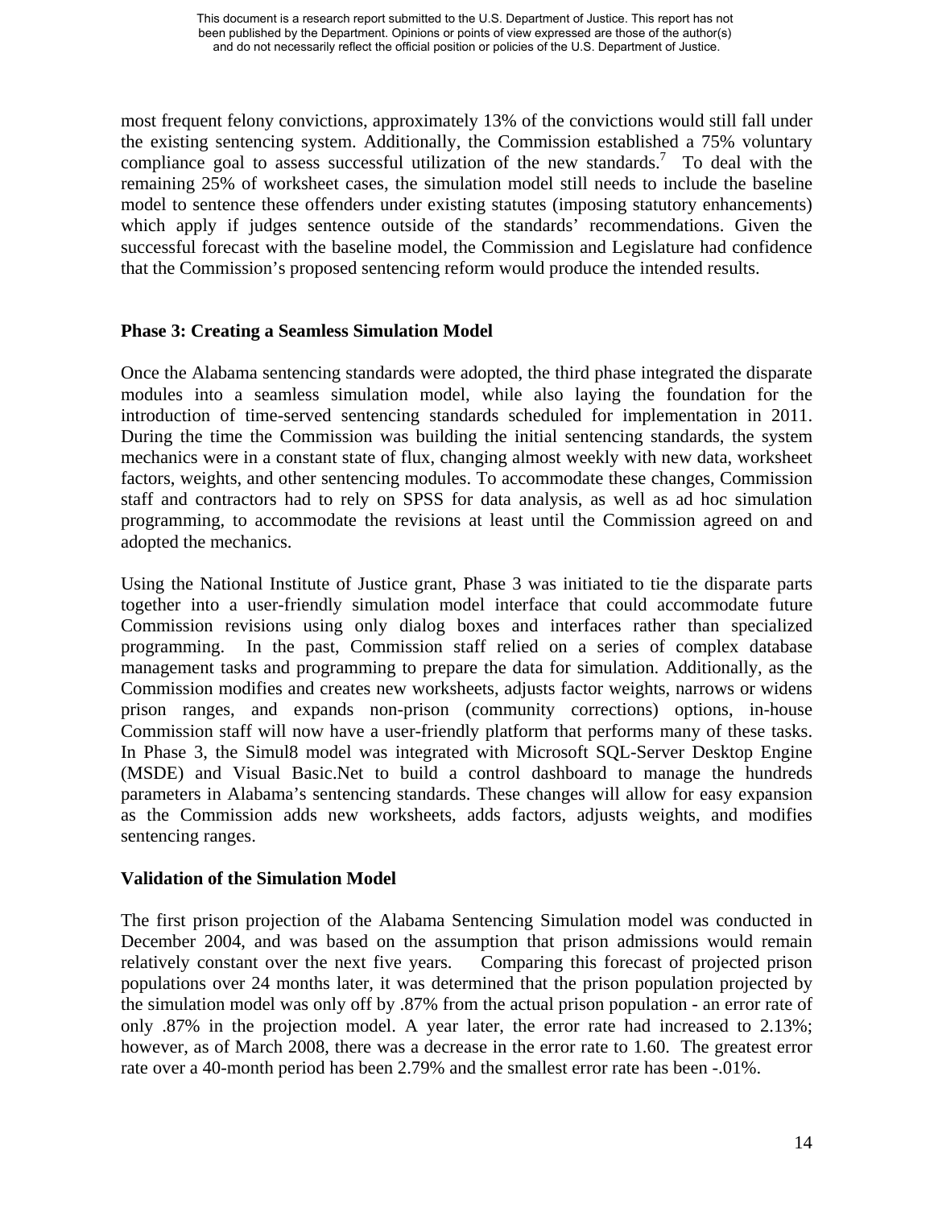most frequent felony convictions, approximately 13% of the convictions would still fall under the existing sentencing system. Additionally, the Commission established a 75% voluntary compliance goal to assess successful utilization of the new standards.[7] To deal with the remaining 25% of worksheet cases, the simulation model still needs to include the baseline model to sentence these offenders under existing statutes (imposing statutory enhancements) which apply if judges sentence outside of the standards' recommendations. Given the successful forecast with the baseline model, the Commission and Legislature had confidence that the Commission's proposed sentencing reform would produce the intended results.

**Phase 3: Creating a Seamless Simulation Model**

Once the Alabama sentencing standards were adopted, the third phase integrated the disparate modules into a seamless simulation model, while also laying the foundation for the introduction of time-served sentencing standards scheduled for implementation in 2011. During the time the Commission was building the initial sentencing standards, the system mechanics were in a constant state of flux, changing almost weekly with new data, worksheet factors, weights, and other sentencing modules. To accommodate these changes, Commission staff and contractors had to rely on SPSS for data analysis, as well as ad hoc simulation programming, to accommodate the revisions at least until the Commission agreed on and adopted the mechanics.

Using the National Institute of Justice grant, Phase 3 was initiated to tie the disparate parts together into a user-friendly simulation model interface that could accommodate future Commission revisions using only dialog boxes and interfaces rather than specialized programming. In the past, Commission staff relied on a series of complex database management tasks and programming to prepare the data for simulation. Additionally, as the Commission modifies and creates new worksheets, adjusts factor weights, narrows or widens prison ranges, and expands non-prison (community corrections) options, in-house Commission staff will now have a user-friendly platform that performs many of these tasks. In Phase 3, the Simul8 model was integrated with Microsoft SQL-Server Desktop Engine (MSDE) and Visual Basic.Net to build a control dashboard to manage the hundreds parameters in Alabama's sentencing standards. These changes will allow for easy expansion as the Commission adds new worksheets, adds factors, adjusts weights, and modifies sentencing ranges.

**Validation of the Simulation Model**

The first prison projection of the Alabama Sentencing Simulation model was conducted in December 2004, and was based on the assumption that prison admissions would remain relatively constant over the next five years. Comparing this forecast of projected prison populations over 24 months later, it was determined that the prison population projected by the simulation model was only off by .87% from the actual prison population - an error rate of only .87% in the projection model. A year later, the error rate had increased to 2.13%; however, as of March 2008, there was a decrease in the error rate to 1.60. The greatest error rate over a 40-month period has been 2.79% and the smallest error rate has been -.01%.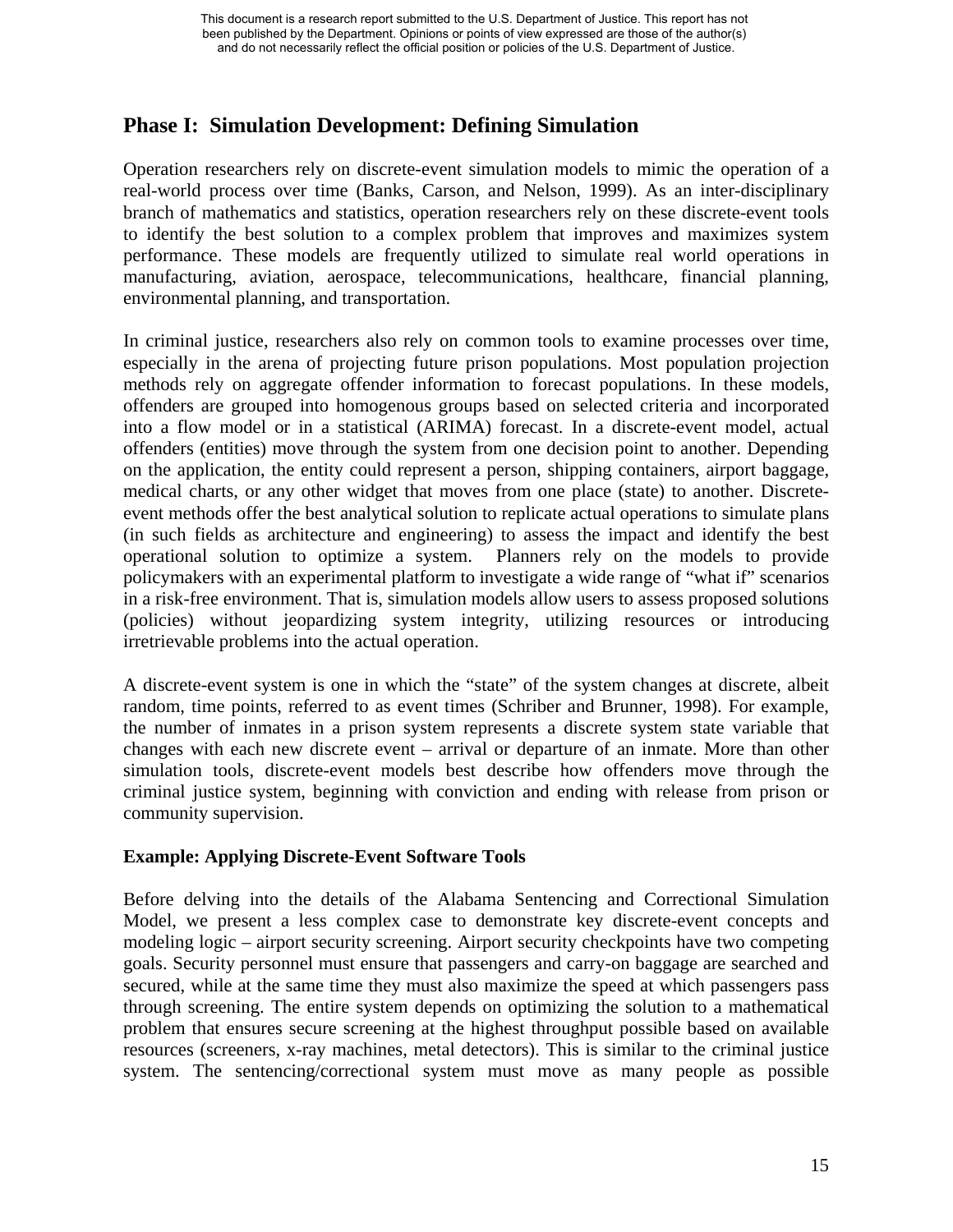## Phase I: Simulation Development: Defining Simulation

Operation researchers rely on discrete-event simulation models to mimic the operation of a real-world process over time (Banks, Carson, and Nelson, 1999). As an inter-disciplinary branch of mathematics and statistics, operation researchers rely on these discrete-event tools to identify the best solution to a complex problem that improves and maximizes system performance. These models are frequently utilized to simulate real world operations in manufacturing, aviation, aerospace, telecommunications, healthcare, financial planning, environmental planning, and transportation.

In criminal justice, researchers also rely on common tools to examine processes over time, especially in the arena of projecting future prison populations. Most population projection methods rely on aggregate offender information to forecast populations. In these models, offenders are grouped into homogenous groups based on selected criteria and incorporated into a flow model or in a statistical (ARIMA) forecast. In a discrete-event model, actual offenders (entities) move through the system from one decision point to another. Depending on the application, the entity could represent a person, shipping containers, airport baggage, medical charts, or any other widget that moves from one place (state) to another. Discrete-event methods offer the best analytical solution to replicate actual operations to simulate plans (in such fields as architecture and engineering) to assess the impact and identify the best operational solution to optimize a system. Planners rely on the models to provide policymakers with an experimental platform to investigate a wide range of "what if" scenarios in a risk-free environment. That is, simulation models allow users to assess proposed solutions (policies) without jeopardizing system integrity, utilizing resources or introducing irretrievable problems into the actual operation.

A discrete-event system is one in which the "state" of the system changes at discrete, albeit random, time points, referred to as event times (Schriber and Brunner, 1998). For example, the number of inmates in a prison system represents a discrete system state variable that changes with each new discrete event – arrival or departure of an inmate. More than other simulation tools, discrete-event models best describe how offenders move through the criminal justice system, beginning with conviction and ending with release from prison or community supervision.

### Example: Applying Discrete-Event Software Tools

Before delving into the details of the Alabama Sentencing and Correctional Simulation Model, we present a less complex case to demonstrate key discrete-event concepts and modeling logic – airport security screening. Airport security checkpoints have two competing goals. Security personnel must ensure that passengers and carry-on baggage are searched and secured, while at the same time they must also maximize the speed at which passengers pass through screening. The entire system depends on optimizing the solution to a mathematical problem that ensures secure screening at the highest throughput possible based on available resources (screeners, x-ray machines, metal detectors). This is similar to the criminal justice system. The sentencing/correctional system must move as many people as possible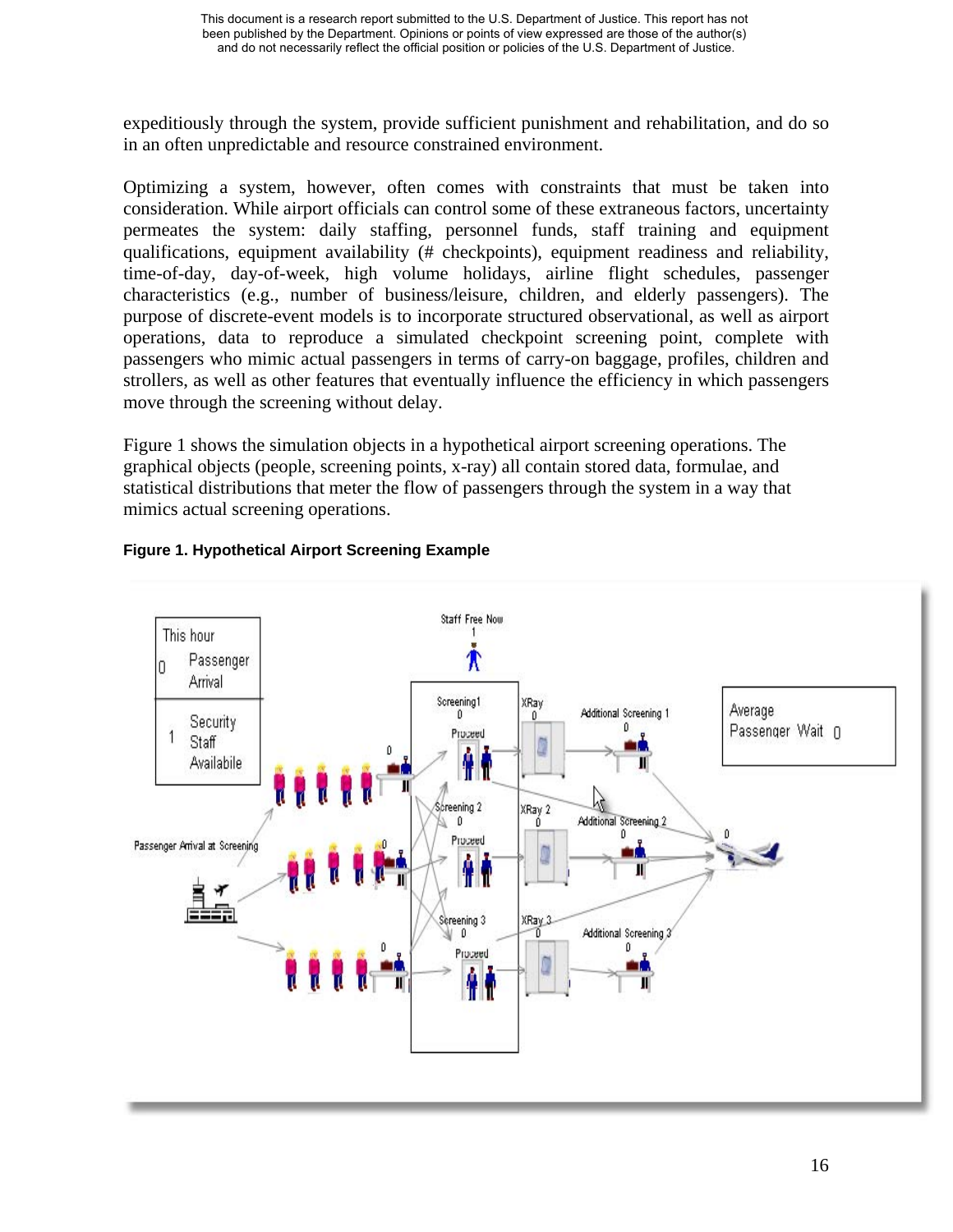expeditiously through the system, provide sufficient punishment and rehabilitation, and do so in an often unpredictable and resource constrained environment.

Optimizing a system, however, often comes with constraints that must be taken into consideration. While airport officials can control some of these extraneous factors, uncertainty permeates the system: daily staffing, personnel funds, staff training and equipment qualifications, equipment availability (# checkpoints), equipment readiness and reliability, time-of-day, day-of-week, high volume holidays, airline flight schedules, passenger characteristics (e.g., number of business/leisure, children, and elderly passengers). The purpose of discrete-event models is to incorporate structured observational, as well as airport operations, data to reproduce a simulated checkpoint screening point, complete with passengers who mimic actual passengers in terms of carry-on baggage, profiles, children and strollers, as well as other features that eventually influence the efficiency in which passengers move through the screening without delay.

Figure 1 shows the simulation objects in a hypothetical airport screening operations. The graphical objects (people, screening points, x-ray) all contain stored data, formulae, and statistical distributions that meter the flow of passengers through the system in a way that mimics actual screening operations.

**Figure 1. Hypothetical Airport Screening Example**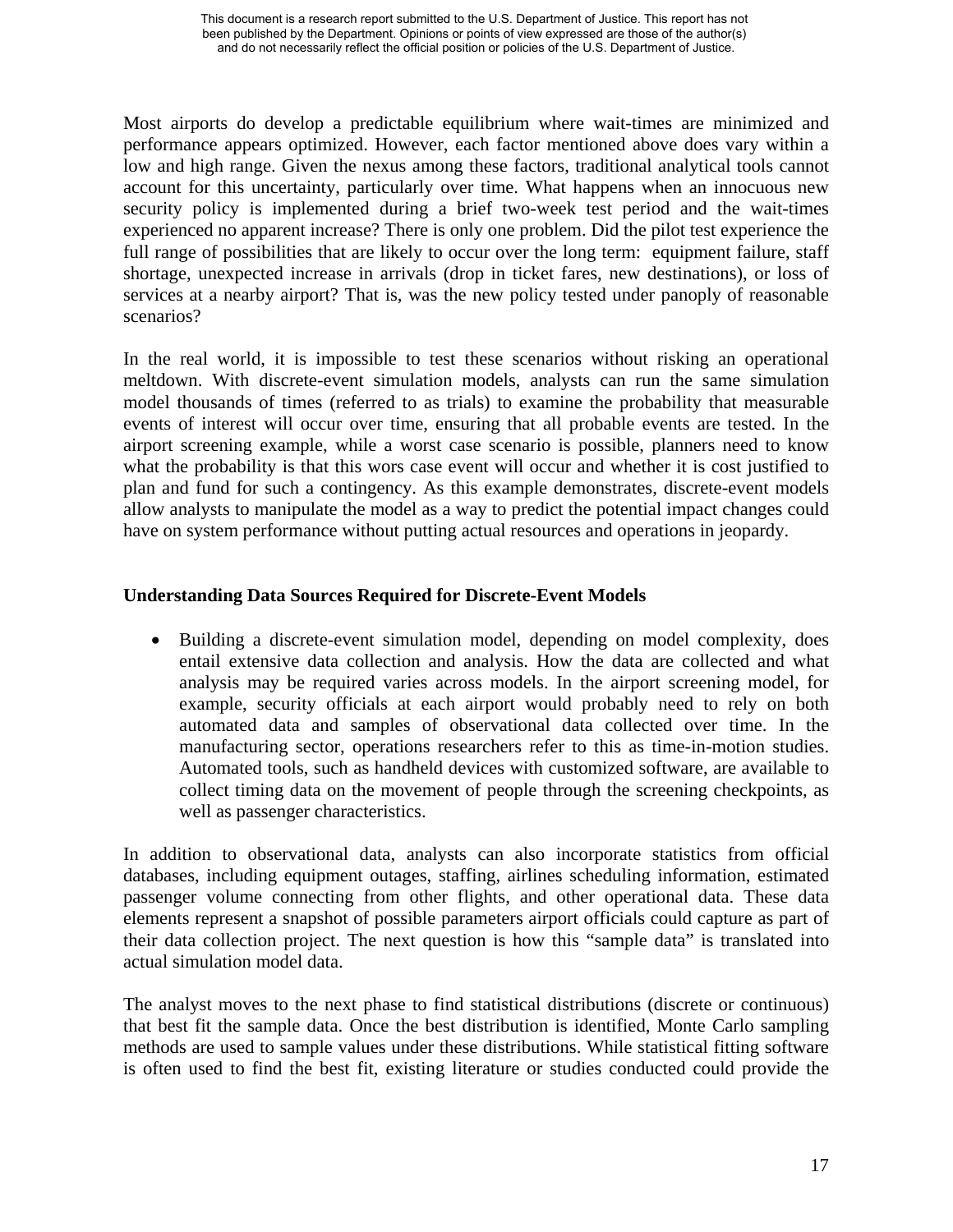Most airports do develop a predictable equilibrium where wait-times are minimized and performance appears optimized. However, each factor mentioned above does vary within a low and high range. Given the nexus among these factors, traditional analytical tools cannot account for this uncertainty, particularly over time. What happens when an innocuous new security policy is implemented during a brief two-week test period and the wait-times experienced no apparent increase? There is only one problem. Did the pilot test experience the full range of possibilities that are likely to occur over the long term: equipment failure, staff shortage, unexpected increase in arrivals (drop in ticket fares, new destinations), or loss of services at a nearby airport? That is, was the new policy tested under panoply of reasonable scenarios?

In the real world, it is impossible to test these scenarios without risking an operational meltdown. With discrete-event simulation models, analysts can run the same simulation model thousands of times (referred to as trials) to examine the probability that measurable events of interest will occur over time, ensuring that all probable events are tested. In the airport screening example, while a worst case scenario is possible, planners need to know what the probability is that this wors case event will occur and whether it is cost justified to plan and fund for such a contingency. As this example demonstrates, discrete-event models allow analysts to manipulate the model as a way to predict the potential impact changes could have on system performance without putting actual resources and operations in jeopardy.

### Understanding Data Sources Required for Discrete-Event Models

- Building a discrete-event simulation model, depending on model complexity, does entail extensive data collection and analysis. How the data are collected and what analysis may be required varies across models. In the airport screening model, for example, security officials at each airport would probably need to rely on both automated data and samples of observational data collected over time. In the manufacturing sector, operations researchers refer to this as time-in-motion studies. Automated tools, such as handheld devices with customized software, are available to collect timing data on the movement of people through the screening checkpoints, as well as passenger characteristics.

In addition to observational data, analysts can also incorporate statistics from official databases, including equipment outages, staffing, airlines scheduling information, estimated passenger volume connecting from other flights, and other operational data. These data elements represent a snapshot of possible parameters airport officials could capture as part of their data collection project. The next question is how this "sample data" is translated into actual simulation model data.

The analyst moves to the next phase to find statistical distributions (discrete or continuous) that best fit the sample data. Once the best distribution is identified, Monte Carlo sampling methods are used to sample values under these distributions. While statistical fitting software is often used to find the best fit, existing literature or studies conducted could provide the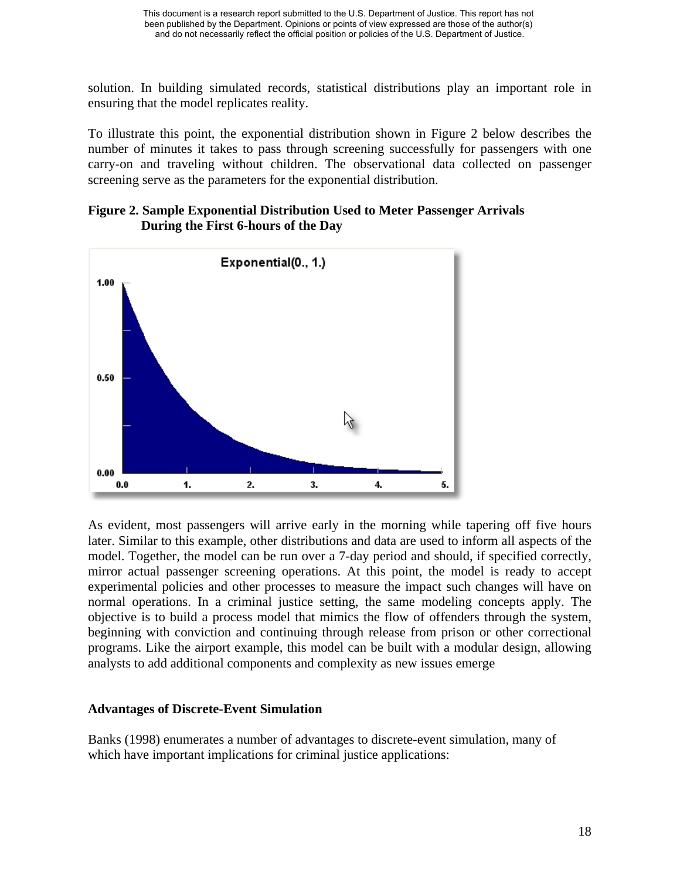solution. In building simulated records, statistical distributions play an important role in ensuring that the model replicates reality.

To illustrate this point, the exponential distribution shown in Figure 2 below describes the number of minutes it takes to pass through screening successfully for passengers with one carry-on and traveling without children. The observational data collected on passenger screening serve as the parameters for the exponential distribution.

**Figure 2. Sample Exponential Distribution Used to Meter Passenger Arrivals During the First 6-hours of the Day**

As evident, most passengers will arrive early in the morning while tapering off five hours later. Similar to this example, other distributions and data are used to inform all aspects of the model. Together, the model can be run over a 7-day period and should, if specified correctly, mirror actual passenger screening operations. At this point, the model is ready to accept experimental policies and other processes to measure the impact such changes will have on normal operations. In a criminal justice setting, the same modeling concepts apply. The objective is to build a process model that mimics the flow of offenders through the system, beginning with conviction and continuing through release from prison or other correctional programs. Like the airport example, this model can be built with a modular design, allowing analysts to add additional components and complexity as new issues emerge

### Advantages of Discrete-Event Simulation

Banks (1998) enumerates a number of advantages to discrete-event simulation, many of which have important implications for criminal justice applications: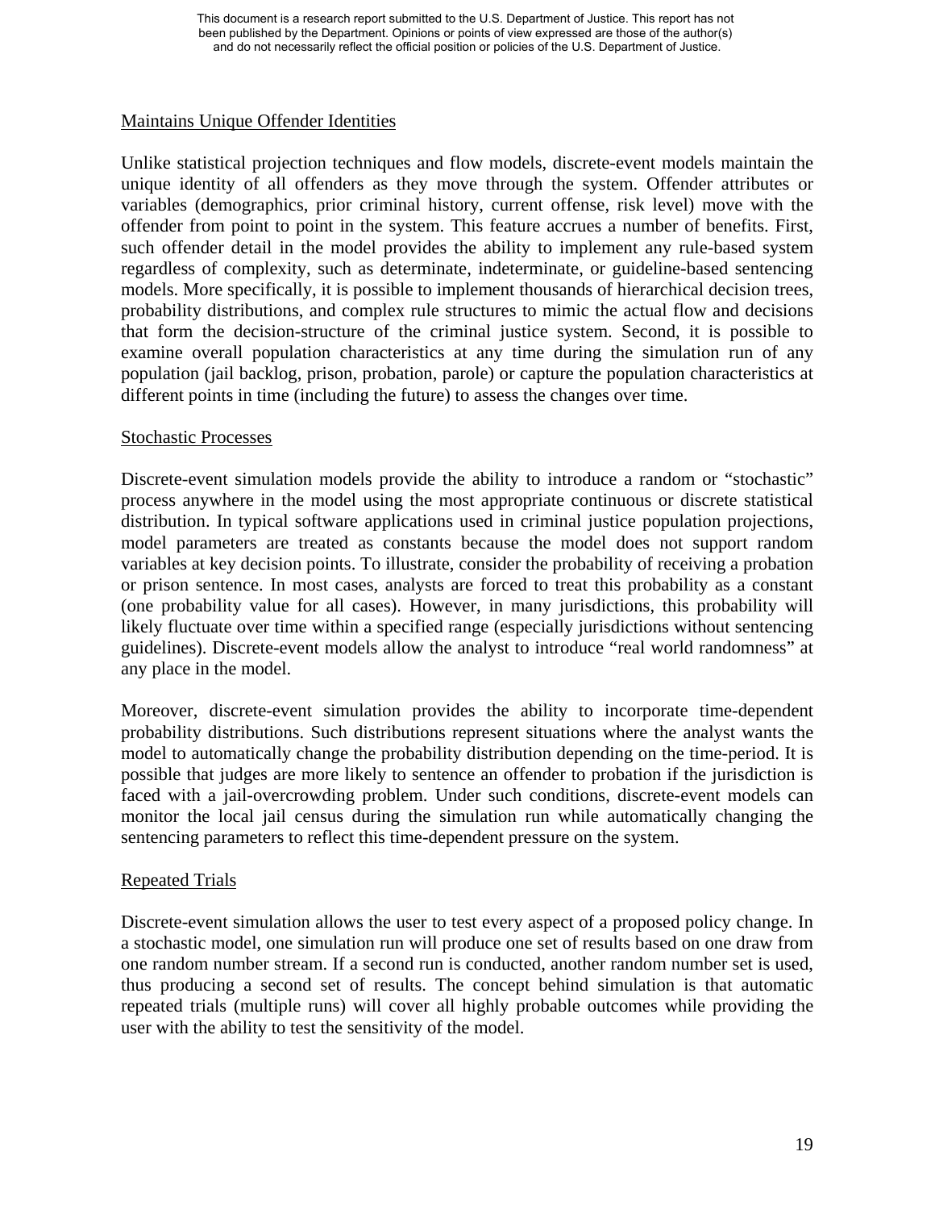Maintains Unique Offender Identities

Unlike statistical projection techniques and flow models, discrete-event models maintain the unique identity of all offenders as they move through the system. Offender attributes or variables (demographics, prior criminal history, current offense, risk level) move with the offender from point to point in the system. This feature accrues a number of benefits. First, such offender detail in the model provides the ability to implement any rule-based system regardless of complexity, such as determinate, indeterminate, or guideline-based sentencing models. More specifically, it is possible to implement thousands of hierarchical decision trees, probability distributions, and complex rule structures to mimic the actual flow and decisions that form the decision-structure of the criminal justice system. Second, it is possible to examine overall population characteristics at any time during the simulation run of any population (jail backlog, prison, probation, parole) or capture the population characteristics at different points in time (including the future) to assess the changes over time.

Stochastic Processes

Discrete-event simulation models provide the ability to introduce a random or "stochastic" process anywhere in the model using the most appropriate continuous or discrete statistical distribution. In typical software applications used in criminal justice population projections, model parameters are treated as constants because the model does not support random variables at key decision points. To illustrate, consider the probability of receiving a probation or prison sentence. In most cases, analysts are forced to treat this probability as a constant (one probability value for all cases). However, in many jurisdictions, this probability will likely fluctuate over time within a specified range (especially jurisdictions without sentencing guidelines). Discrete-event models allow the analyst to introduce "real world randomness" at any place in the model.

Moreover, discrete-event simulation provides the ability to incorporate time-dependent probability distributions. Such distributions represent situations where the analyst wants the model to automatically change the probability distribution depending on the time-period. It is possible that judges are more likely to sentence an offender to probation if the jurisdiction is faced with a jail-overcrowding problem. Under such conditions, discrete-event models can monitor the local jail census during the simulation run while automatically changing the sentencing parameters to reflect this time-dependent pressure on the system.

Repeated Trials

Discrete-event simulation allows the user to test every aspect of a proposed policy change. In a stochastic model, one simulation run will produce one set of results based on one draw from one random number stream. If a second run is conducted, another random number set is used, thus producing a second set of results. The concept behind simulation is that automatic repeated trials (multiple runs) will cover all highly probable outcomes while providing the user with the ability to test the sensitivity of the model.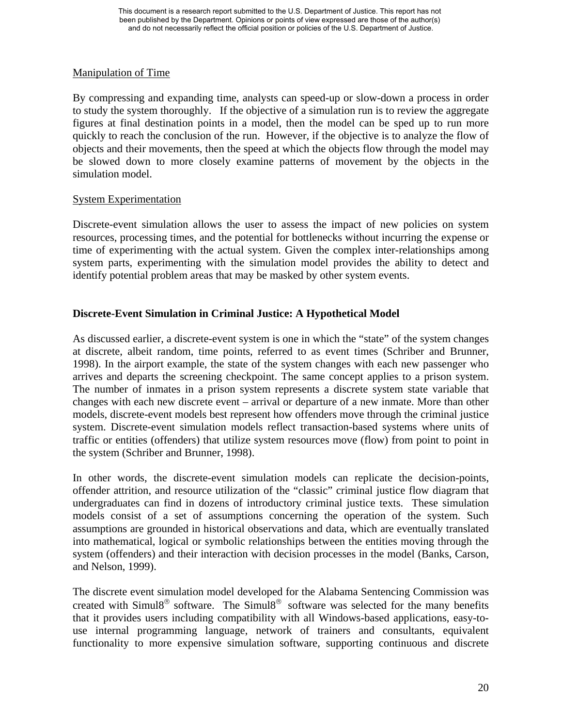Manipulation of Time

By compressing and expanding time, analysts can speed-up or slow-down a process in order to study the system thoroughly. If the objective of a simulation run is to review the aggregate figures at final destination points in a model, then the model can be sped up to run more quickly to reach the conclusion of the run. However, if the objective is to analyze the flow of objects and their movements, then the speed at which the objects flow through the model may be slowed down to more closely examine patterns of movement by the objects in the simulation model.

System Experimentation

Discrete-event simulation allows the user to assess the impact of new policies on system resources, processing times, and the potential for bottlenecks without incurring the expense or time of experimenting with the actual system. Given the complex inter-relationships among system parts, experimenting with the simulation model provides the ability to detect and identify potential problem areas that may be masked by other system events.

**Discrete-Event Simulation in Criminal Justice: A Hypothetical Model**

As discussed earlier, a discrete-event system is one in which the "state" of the system changes at discrete, albeit random, time points, referred to as event times (Schriber and Brunner, 1998). In the airport example, the state of the system changes with each new passenger who arrives and departs the screening checkpoint. The same concept applies to a prison system. The number of inmates in a prison system represents a discrete system state variable that changes with each new discrete event – arrival or departure of a new inmate. More than other models, discrete-event models best represent how offenders move through the criminal justice system. Discrete-event simulation models reflect transaction-based systems where units of traffic or entities (offenders) that utilize system resources move (flow) from point to point in the system (Schriber and Brunner, 1998).

In other words, the discrete-event simulation models can replicate the decision-points, offender attrition, and resource utilization of the "classic" criminal justice flow diagram that undergraduates can find in dozens of introductory criminal justice texts. These simulation models consist of a set of assumptions concerning the operation of the system. Such assumptions are grounded in historical observations and data, which are eventually translated into mathematical, logical or symbolic relationships between the entities moving through the system (offenders) and their interaction with decision processes in the model (Banks, Carson, and Nelson, 1999).

The discrete event simulation model developed for the Alabama Sentencing Commission was created with Simul8® software. The Simul8® software was selected for the many benefits that it provides users including compatibility with all Windows-based applications, easy-to-use internal programming language, network of trainers and consultants, equivalent functionality to more expensive simulation software, supporting continuous and discrete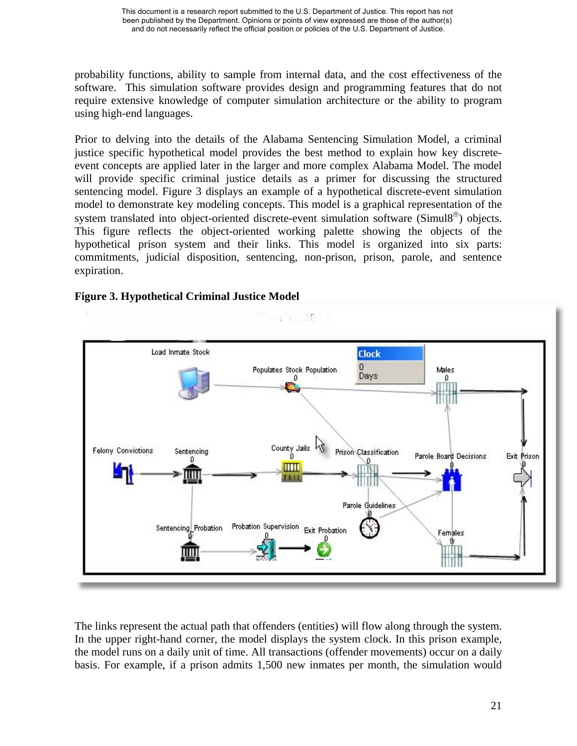probability functions, ability to sample from internal data, and the cost effectiveness of the software. This simulation software provides design and programming features that do not require extensive knowledge of computer simulation architecture or the ability to program using high-end languages.

Prior to delving into the details of the Alabama Sentencing Simulation Model, a criminal justice specific hypothetical model provides the best method to explain how key discrete-event concepts are applied later in the larger and more complex Alabama Model. The model will provide specific criminal justice details as a primer for discussing the structured sentencing model. Figure 3 displays an example of a hypothetical discrete-event simulation model to demonstrate key modeling concepts. This model is a graphical representation of the system translated into object-oriented discrete-event simulation software (Simul8®) objects. This figure reflects the object-oriented working palette showing the objects of the hypothetical prison system and their links. This model is organized into six parts: commitments, judicial disposition, sentencing, non-prison, prison, parole, and sentence expiration.

**Figure 3. Hypothetical Criminal Justice Model**

The links represent the actual path that offenders (entities) will flow along through the system. In the upper right-hand corner, the model displays the system clock. In this prison example, the model runs on a daily unit of time. All transactions (offender movements) occur on a daily basis. For example, if a prison admits 1,500 new inmates per month, the simulation would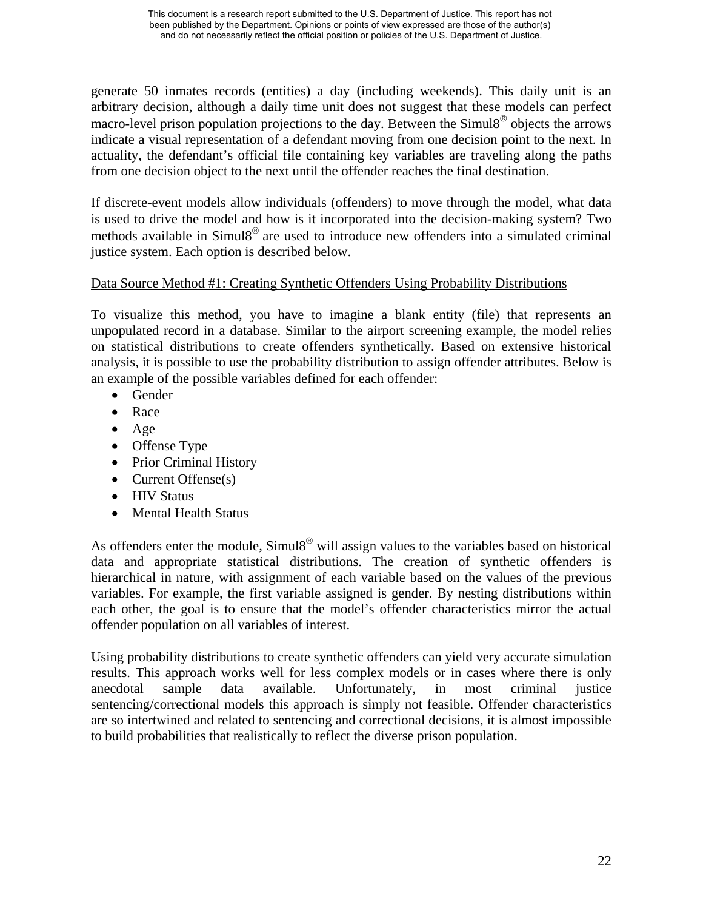generate 50 inmates records (entities) a day (including weekends). This daily unit is an arbitrary decision, although a daily time unit does not suggest that these models can perfect macro-level prison population projections to the day. Between the Simul8® objects the arrows indicate a visual representation of a defendant moving from one decision point to the next. In actuality, the defendant's official file containing key variables are traveling along the paths from one decision object to the next until the offender reaches the final destination.

If discrete-event models allow individuals (offenders) to move through the model, what data is used to drive the model and how is it incorporated into the decision-making system? Two methods available in Simul8® are used to introduce new offenders into a simulated criminal justice system. Each option is described below.

<u>Data Source Method #1: Creating Synthetic Offenders Using Probability Distributions</u>

To visualize this method, you have to imagine a blank entity (file) that represents an unpopulated record in a database. Similar to the airport screening example, the model relies on statistical distributions to create offenders synthetically. Based on extensive historical analysis, it is possible to use the probability distribution to assign offender attributes. Below is an example of the possible variables defined for each offender:

- Gender
- Race
- Age
- Offense Type
- Prior Criminal History
- Current Offense(s)
- HIV Status
- Mental Health Status

As offenders enter the module, Simul8® will assign values to the variables based on historical data and appropriate statistical distributions. The creation of synthetic offenders is hierarchical in nature, with assignment of each variable based on the values of the previous variables. For example, the first variable assigned is gender. By nesting distributions within each other, the goal is to ensure that the model's offender characteristics mirror the actual offender population on all variables of interest.

Using probability distributions to create synthetic offenders can yield very accurate simulation results. This approach works well for less complex models or in cases where there is only anecdotal sample data available. Unfortunately, in most criminal justice sentencing/correctional models this approach is simply not feasible. Offender characteristics are so intertwined and related to sentencing and correctional decisions, it is almost impossible to build probabilities that realistically to reflect the diverse prison population.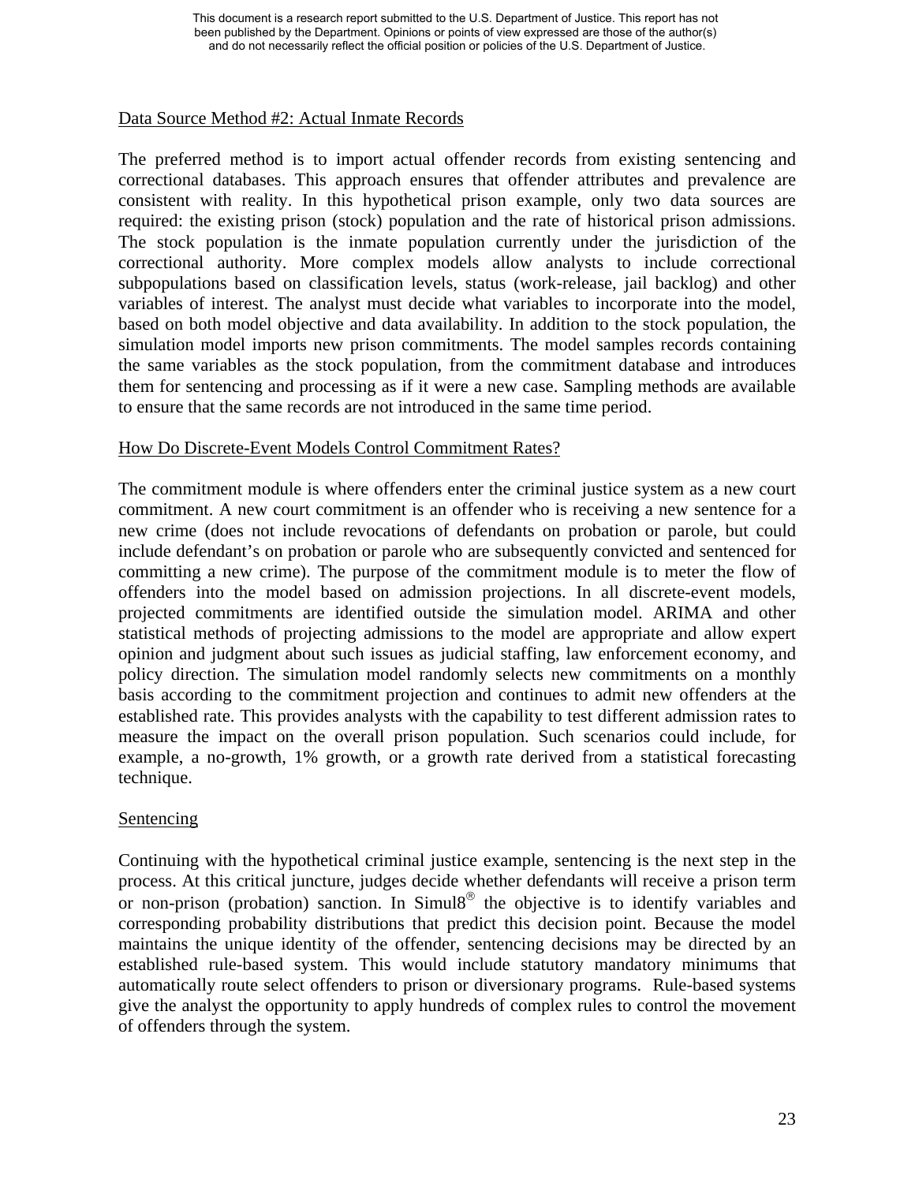Data Source Method #2: Actual Inmate Records

The preferred method is to import actual offender records from existing sentencing and correctional databases. This approach ensures that offender attributes and prevalence are consistent with reality. In this hypothetical prison example, only two data sources are required: the existing prison (stock) population and the rate of historical prison admissions. The stock population is the inmate population currently under the jurisdiction of the correctional authority. More complex models allow analysts to include correctional subpopulations based on classification levels, status (work-release, jail backlog) and other variables of interest. The analyst must decide what variables to incorporate into the model, based on both model objective and data availability. In addition to the stock population, the simulation model imports new prison commitments. The model samples records containing the same variables as the stock population, from the commitment database and introduces them for sentencing and processing as if it were a new case. Sampling methods are available to ensure that the same records are not introduced in the same time period.

How Do Discrete-Event Models Control Commitment Rates?

The commitment module is where offenders enter the criminal justice system as a new court commitment. A new court commitment is an offender who is receiving a new sentence for a new crime (does not include revocations of defendants on probation or parole, but could include defendant's on probation or parole who are subsequently convicted and sentenced for committing a new crime). The purpose of the commitment module is to meter the flow of offenders into the model based on admission projections. In all discrete-event models, projected commitments are identified outside the simulation model. ARIMA and other statistical methods of projecting admissions to the model are appropriate and allow expert opinion and judgment about such issues as judicial staffing, law enforcement economy, and policy direction. The simulation model randomly selects new commitments on a monthly basis according to the commitment projection and continues to admit new offenders at the established rate. This provides analysts with the capability to test different admission rates to measure the impact on the overall prison population. Such scenarios could include, for example, a no-growth, 1% growth, or a growth rate derived from a statistical forecasting technique.

Sentencing

Continuing with the hypothetical criminal justice example, sentencing is the next step in the process. At this critical juncture, judges decide whether defendants will receive a prison term or non-prison (probation) sanction. In Simul8® the objective is to identify variables and corresponding probability distributions that predict this decision point. Because the model maintains the unique identity of the offender, sentencing decisions may be directed by an established rule-based system. This would include statutory mandatory minimums that automatically route select offenders to prison or diversionary programs. Rule-based systems give the analyst the opportunity to apply hundreds of complex rules to control the movement of offenders through the system.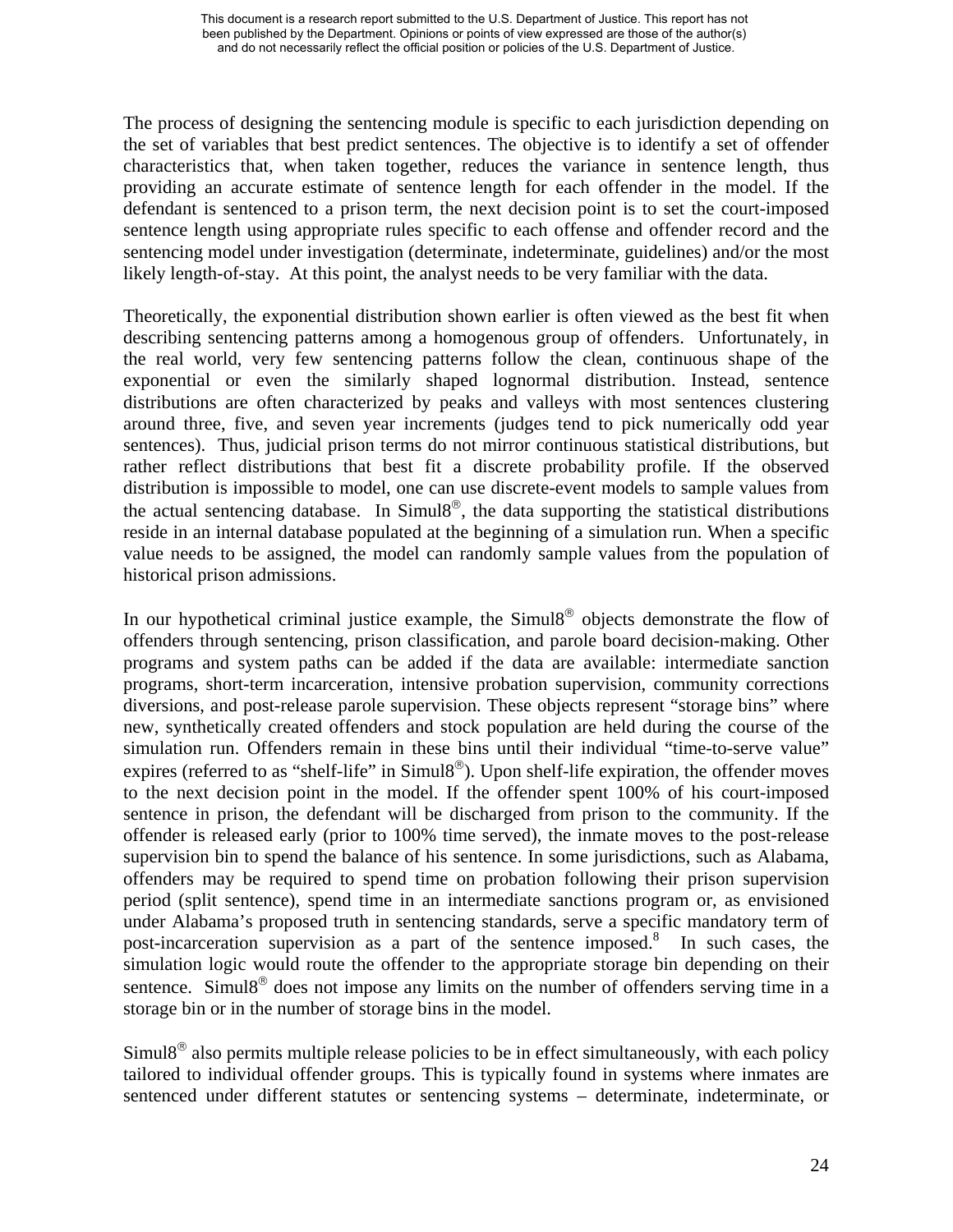The process of designing the sentencing module is specific to each jurisdiction depending on the set of variables that best predict sentences. The objective is to identify a set of offender characteristics that, when taken together, reduces the variance in sentence length, thus providing an accurate estimate of sentence length for each offender in the model. If the defendant is sentenced to a prison term, the next decision point is to set the court-imposed sentence length using appropriate rules specific to each offense and offender record and the sentencing model under investigation (determinate, indeterminate, guidelines) and/or the most likely length-of-stay. At this point, the analyst needs to be very familiar with the data.

Theoretically, the exponential distribution shown earlier is often viewed as the best fit when describing sentencing patterns among a homogenous group of offenders. Unfortunately, in the real world, very few sentencing patterns follow the clean, continuous shape of the exponential or even the similarly shaped lognormal distribution. Instead, sentence distributions are often characterized by peaks and valleys with most sentences clustering around three, five, and seven year increments (judges tend to pick numerically odd year sentences). Thus, judicial prison terms do not mirror continuous statistical distributions, but rather reflect distributions that best fit a discrete probability profile. If the observed distribution is impossible to model, one can use discrete-event models to sample values from the actual sentencing database. In Simul8®, the data supporting the statistical distributions reside in an internal database populated at the beginning of a simulation run. When a specific value needs to be assigned, the model can randomly sample values from the population of historical prison admissions.

In our hypothetical criminal justice example, the Simul8® objects demonstrate the flow of offenders through sentencing, prison classification, and parole board decision-making. Other programs and system paths can be added if the data are available: intermediate sanction programs, short-term incarceration, intensive probation supervision, community corrections diversions, and post-release parole supervision. These objects represent "storage bins" where new, synthetically created offenders and stock population are held during the course of the simulation run. Offenders remain in these bins until their individual "time-to-serve value" expires (referred to as "shelf-life" in Simul8®). Upon shelf-life expiration, the offender moves to the next decision point in the model. If the offender spent 100% of his court-imposed sentence in prison, the defendant will be discharged from prison to the community. If the offender is released early (prior to 100% time served), the inmate moves to the post-release supervision bin to spend the balance of his sentence. In some jurisdictions, such as Alabama, offenders may be required to spend time on probation following their prison supervision period (split sentence), spend time in an intermediate sanctions program or, as envisioned under Alabama's proposed truth in sentencing standards, serve a specific mandatory term of post-incarceration supervision as a part of the sentence imposed.[8] In such cases, the simulation logic would route the offender to the appropriate storage bin depending on their sentence. Simul8® does not impose any limits on the number of offenders serving time in a storage bin or in the number of storage bins in the model.

Simul8® also permits multiple release policies to be in effect simultaneously, with each policy tailored to individual offender groups. This is typically found in systems where inmates are sentenced under different statutes or sentencing systems – determinate, indeterminate, or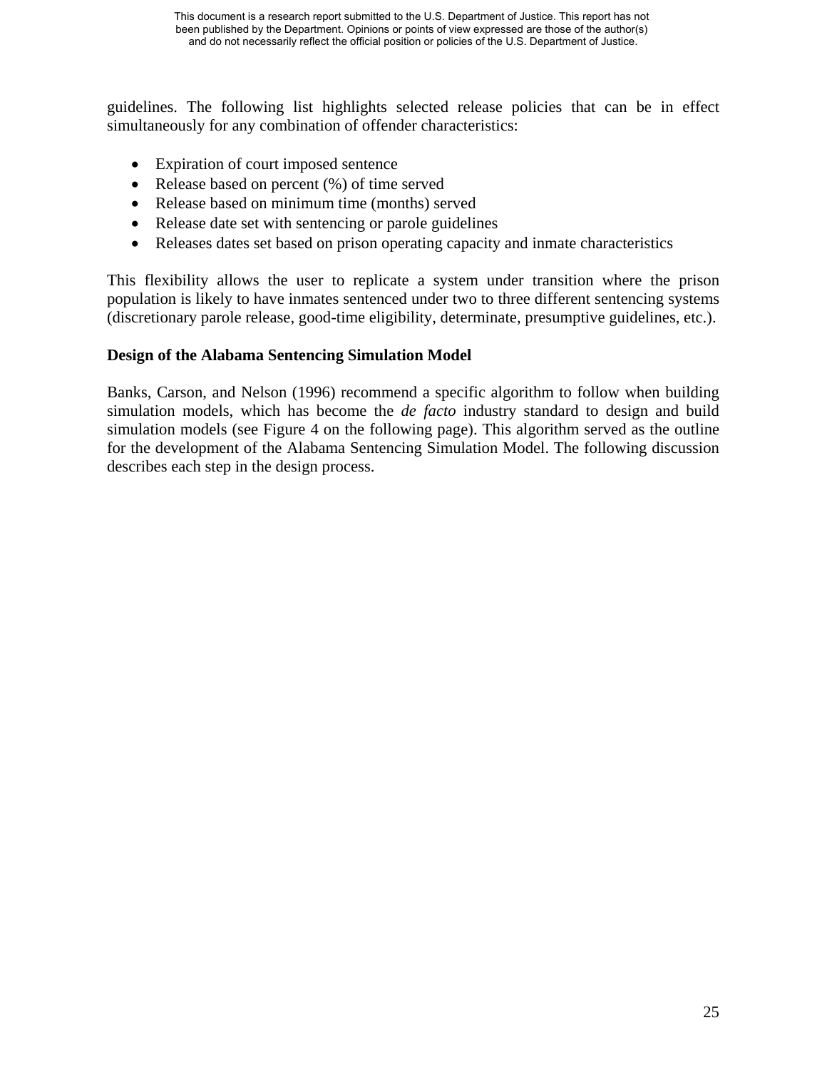guidelines. The following list highlights selected release policies that can be in effect simultaneously for any combination of offender characteristics:

- Expiration of court imposed sentence
- Release based on percent (%) of time served
- Release based on minimum time (months) served
- Release date set with sentencing or parole guidelines
- Releases dates set based on prison operating capacity and inmate characteristics

This flexibility allows the user to replicate a system under transition where the prison population is likely to have inmates sentenced under two to three different sentencing systems (discretionary parole release, good-time eligibility, determinate, presumptive guidelines, etc.).

**Design of the Alabama Sentencing Simulation Model**

Banks, Carson, and Nelson (1996) recommend a specific algorithm to follow when building simulation models, which has become the *de facto* industry standard to design and build simulation models (see Figure 4 on the following page). This algorithm served as the outline for the development of the Alabama Sentencing Simulation Model. The following discussion describes each step in the design process.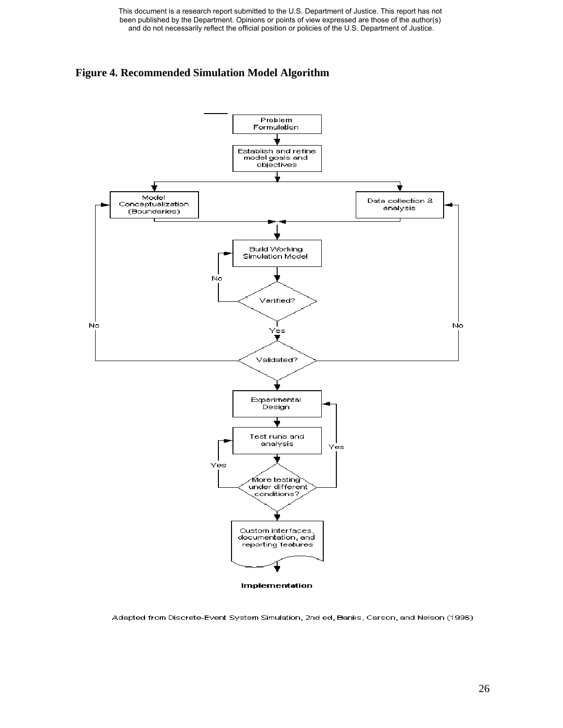**Figure 4. Recommended Simulation Model Algorithm**

Problem Formulation

Establish and refine model goals and objectives

Model Conceptualization (Boundaries)

Data collection & analysis

Build Working Simulation Model

Verified?

No

Yes

No

No

Validated?

Experimental Design

Test runs and analysis

Yes

Yes

More testing under different conditions?

Custom interfaces, documentation, and reporting features

**Implementation**

Adapted from Discrete-Event System Simulation, 2nd ed, Banks, Carson, and Nelson (1996)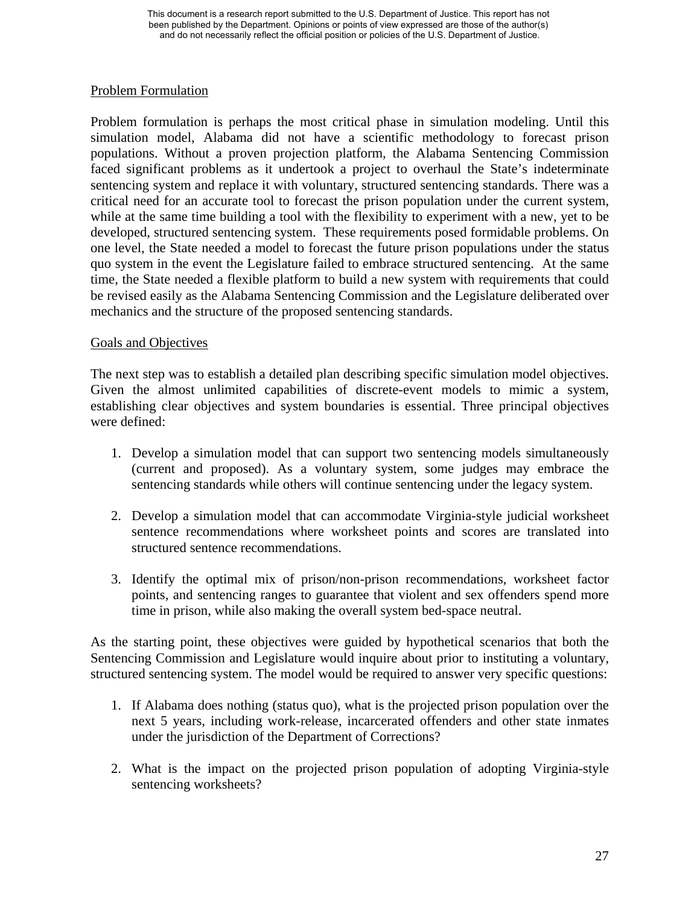Problem Formulation

Problem formulation is perhaps the most critical phase in simulation modeling. Until this simulation model, Alabama did not have a scientific methodology to forecast prison populations. Without a proven projection platform, the Alabama Sentencing Commission faced significant problems as it undertook a project to overhaul the State's indeterminate sentencing system and replace it with voluntary, structured sentencing standards. There was a critical need for an accurate tool to forecast the prison population under the current system, while at the same time building a tool with the flexibility to experiment with a new, yet to be developed, structured sentencing system. These requirements posed formidable problems. On one level, the State needed a model to forecast the future prison populations under the status quo system in the event the Legislature failed to embrace structured sentencing. At the same time, the State needed a flexible platform to build a new system with requirements that could be revised easily as the Alabama Sentencing Commission and the Legislature deliberated over mechanics and the structure of the proposed sentencing standards.

Goals and Objectives

The next step was to establish a detailed plan describing specific simulation model objectives. Given the almost unlimited capabilities of discrete-event models to mimic a system, establishing clear objectives and system boundaries is essential. Three principal objectives were defined:

1. Develop a simulation model that can support two sentencing models simultaneously (current and proposed). As a voluntary system, some judges may embrace the sentencing standards while others will continue sentencing under the legacy system.

2. Develop a simulation model that can accommodate Virginia-style judicial worksheet sentence recommendations where worksheet points and scores are translated into structured sentence recommendations.

3. Identify the optimal mix of prison/non-prison recommendations, worksheet factor points, and sentencing ranges to guarantee that violent and sex offenders spend more time in prison, while also making the overall system bed-space neutral.

As the starting point, these objectives were guided by hypothetical scenarios that both the Sentencing Commission and Legislature would inquire about prior to instituting a voluntary, structured sentencing system. The model would be required to answer very specific questions:

1. If Alabama does nothing (status quo), what is the projected prison population over the next 5 years, including work-release, incarcerated offenders and other state inmates under the jurisdiction of the Department of Corrections?

2. What is the impact on the projected prison population of adopting Virginia-style sentencing worksheets?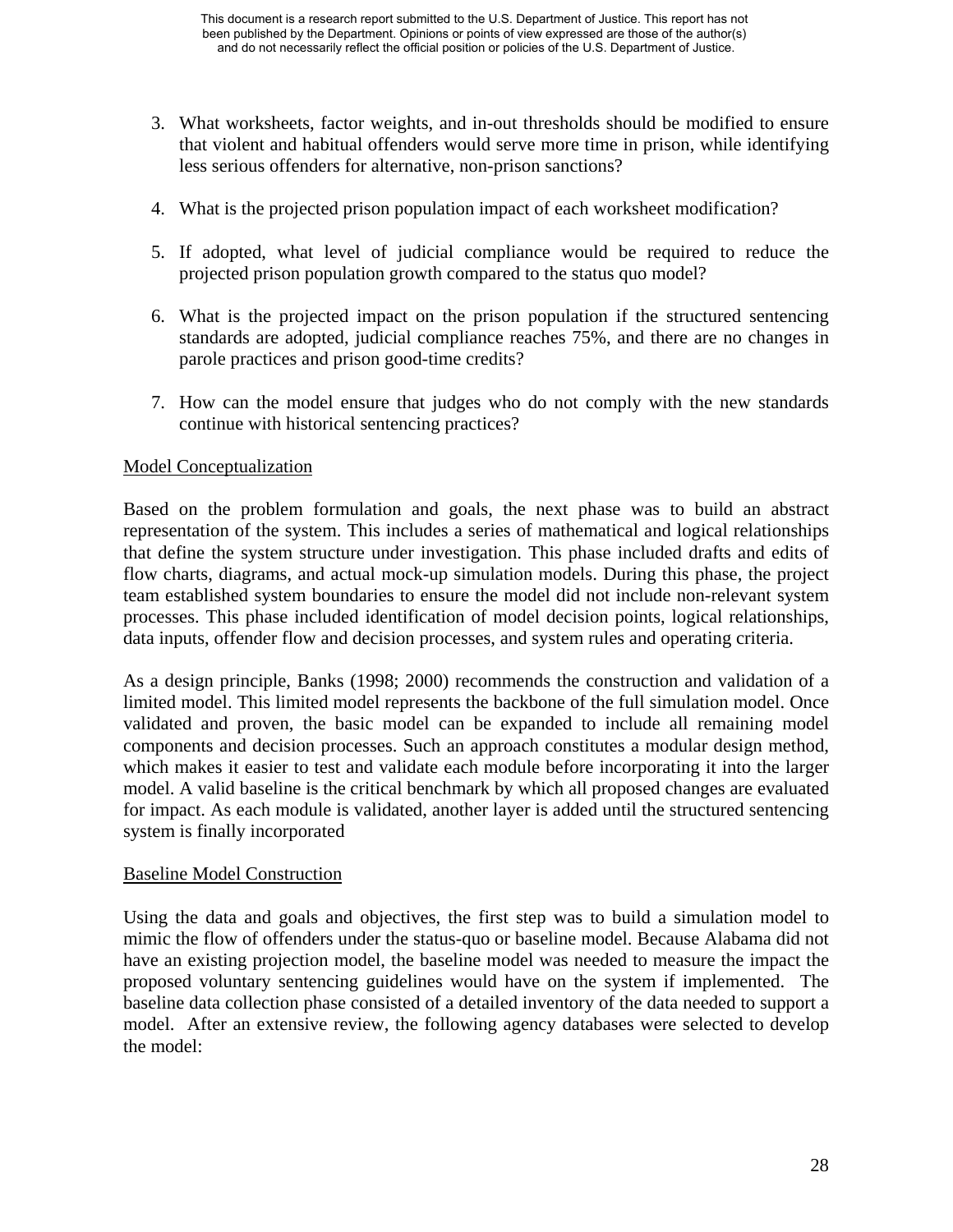3. What worksheets, factor weights, and in-out thresholds should be modified to ensure that violent and habitual offenders would serve more time in prison, while identifying less serious offenders for alternative, non-prison sanctions?

4. What is the projected prison population impact of each worksheet modification?

5. If adopted, what level of judicial compliance would be required to reduce the projected prison population growth compared to the status quo model?

6. What is the projected impact on the prison population if the structured sentencing standards are adopted, judicial compliance reaches 75%, and there are no changes in parole practices and prison good-time credits?

7. How can the model ensure that judges who do not comply with the new standards continue with historical sentencing practices?

Model Conceptualization

Based on the problem formulation and goals, the next phase was to build an abstract representation of the system. This includes a series of mathematical and logical relationships that define the system structure under investigation. This phase included drafts and edits of flow charts, diagrams, and actual mock-up simulation models. During this phase, the project team established system boundaries to ensure the model did not include non-relevant system processes. This phase included identification of model decision points, logical relationships, data inputs, offender flow and decision processes, and system rules and operating criteria.

As a design principle, Banks (1998; 2000) recommends the construction and validation of a limited model. This limited model represents the backbone of the full simulation model. Once validated and proven, the basic model can be expanded to include all remaining model components and decision processes. Such an approach constitutes a modular design method, which makes it easier to test and validate each module before incorporating it into the larger model. A valid baseline is the critical benchmark by which all proposed changes are evaluated for impact. As each module is validated, another layer is added until the structured sentencing system is finally incorporated

Baseline Model Construction

Using the data and goals and objectives, the first step was to build a simulation model to mimic the flow of offenders under the status-quo or baseline model. Because Alabama did not have an existing projection model, the baseline model was needed to measure the impact the proposed voluntary sentencing guidelines would have on the system if implemented. The baseline data collection phase consisted of a detailed inventory of the data needed to support a model. After an extensive review, the following agency databases were selected to develop the model: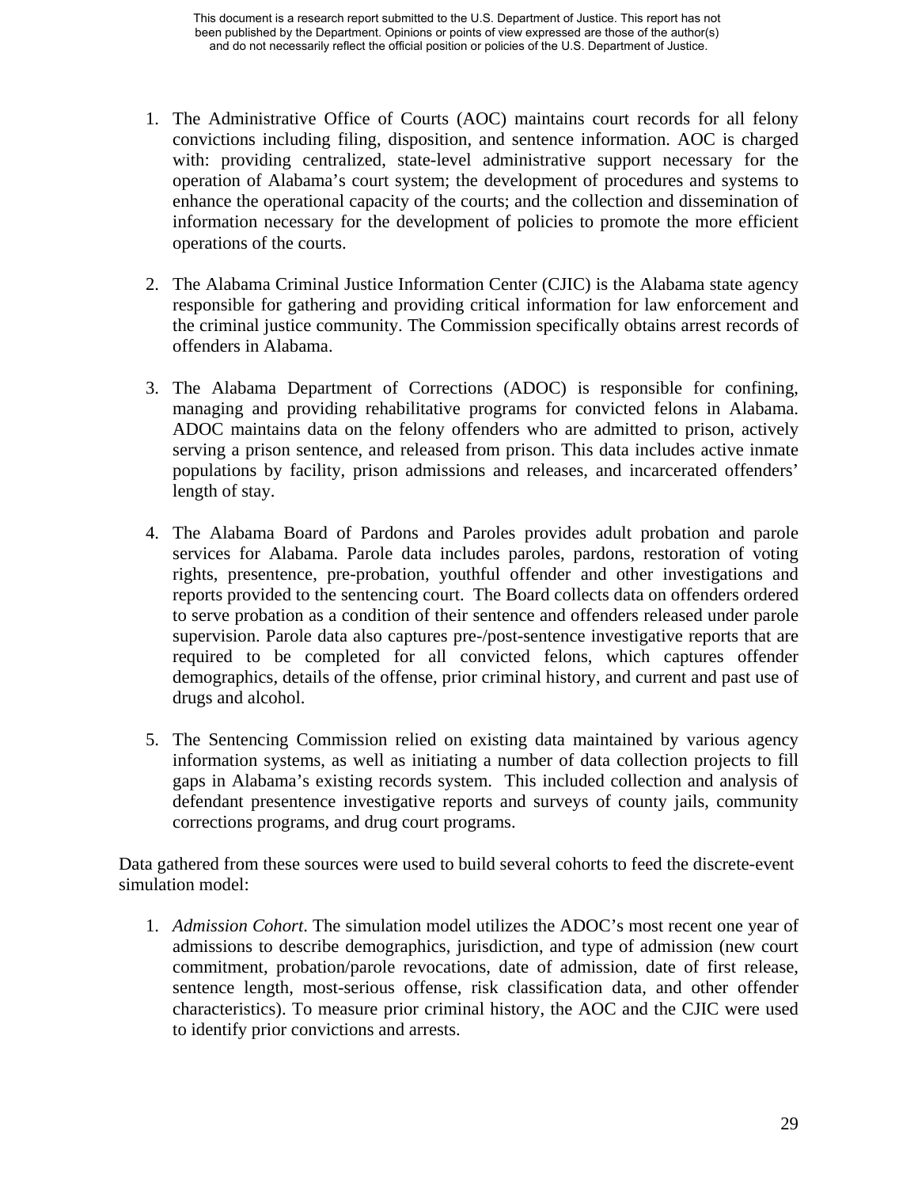1. The Administrative Office of Courts (AOC) maintains court records for all felony convictions including filing, disposition, and sentence information. AOC is charged with: providing centralized, state-level administrative support necessary for the operation of Alabama's court system; the development of procedures and systems to enhance the operational capacity of the courts; and the collection and dissemination of information necessary for the development of policies to promote the more efficient operations of the courts.

2. The Alabama Criminal Justice Information Center (CJIC) is the Alabama state agency responsible for gathering and providing critical information for law enforcement and the criminal justice community. The Commission specifically obtains arrest records of offenders in Alabama.

3. The Alabama Department of Corrections (ADOC) is responsible for confining, managing and providing rehabilitative programs for convicted felons in Alabama. ADOC maintains data on the felony offenders who are admitted to prison, actively serving a prison sentence, and released from prison. This data includes active inmate populations by facility, prison admissions and releases, and incarcerated offenders' length of stay.

4. The Alabama Board of Pardons and Paroles provides adult probation and parole services for Alabama. Parole data includes paroles, pardons, restoration of voting rights, presentence, pre-probation, youthful offender and other investigations and reports provided to the sentencing court. The Board collects data on offenders ordered to serve probation as a condition of their sentence and offenders released under parole supervision. Parole data also captures pre-/post-sentence investigative reports that are required to be completed for all convicted felons, which captures offender demographics, details of the offense, prior criminal history, and current and past use of drugs and alcohol.

5. The Sentencing Commission relied on existing data maintained by various agency information systems, as well as initiating a number of data collection projects to fill gaps in Alabama's existing records system. This included collection and analysis of defendant presentence investigative reports and surveys of county jails, community corrections programs, and drug court programs.

Data gathered from these sources were used to build several cohorts to feed the discrete-event simulation model:

1. *Admission Cohort*. The simulation model utilizes the ADOC's most recent one year of admissions to describe demographics, jurisdiction, and type of admission (new court commitment, probation/parole revocations, date of admission, date of first release, sentence length, most-serious offense, risk classification data, and other offender characteristics). To measure prior criminal history, the AOC and the CJIC were used to identify prior convictions and arrests.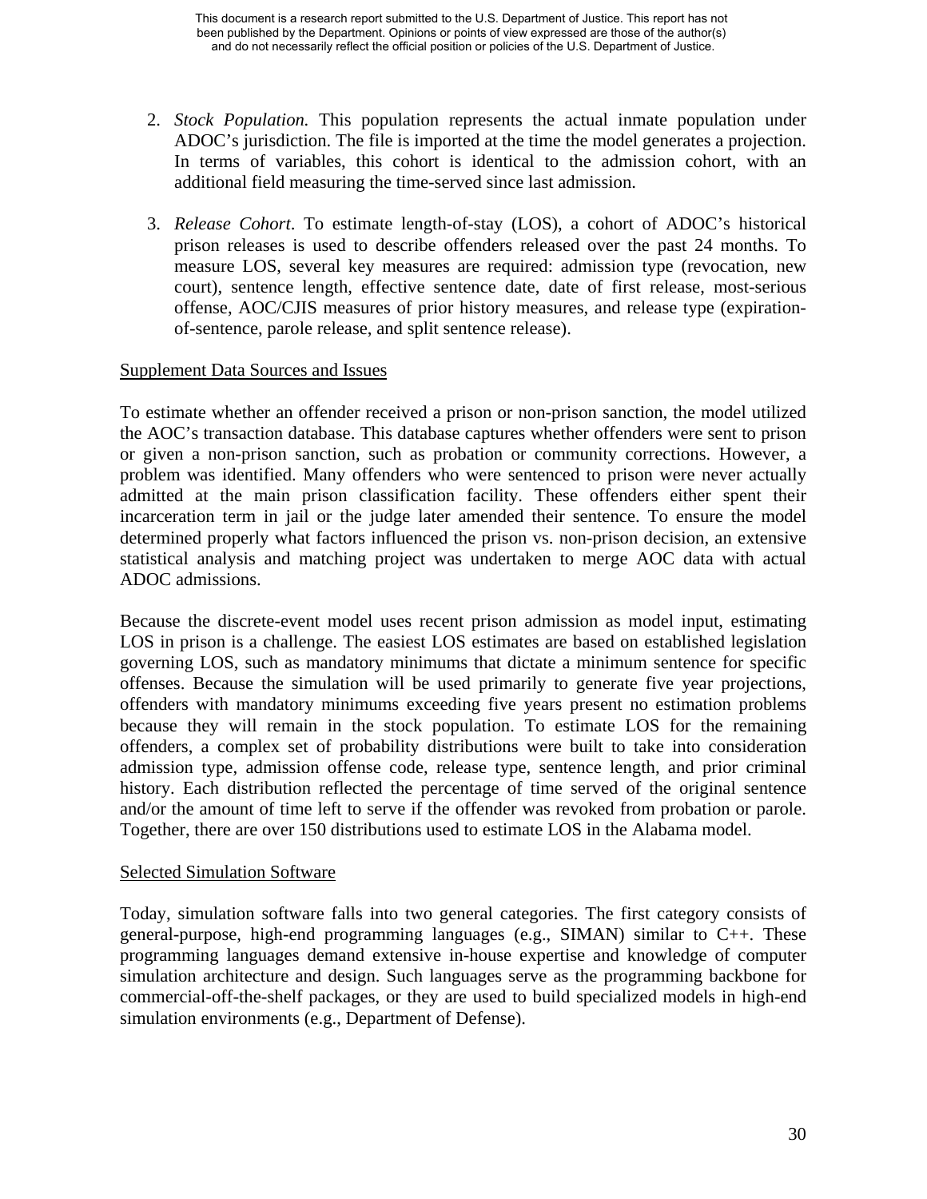2. *Stock Population.* This population represents the actual inmate population under ADOC's jurisdiction. The file is imported at the time the model generates a projection. In terms of variables, this cohort is identical to the admission cohort, with an additional field measuring the time-served since last admission.

3. *Release Cohort*. To estimate length-of-stay (LOS), a cohort of ADOC's historical prison releases is used to describe offenders released over the past 24 months. To measure LOS, several key measures are required: admission type (revocation, new court), sentence length, effective sentence date, date of first release, most-serious offense, AOC/CJIS measures of prior history measures, and release type (expiration-of-sentence, parole release, and split sentence release).

<u>Supplement Data Sources and Issues</u>

To estimate whether an offender received a prison or non-prison sanction, the model utilized the AOC's transaction database. This database captures whether offenders were sent to prison or given a non-prison sanction, such as probation or community corrections. However, a problem was identified. Many offenders who were sentenced to prison were never actually admitted at the main prison classification facility. These offenders either spent their incarceration term in jail or the judge later amended their sentence. To ensure the model determined properly what factors influenced the prison vs. non-prison decision, an extensive statistical analysis and matching project was undertaken to merge AOC data with actual ADOC admissions.

Because the discrete-event model uses recent prison admission as model input, estimating LOS in prison is a challenge. The easiest LOS estimates are based on established legislation governing LOS, such as mandatory minimums that dictate a minimum sentence for specific offenses. Because the simulation will be used primarily to generate five year projections, offenders with mandatory minimums exceeding five years present no estimation problems because they will remain in the stock population. To estimate LOS for the remaining offenders, a complex set of probability distributions were built to take into consideration admission type, admission offense code, release type, sentence length, and prior criminal history. Each distribution reflected the percentage of time served of the original sentence and/or the amount of time left to serve if the offender was revoked from probation or parole. Together, there are over 150 distributions used to estimate LOS in the Alabama model.

<u>Selected Simulation Software</u>

Today, simulation software falls into two general categories. The first category consists of general-purpose, high-end programming languages (e.g., SIMAN) similar to C++. These programming languages demand extensive in-house expertise and knowledge of computer simulation architecture and design. Such languages serve as the programming backbone for commercial-off-the-shelf packages, or they are used to build specialized models in high-end simulation environments (e.g., Department of Defense).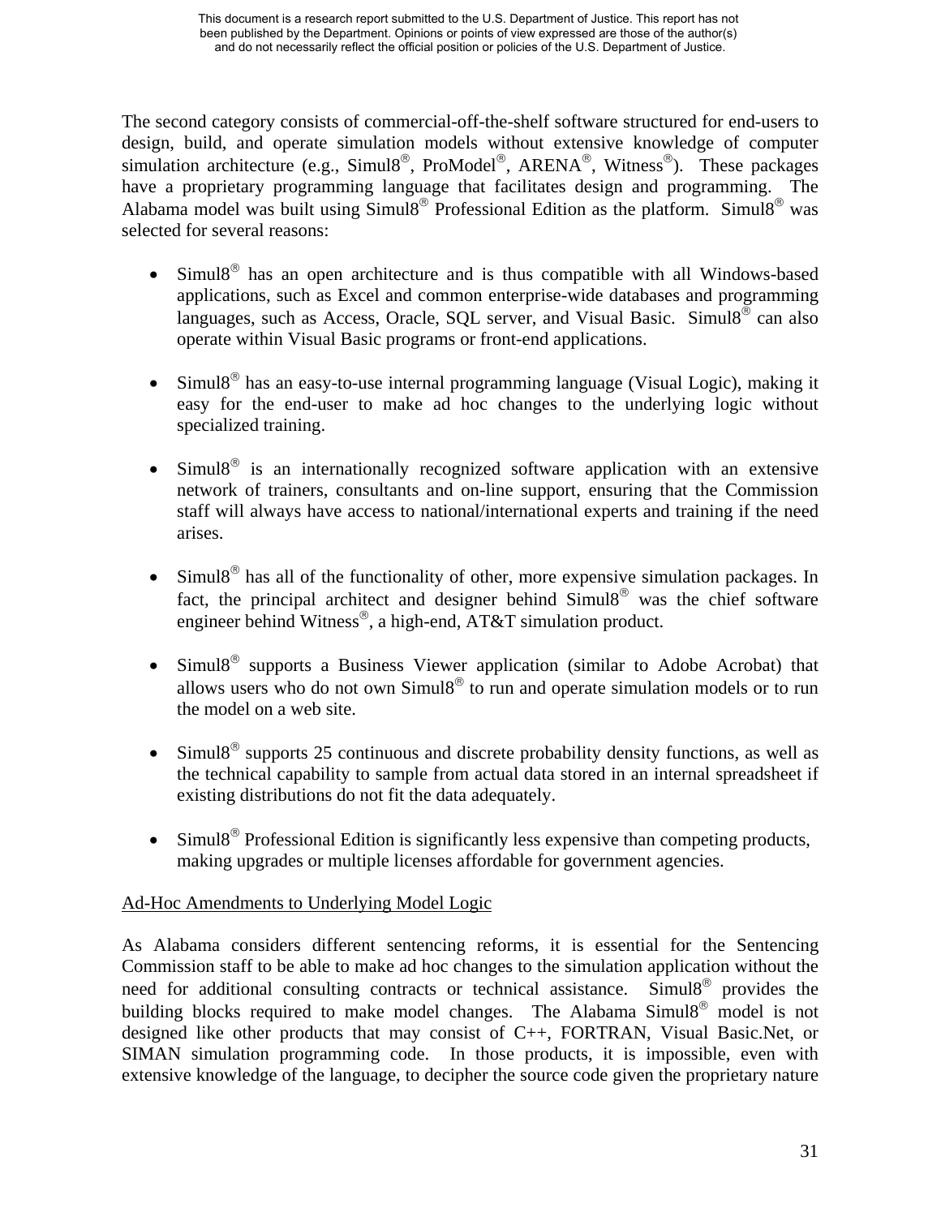The second category consists of commercial-off-the-shelf software structured for end-users to design, build, and operate simulation models without extensive knowledge of computer simulation architecture (e.g., Simul8®, ProModel®, ARENA®, Witness®). These packages have a proprietary programming language that facilitates design and programming. The Alabama model was built using Simul8® Professional Edition as the platform. Simul8® was selected for several reasons:

- Simul8® has an open architecture and is thus compatible with all Windows-based applications, such as Excel and common enterprise-wide databases and programming languages, such as Access, Oracle, SQL server, and Visual Basic. Simul8® can also operate within Visual Basic programs or front-end applications.

- Simul8® has an easy-to-use internal programming language (Visual Logic), making it easy for the end-user to make ad hoc changes to the underlying logic without specialized training.

- Simul8® is an internationally recognized software application with an extensive network of trainers, consultants and on-line support, ensuring that the Commission staff will always have access to national/international experts and training if the need arises.

- Simul8® has all of the functionality of other, more expensive simulation packages. In fact, the principal architect and designer behind Simul8® was the chief software engineer behind Witness®, a high-end, AT&T simulation product.

- Simul8® supports a Business Viewer application (similar to Adobe Acrobat) that allows users who do not own Simul8® to run and operate simulation models or to run the model on a web site.

- Simul8® supports 25 continuous and discrete probability density functions, as well as the technical capability to sample from actual data stored in an internal spreadsheet if existing distributions do not fit the data adequately.

- Simul8® Professional Edition is significantly less expensive than competing products, making upgrades or multiple licenses affordable for government agencies.

<u>Ad-Hoc Amendments to Underlying Model Logic</u>

As Alabama considers different sentencing reforms, it is essential for the Sentencing Commission staff to be able to make ad hoc changes to the simulation application without the need for additional consulting contracts or technical assistance. Simul8® provides the building blocks required to make model changes. The Alabama Simul8® model is not designed like other products that may consist of C++, FORTRAN, Visual Basic.Net, or SIMAN simulation programming code. In those products, it is impossible, even with extensive knowledge of the language, to decipher the source code given the proprietary nature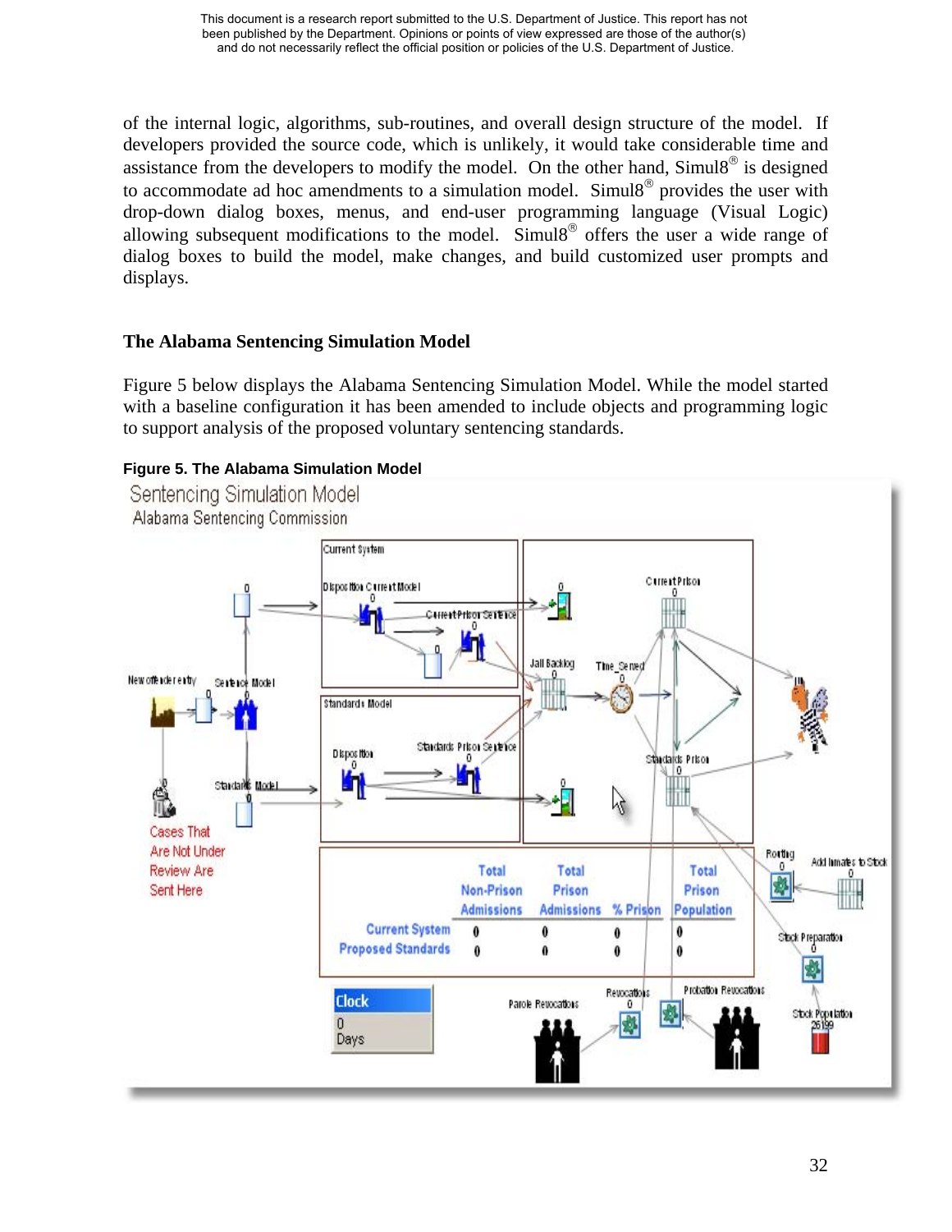of the internal logic, algorithms, sub-routines, and overall design structure of the model. If developers provided the source code, which is unlikely, it would take considerable time and assistance from the developers to modify the model. On the other hand, Simul8® is designed to accommodate ad hoc amendments to a simulation model. Simul8® provides the user with drop-down dialog boxes, menus, and end-user programming language (Visual Logic) allowing subsequent modifications to the model. Simul8® offers the user a wide range of dialog boxes to build the model, make changes, and build customized user prompts and displays.

### The Alabama Sentencing Simulation Model

Figure 5 below displays the Alabama Sentencing Simulation Model. While the model started with a baseline configuration it has been amended to include objects and programming logic to support analysis of the proposed voluntary sentencing standards.

**Figure 5. The Alabama Simulation Model**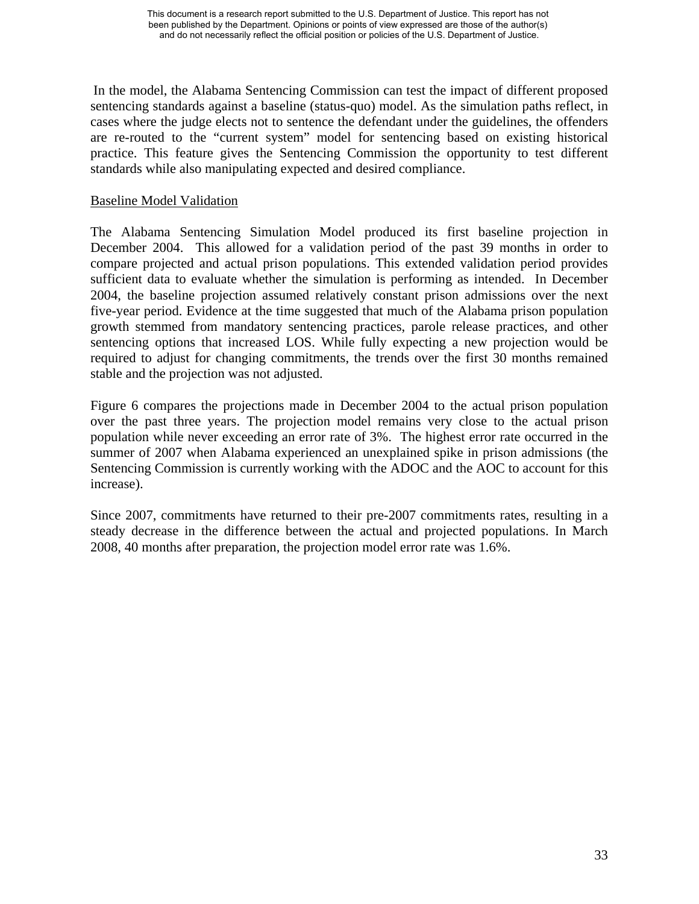In the model, the Alabama Sentencing Commission can test the impact of different proposed sentencing standards against a baseline (status-quo) model. As the simulation paths reflect, in cases where the judge elects not to sentence the defendant under the guidelines, the offenders are re-routed to the "current system" model for sentencing based on existing historical practice. This feature gives the Sentencing Commission the opportunity to test different standards while also manipulating expected and desired compliance.

<u>Baseline Model Validation</u>

The Alabama Sentencing Simulation Model produced its first baseline projection in December 2004. This allowed for a validation period of the past 39 months in order to compare projected and actual prison populations. This extended validation period provides sufficient data to evaluate whether the simulation is performing as intended. In December 2004, the baseline projection assumed relatively constant prison admissions over the next five-year period. Evidence at the time suggested that much of the Alabama prison population growth stemmed from mandatory sentencing practices, parole release practices, and other sentencing options that increased LOS. While fully expecting a new projection would be required to adjust for changing commitments, the trends over the first 30 months remained stable and the projection was not adjusted.

Figure 6 compares the projections made in December 2004 to the actual prison population over the past three years. The projection model remains very close to the actual prison population while never exceeding an error rate of 3%. The highest error rate occurred in the summer of 2007 when Alabama experienced an unexplained spike in prison admissions (the Sentencing Commission is currently working with the ADOC and the AOC to account for this increase).

Since 2007, commitments have returned to their pre-2007 commitments rates, resulting in a steady decrease in the difference between the actual and projected populations. In March 2008, 40 months after preparation, the projection model error rate was 1.6%.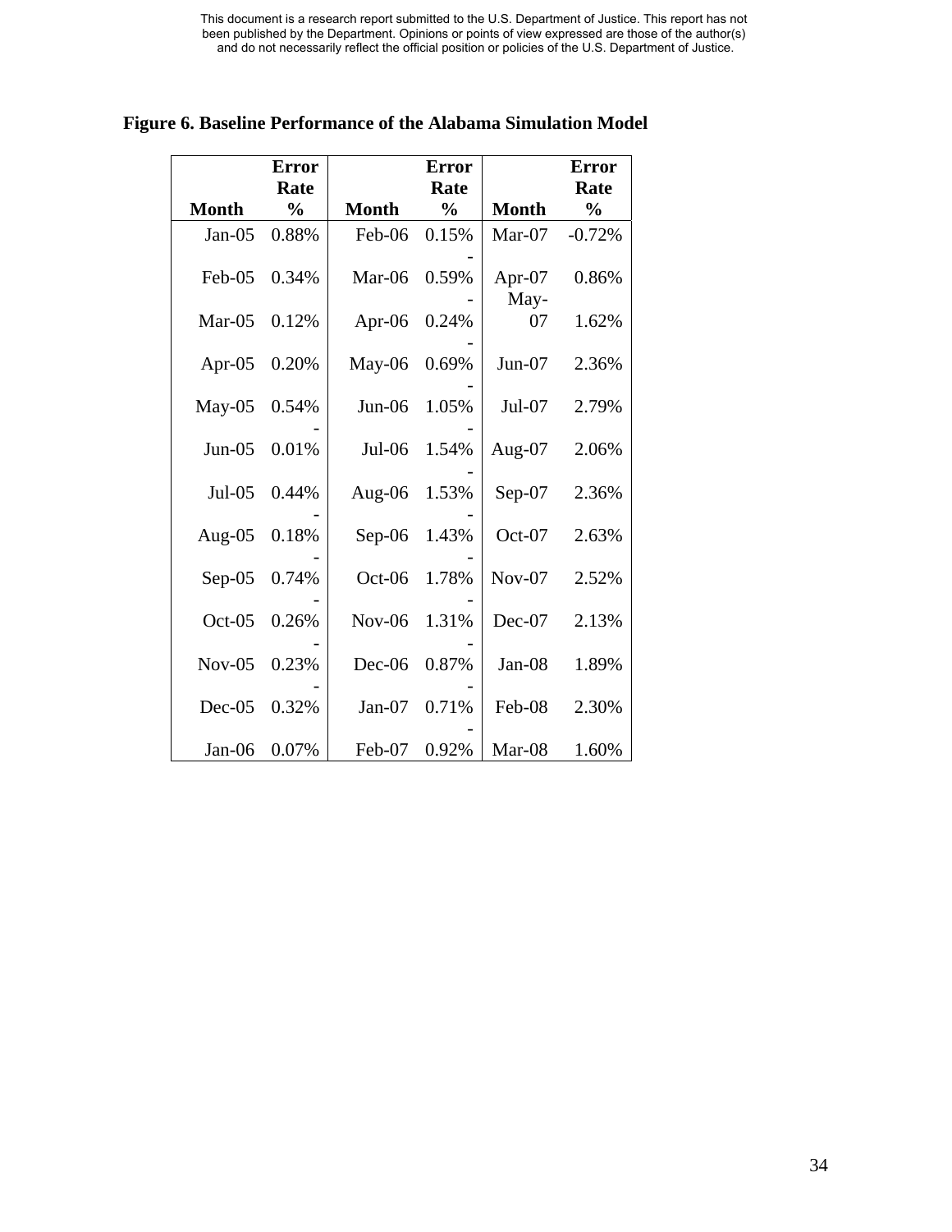**Figure 6. Baseline Performance of the Alabama Simulation Model**

| Month | Error Rate % | Month | Error Rate % | Month | Error Rate % |
|---|---|---|---|---|---|
| Jan-05 | 0.88% | Feb-06 | 0.15% | Mar-07 | -0.72% |
| Feb-05 | 0.34% | Mar-06 | -0.59% | Apr-07 | 0.86% |
| Mar-05 | 0.12% | Apr-06 | -0.24% | May-07 | 1.62% |
| Apr-05 | 0.20% | May-06 | -0.69% | Jun-07 | 2.36% |
| May-05 | 0.54% | Jun-06 | -1.05% | Jul-07 | 2.79% |
| Jun-05 | -0.01% | Jul-06 | -1.54% | Aug-07 | 2.06% |
| Jul-05 | 0.44% | Aug-06 | -1.53% | Sep-07 | 2.36% |
| Aug-05 | -0.18% | Sep-06 | -1.43% | Oct-07 | 2.63% |
| Sep-05 | -0.74% | Oct-06 | -1.78% | Nov-07 | 2.52% |
| Oct-05 | -0.26% | Nov-06 | -1.31% | Dec-07 | 2.13% |
| Nov-05 | -0.23% | Dec-06 | -0.87% | Jan-08 | 1.89% |
| Dec-05 | -0.32% | Jan-07 | -0.71% | Feb-08 | 2.30% |
| Jan-06 | 0.07% | Feb-07 | -0.92% | Mar-08 | 1.60% |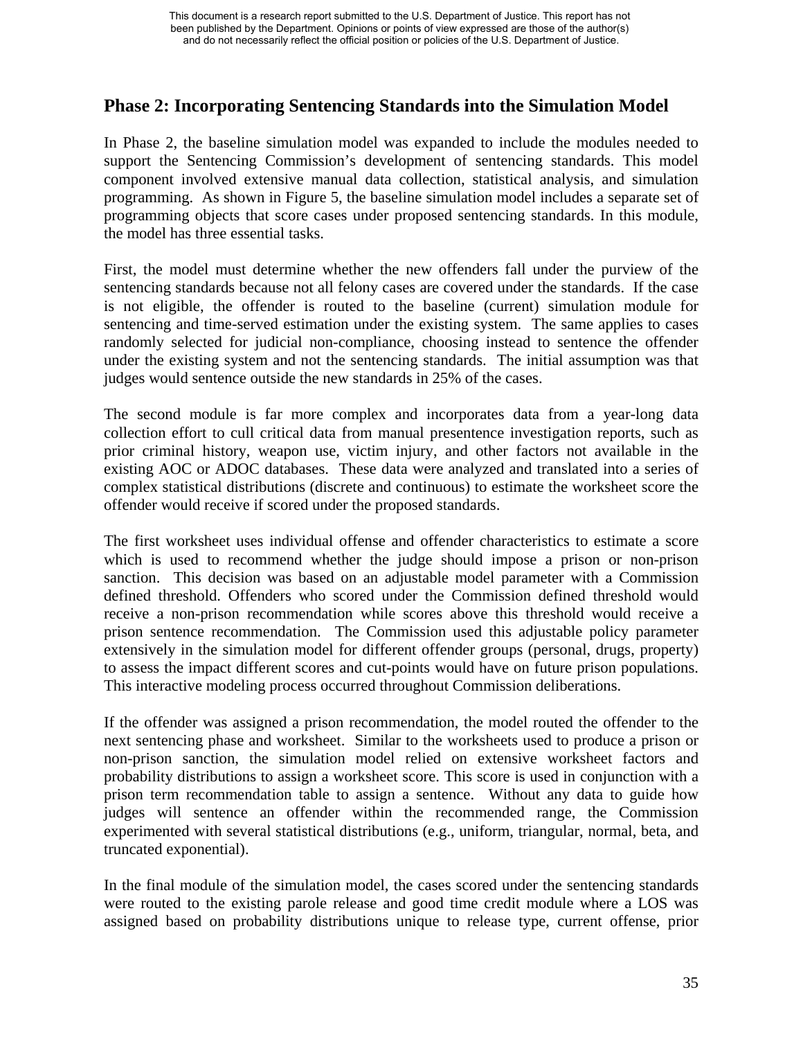## Phase 2: Incorporating Sentencing Standards into the Simulation Model

In Phase 2, the baseline simulation model was expanded to include the modules needed to support the Sentencing Commission's development of sentencing standards. This model component involved extensive manual data collection, statistical analysis, and simulation programming. As shown in Figure 5, the baseline simulation model includes a separate set of programming objects that score cases under proposed sentencing standards. In this module, the model has three essential tasks.

First, the model must determine whether the new offenders fall under the purview of the sentencing standards because not all felony cases are covered under the standards. If the case is not eligible, the offender is routed to the baseline (current) simulation module for sentencing and time-served estimation under the existing system. The same applies to cases randomly selected for judicial non-compliance, choosing instead to sentence the offender under the existing system and not the sentencing standards. The initial assumption was that judges would sentence outside the new standards in 25% of the cases.

The second module is far more complex and incorporates data from a year-long data collection effort to cull critical data from manual presentence investigation reports, such as prior criminal history, weapon use, victim injury, and other factors not available in the existing AOC or ADOC databases. These data were analyzed and translated into a series of complex statistical distributions (discrete and continuous) to estimate the worksheet score the offender would receive if scored under the proposed standards.

The first worksheet uses individual offense and offender characteristics to estimate a score which is used to recommend whether the judge should impose a prison or non-prison sanction. This decision was based on an adjustable model parameter with a Commission defined threshold. Offenders who scored under the Commission defined threshold would receive a non-prison recommendation while scores above this threshold would receive a prison sentence recommendation. The Commission used this adjustable policy parameter extensively in the simulation model for different offender groups (personal, drugs, property) to assess the impact different scores and cut-points would have on future prison populations. This interactive modeling process occurred throughout Commission deliberations.

If the offender was assigned a prison recommendation, the model routed the offender to the next sentencing phase and worksheet. Similar to the worksheets used to produce a prison or non-prison sanction, the simulation model relied on extensive worksheet factors and probability distributions to assign a worksheet score. This score is used in conjunction with a prison term recommendation table to assign a sentence. Without any data to guide how judges will sentence an offender within the recommended range, the Commission experimented with several statistical distributions (e.g., uniform, triangular, normal, beta, and truncated exponential).

In the final module of the simulation model, the cases scored under the sentencing standards were routed to the existing parole release and good time credit module where a LOS was assigned based on probability distributions unique to release type, current offense, prior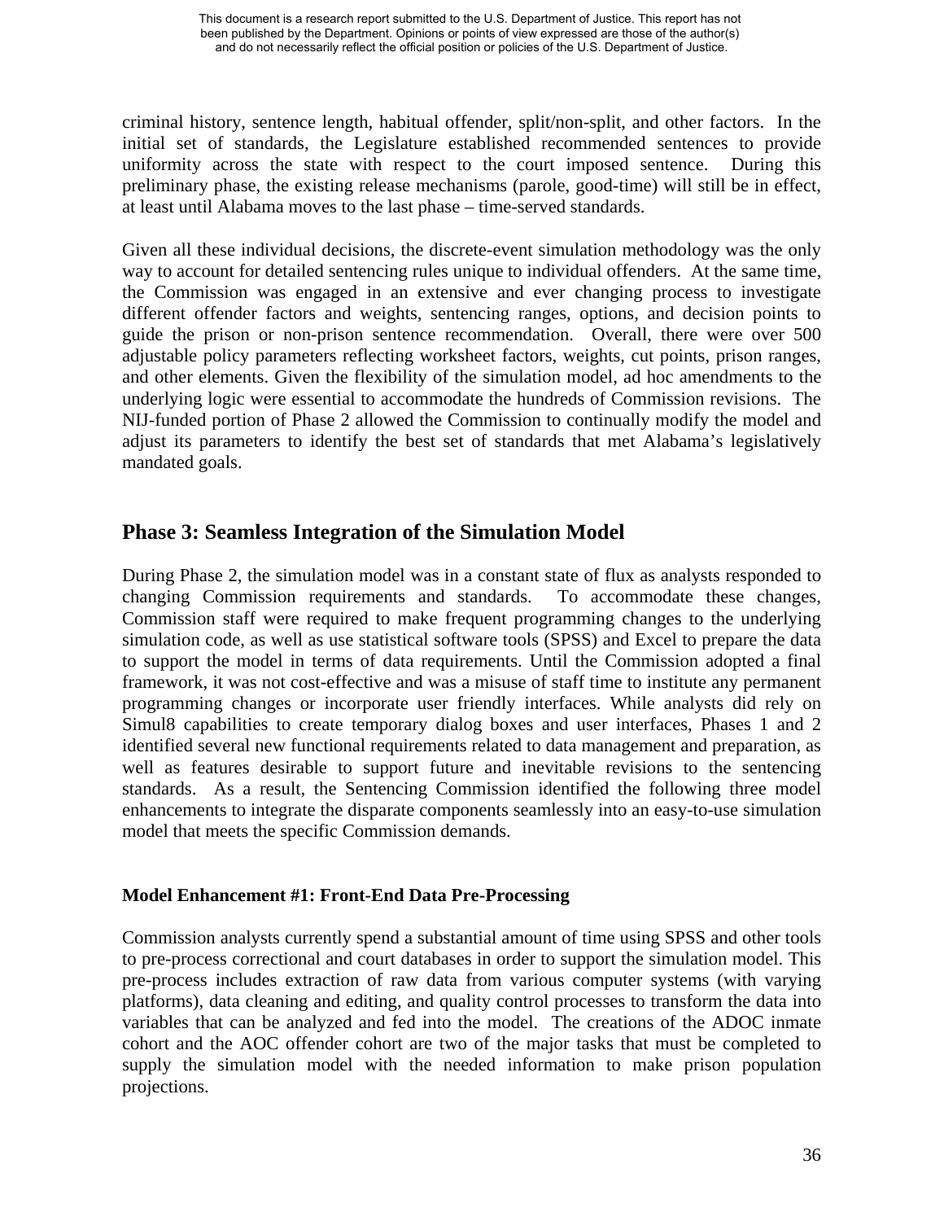criminal history, sentence length, habitual offender, split/non-split, and other factors. In the initial set of standards, the Legislature established recommended sentences to provide uniformity across the state with respect to the court imposed sentence. During this preliminary phase, the existing release mechanisms (parole, good-time) will still be in effect, at least until Alabama moves to the last phase – time-served standards.

Given all these individual decisions, the discrete-event simulation methodology was the only way to account for detailed sentencing rules unique to individual offenders. At the same time, the Commission was engaged in an extensive and ever changing process to investigate different offender factors and weights, sentencing ranges, options, and decision points to guide the prison or non-prison sentence recommendation. Overall, there were over 500 adjustable policy parameters reflecting worksheet factors, weights, cut points, prison ranges, and other elements. Given the flexibility of the simulation model, ad hoc amendments to the underlying logic were essential to accommodate the hundreds of Commission revisions. The NIJ-funded portion of Phase 2 allowed the Commission to continually modify the model and adjust its parameters to identify the best set of standards that met Alabama's legislatively mandated goals.

## Phase 3: Seamless Integration of the Simulation Model

During Phase 2, the simulation model was in a constant state of flux as analysts responded to changing Commission requirements and standards. To accommodate these changes, Commission staff were required to make frequent programming changes to the underlying simulation code, as well as use statistical software tools (SPSS) and Excel to prepare the data to support the model in terms of data requirements. Until the Commission adopted a final framework, it was not cost-effective and was a misuse of staff time to institute any permanent programming changes or incorporate user friendly interfaces. While analysts did rely on Simul8 capabilities to create temporary dialog boxes and user interfaces, Phases 1 and 2 identified several new functional requirements related to data management and preparation, as well as features desirable to support future and inevitable revisions to the sentencing standards. As a result, the Sentencing Commission identified the following three model enhancements to integrate the disparate components seamlessly into an easy-to-use simulation model that meets the specific Commission demands.

### Model Enhancement #1: Front-End Data Pre-Processing

Commission analysts currently spend a substantial amount of time using SPSS and other tools to pre-process correctional and court databases in order to support the simulation model. This pre-process includes extraction of raw data from various computer systems (with varying platforms), data cleaning and editing, and quality control processes to transform the data into variables that can be analyzed and fed into the model. The creations of the ADOC inmate cohort and the AOC offender cohort are two of the major tasks that must be completed to supply the simulation model with the needed information to make prison population projections.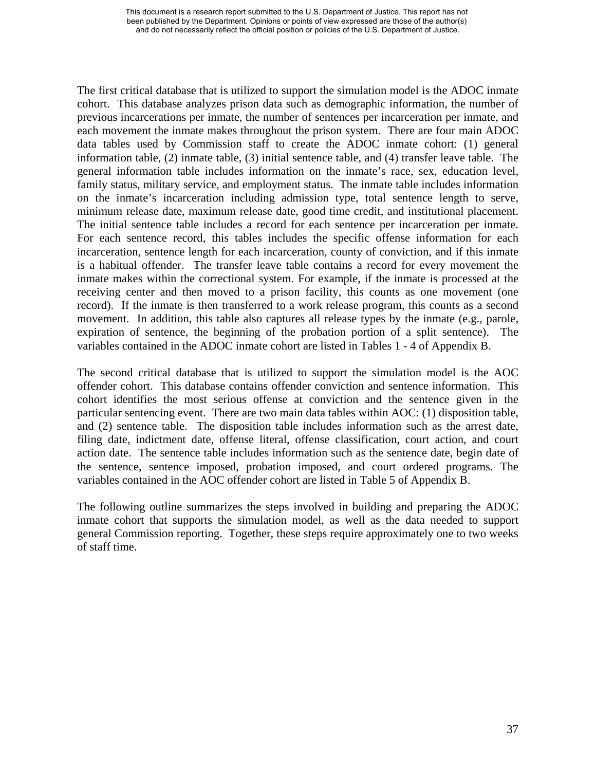The first critical database that is utilized to support the simulation model is the ADOC inmate cohort. This database analyzes prison data such as demographic information, the number of previous incarcerations per inmate, the number of sentences per incarceration per inmate, and each movement the inmate makes throughout the prison system. There are four main ADOC data tables used by Commission staff to create the ADOC inmate cohort: (1) general information table, (2) inmate table, (3) initial sentence table, and (4) transfer leave table. The general information table includes information on the inmate's race, sex, education level, family status, military service, and employment status. The inmate table includes information on the inmate's incarceration including admission type, total sentence length to serve, minimum release date, maximum release date, good time credit, and institutional placement. The initial sentence table includes a record for each sentence per incarceration per inmate. For each sentence record, this tables includes the specific offense information for each incarceration, sentence length for each incarceration, county of conviction, and if this inmate is a habitual offender. The transfer leave table contains a record for every movement the inmate makes within the correctional system. For example, if the inmate is processed at the receiving center and then moved to a prison facility, this counts as one movement (one record). If the inmate is then transferred to a work release program, this counts as a second movement. In addition, this table also captures all release types by the inmate (e.g., parole, expiration of sentence, the beginning of the probation portion of a split sentence). The variables contained in the ADOC inmate cohort are listed in Tables 1 - 4 of Appendix B.

The second critical database that is utilized to support the simulation model is the AOC offender cohort. This database contains offender conviction and sentence information. This cohort identifies the most serious offense at conviction and the sentence given in the particular sentencing event. There are two main data tables within AOC: (1) disposition table, and (2) sentence table. The disposition table includes information such as the arrest date, filing date, indictment date, offense literal, offense classification, court action, and court action date. The sentence table includes information such as the sentence date, begin date of the sentence, sentence imposed, probation imposed, and court ordered programs. The variables contained in the AOC offender cohort are listed in Table 5 of Appendix B.

The following outline summarizes the steps involved in building and preparing the ADOC inmate cohort that supports the simulation model, as well as the data needed to support general Commission reporting. Together, these steps require approximately one to two weeks of staff time.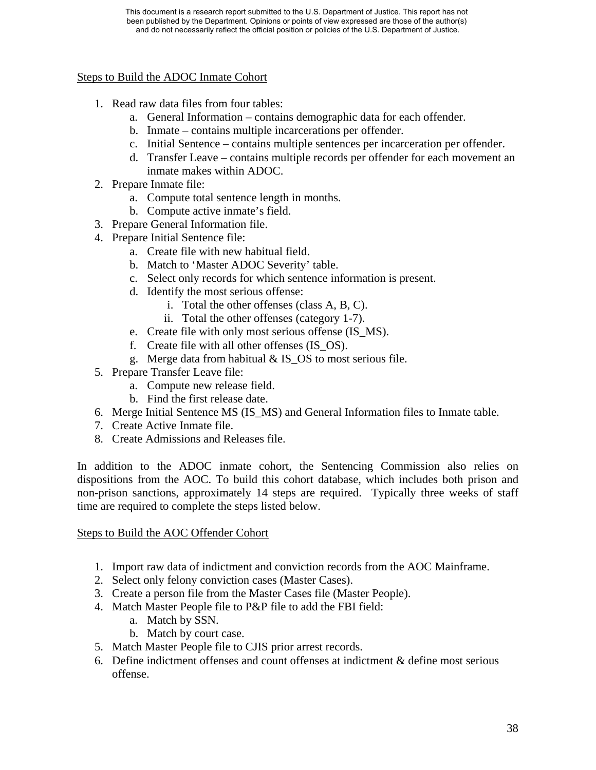Steps to Build the ADOC Inmate Cohort

1. Read raw data files from four tables:
   a. General Information – contains demographic data for each offender.
   b. Inmate – contains multiple incarcerations per offender.
   c. Initial Sentence – contains multiple sentences per incarceration per offender.
   d. Transfer Leave – contains multiple records per offender for each movement an inmate makes within ADOC.
2. Prepare Inmate file:
   a. Compute total sentence length in months.
   b. Compute active inmate's field.
3. Prepare General Information file.
4. Prepare Initial Sentence file:
   a. Create file with new habitual field.
   b. Match to 'Master ADOC Severity' table.
   c. Select only records for which sentence information is present.
   d. Identify the most serious offense:
      i. Total the other offenses (class A, B, C).
      ii. Total the other offenses (category 1-7).
   e. Create file with only most serious offense (IS_MS).
   f. Create file with all other offenses (IS_OS).
   g. Merge data from habitual & IS_OS to most serious file.
5. Prepare Transfer Leave file:
   a. Compute new release field.
   b. Find the first release date.
6. Merge Initial Sentence MS (IS_MS) and General Information files to Inmate table.
7. Create Active Inmate file.
8. Create Admissions and Releases file.

In addition to the ADOC inmate cohort, the Sentencing Commission also relies on dispositions from the AOC. To build this cohort database, which includes both prison and non-prison sanctions, approximately 14 steps are required. Typically three weeks of staff time are required to complete the steps listed below.

Steps to Build the AOC Offender Cohort

1. Import raw data of indictment and conviction records from the AOC Mainframe.
2. Select only felony conviction cases (Master Cases).
3. Create a person file from the Master Cases file (Master People).
4. Match Master People file to P&P file to add the FBI field:
   a. Match by SSN.
   b. Match by court case.
5. Match Master People file to CJIS prior arrest records.
6. Define indictment offenses and count offenses at indictment & define most serious offense.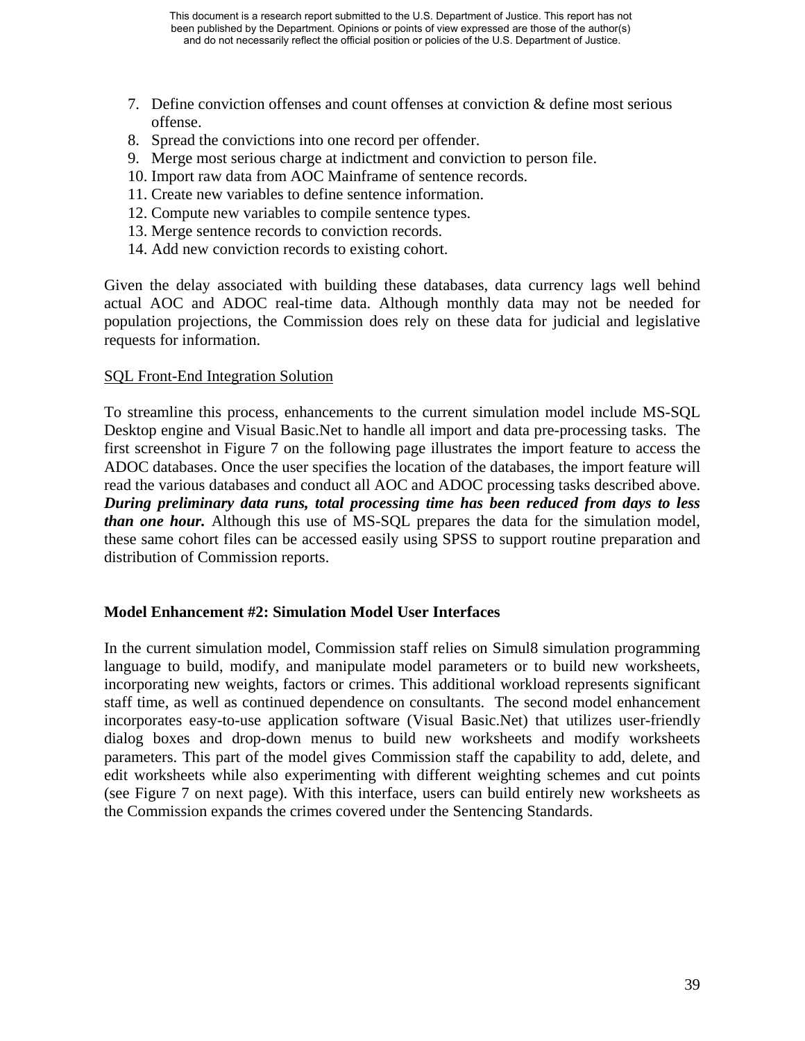7. Define conviction offenses and count offenses at conviction & define most serious offense.
8. Spread the convictions into one record per offender.
9. Merge most serious charge at indictment and conviction to person file.
10. Import raw data from AOC Mainframe of sentence records.
11. Create new variables to define sentence information.
12. Compute new variables to compile sentence types.
13. Merge sentence records to conviction records.
14. Add new conviction records to existing cohort.

Given the delay associated with building these databases, data currency lags well behind actual AOC and ADOC real-time data. Although monthly data may not be needed for population projections, the Commission does rely on these data for judicial and legislative requests for information.

<u>SQL Front-End Integration Solution</u>

To streamline this process, enhancements to the current simulation model include MS-SQL Desktop engine and Visual Basic.Net to handle all import and data pre-processing tasks. The first screenshot in Figure 7 on the following page illustrates the import feature to access the ADOC databases. Once the user specifies the location of the databases, the import feature will read the various databases and conduct all AOC and ADOC processing tasks described above. ***During preliminary data runs, total processing time has been reduced from days to less than one hour.*** Although this use of MS-SQL prepares the data for the simulation model, these same cohort files can be accessed easily using SPSS to support routine preparation and distribution of Commission reports.

### Model Enhancement #2: Simulation Model User Interfaces

In the current simulation model, Commission staff relies on Simul8 simulation programming language to build, modify, and manipulate model parameters or to build new worksheets, incorporating new weights, factors or crimes. This additional workload represents significant staff time, as well as continued dependence on consultants. The second model enhancement incorporates easy-to-use application software (Visual Basic.Net) that utilizes user-friendly dialog boxes and drop-down menus to build new worksheets and modify worksheets parameters. This part of the model gives Commission staff the capability to add, delete, and edit worksheets while also experimenting with different weighting schemes and cut points (see Figure 7 on next page). With this interface, users can build entirely new worksheets as the Commission expands the crimes covered under the Sentencing Standards.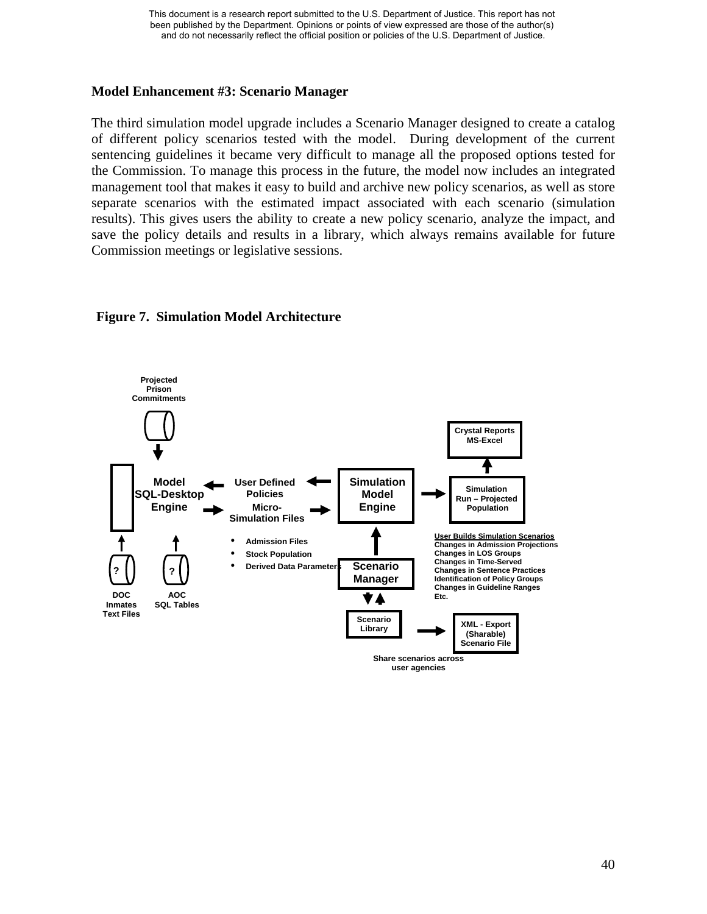## Model Enhancement #3: Scenario Manager

The third simulation model upgrade includes a Scenario Manager designed to create a catalog of different policy scenarios tested with the model. During development of the current sentencing guidelines it became very difficult to manage all the proposed options tested for the Commission. To manage this process in the future, the model now includes an integrated management tool that makes it easy to build and archive new policy scenarios, as well as store separate scenarios with the estimated impact associated with each scenario (simulation results). This gives users the ability to create a new policy scenario, analyze the impact, and save the policy details and results in a library, which always remains available for future Commission meetings or legislative sessions.

**Figure 7. Simulation Model Architecture**

Projected Prison Commitments

Model SQL-Desktop Engine

User Defined Policies

Micro-Simulation Files

- Admission Files
- Stock Population
- Derived Data Parameters

Simulation Model Engine

Crystal Reports MS-Excel

Simulation Run – Projected Population

User Builds Simulation Scenarios
Changes in Admission Projections
Changes in LOS Groups
Changes in Time-Served
Changes in Sentence Practices
Identification of Policy Groups
Changes in Guideline Ranges
Etc.

Scenario Manager

Scenario Library

XML - Export (Sharable) Scenario File

Share scenarios across user agencies

DOC Inmates Text Files

AOC SQL Tables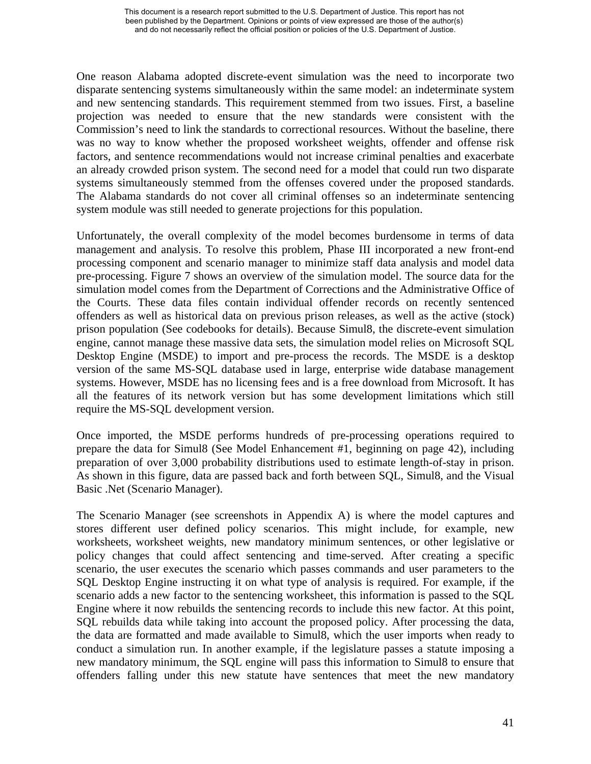One reason Alabama adopted discrete-event simulation was the need to incorporate two disparate sentencing systems simultaneously within the same model: an indeterminate system and new sentencing standards. This requirement stemmed from two issues. First, a baseline projection was needed to ensure that the new standards were consistent with the Commission's need to link the standards to correctional resources. Without the baseline, there was no way to know whether the proposed worksheet weights, offender and offense risk factors, and sentence recommendations would not increase criminal penalties and exacerbate an already crowded prison system. The second need for a model that could run two disparate systems simultaneously stemmed from the offenses covered under the proposed standards. The Alabama standards do not cover all criminal offenses so an indeterminate sentencing system module was still needed to generate projections for this population.

Unfortunately, the overall complexity of the model becomes burdensome in terms of data management and analysis. To resolve this problem, Phase III incorporated a new front-end processing component and scenario manager to minimize staff data analysis and model data pre-processing. Figure 7 shows an overview of the simulation model. The source data for the simulation model comes from the Department of Corrections and the Administrative Office of the Courts. These data files contain individual offender records on recently sentenced offenders as well as historical data on previous prison releases, as well as the active (stock) prison population (See codebooks for details). Because Simul8, the discrete-event simulation engine, cannot manage these massive data sets, the simulation model relies on Microsoft SQL Desktop Engine (MSDE) to import and pre-process the records. The MSDE is a desktop version of the same MS-SQL database used in large, enterprise wide database management systems. However, MSDE has no licensing fees and is a free download from Microsoft. It has all the features of its network version but has some development limitations which still require the MS-SQL development version.

Once imported, the MSDE performs hundreds of pre-processing operations required to prepare the data for Simul8 (See Model Enhancement #1, beginning on page 42), including preparation of over 3,000 probability distributions used to estimate length-of-stay in prison. As shown in this figure, data are passed back and forth between SQL, Simul8, and the Visual Basic .Net (Scenario Manager).

The Scenario Manager (see screenshots in Appendix A) is where the model captures and stores different user defined policy scenarios. This might include, for example, new worksheets, worksheet weights, new mandatory minimum sentences, or other legislative or policy changes that could affect sentencing and time-served. After creating a specific scenario, the user executes the scenario which passes commands and user parameters to the SQL Desktop Engine instructing it on what type of analysis is required. For example, if the scenario adds a new factor to the sentencing worksheet, this information is passed to the SQL Engine where it now rebuilds the sentencing records to include this new factor. At this point, SQL rebuilds data while taking into account the proposed policy. After processing the data, the data are formatted and made available to Simul8, which the user imports when ready to conduct a simulation run. In another example, if the legislature passes a statute imposing a new mandatory minimum, the SQL engine will pass this information to Simul8 to ensure that offenders falling under this new statute have sentences that meet the new mandatory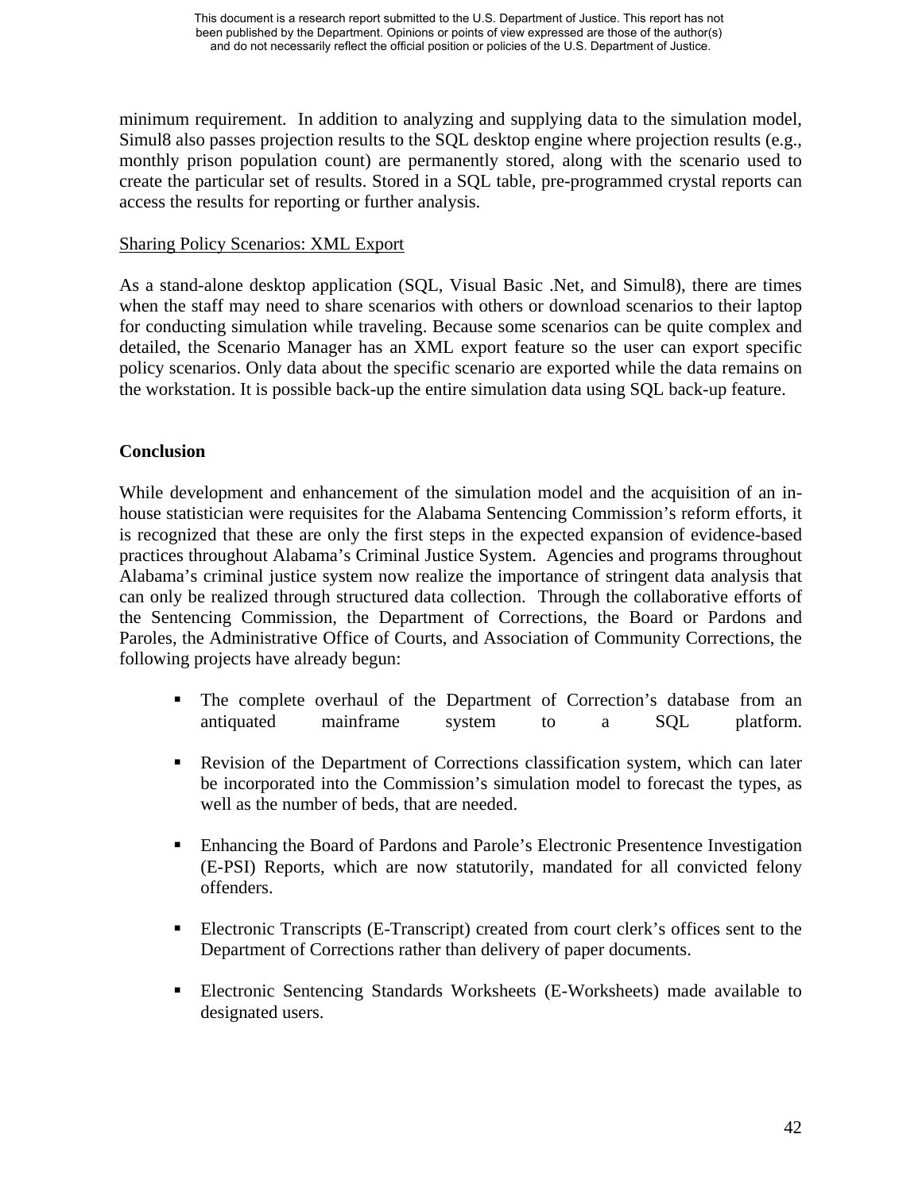minimum requirement. In addition to analyzing and supplying data to the simulation model, Simul8 also passes projection results to the SQL desktop engine where projection results (e.g., monthly prison population count) are permanently stored, along with the scenario used to create the particular set of results. Stored in a SQL table, pre-programmed crystal reports can access the results for reporting or further analysis.

<u>Sharing Policy Scenarios: XML Export</u>

As a stand-alone desktop application (SQL, Visual Basic .Net, and Simul8), there are times when the staff may need to share scenarios with others or download scenarios to their laptop for conducting simulation while traveling. Because some scenarios can be quite complex and detailed, the Scenario Manager has an XML export feature so the user can export specific policy scenarios. Only data about the specific scenario are exported while the data remains on the workstation. It is possible back-up the entire simulation data using SQL back-up feature.

**Conclusion**

While development and enhancement of the simulation model and the acquisition of an in-house statistician were requisites for the Alabama Sentencing Commission's reform efforts, it is recognized that these are only the first steps in the expected expansion of evidence-based practices throughout Alabama's Criminal Justice System. Agencies and programs throughout Alabama's criminal justice system now realize the importance of stringent data analysis that can only be realized through structured data collection. Through the collaborative efforts of the Sentencing Commission, the Department of Corrections, the Board or Pardons and Paroles, the Administrative Office of Courts, and Association of Community Corrections, the following projects have already begun:

- The complete overhaul of the Department of Correction's database from an antiquated mainframe system to a SQL platform.
- Revision of the Department of Corrections classification system, which can later be incorporated into the Commission's simulation model to forecast the types, as well as the number of beds, that are needed.
- Enhancing the Board of Pardons and Parole's Electronic Presentence Investigation (E-PSI) Reports, which are now statutorily, mandated for all convicted felony offenders.
- Electronic Transcripts (E-Transcript) created from court clerk's offices sent to the Department of Corrections rather than delivery of paper documents.
- Electronic Sentencing Standards Worksheets (E-Worksheets) made available to designated users.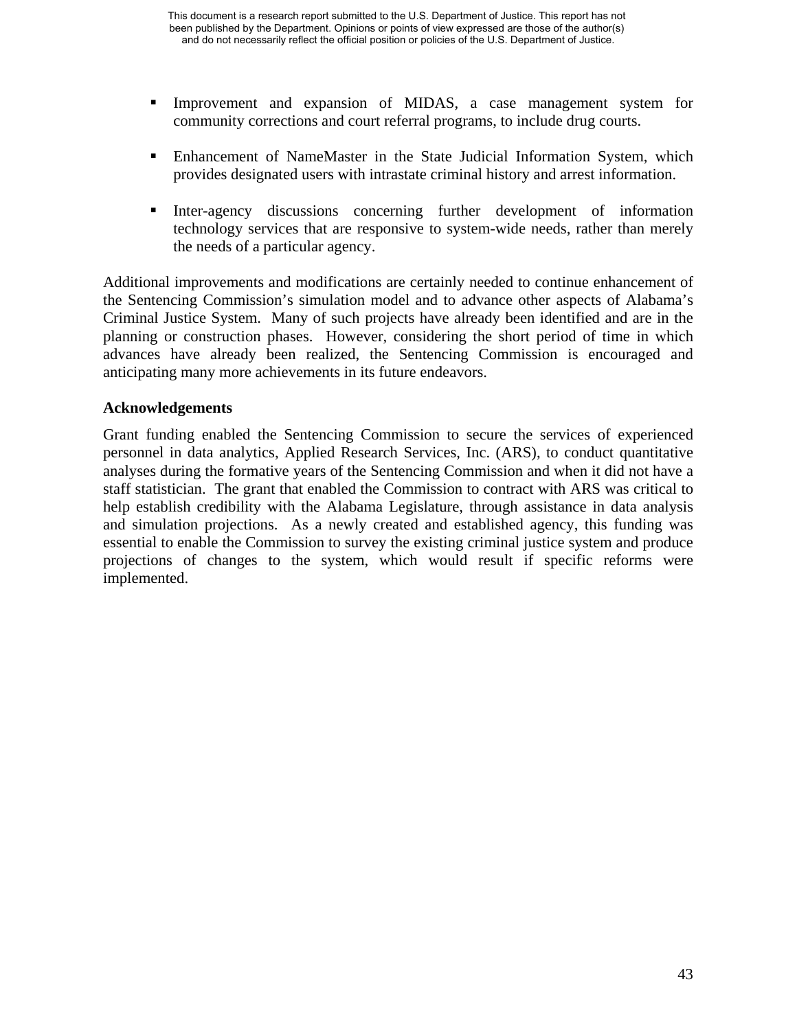- Improvement and expansion of MIDAS, a case management system for community corrections and court referral programs, to include drug courts.

- Enhancement of NameMaster in the State Judicial Information System, which provides designated users with intrastate criminal history and arrest information.

- Inter-agency discussions concerning further development of information technology services that are responsive to system-wide needs, rather than merely the needs of a particular agency.

Additional improvements and modifications are certainly needed to continue enhancement of the Sentencing Commission's simulation model and to advance other aspects of Alabama's Criminal Justice System. Many of such projects have already been identified and are in the planning or construction phases. However, considering the short period of time in which advances have already been realized, the Sentencing Commission is encouraged and anticipating many more achievements in its future endeavors.

**Acknowledgements**

Grant funding enabled the Sentencing Commission to secure the services of experienced personnel in data analytics, Applied Research Services, Inc. (ARS), to conduct quantitative analyses during the formative years of the Sentencing Commission and when it did not have a staff statistician. The grant that enabled the Commission to contract with ARS was critical to help establish credibility with the Alabama Legislature, through assistance in data analysis and simulation projections. As a newly created and established agency, this funding was essential to enable the Commission to survey the existing criminal justice system and produce projections of changes to the system, which would result if specific reforms were implemented.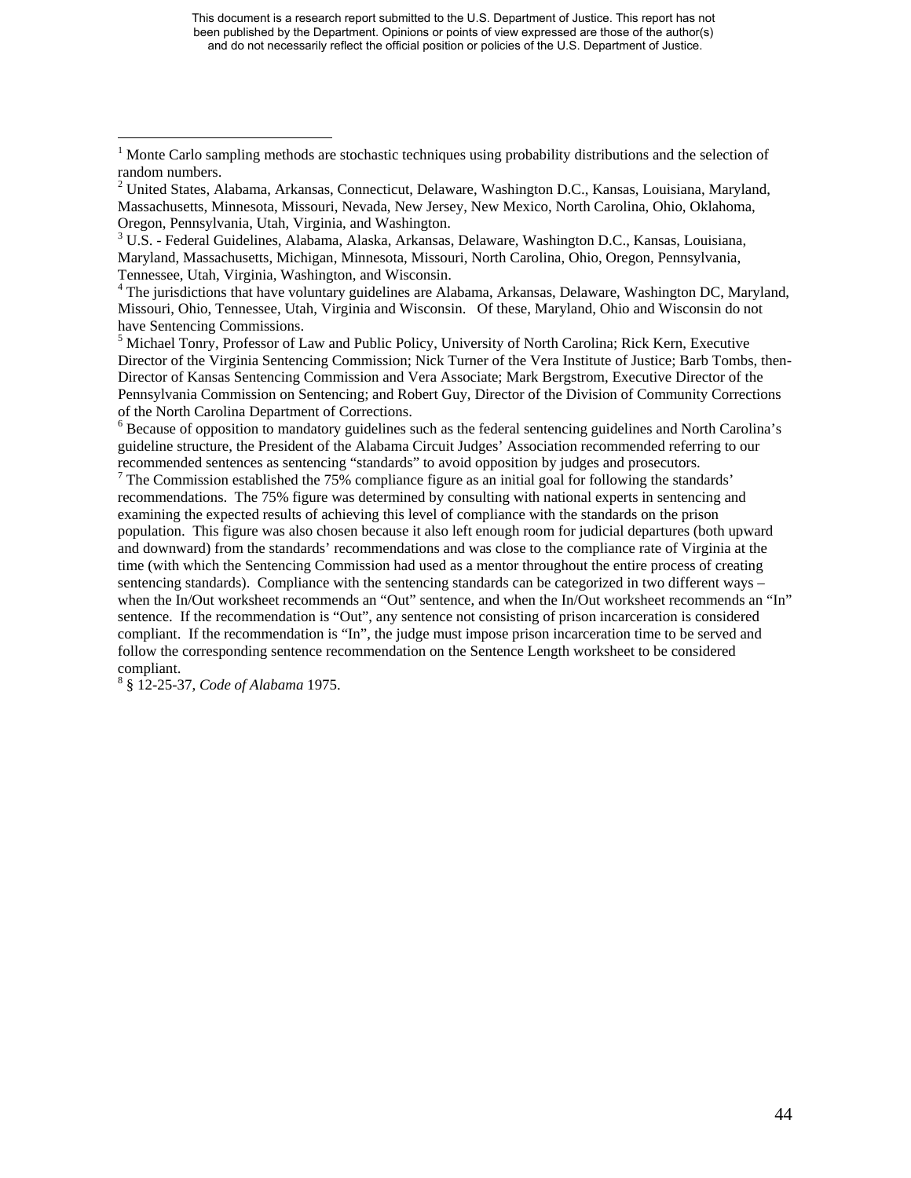[1] Monte Carlo sampling methods are stochastic techniques using probability distributions and the selection of random numbers.

[2] United States, Alabama, Arkansas, Connecticut, Delaware, Washington D.C., Kansas, Louisiana, Maryland, Massachusetts, Minnesota, Missouri, Nevada, New Jersey, New Mexico, North Carolina, Ohio, Oklahoma, Oregon, Pennsylvania, Utah, Virginia, and Washington.

[3] U.S. - Federal Guidelines, Alabama, Alaska, Arkansas, Delaware, Washington D.C., Kansas, Louisiana, Maryland, Massachusetts, Michigan, Minnesota, Missouri, North Carolina, Ohio, Oregon, Pennsylvania, Tennessee, Utah, Virginia, Washington, and Wisconsin.

[4] The jurisdictions that have voluntary guidelines are Alabama, Arkansas, Delaware, Washington DC, Maryland, Missouri, Ohio, Tennessee, Utah, Virginia and Wisconsin. Of these, Maryland, Ohio and Wisconsin do not have Sentencing Commissions.

[5] Michael Tonry, Professor of Law and Public Policy, University of North Carolina; Rick Kern, Executive Director of the Virginia Sentencing Commission; Nick Turner of the Vera Institute of Justice; Barb Tombs, then-Director of Kansas Sentencing Commission and Vera Associate; Mark Bergstrom, Executive Director of the Pennsylvania Commission on Sentencing; and Robert Guy, Director of the Division of Community Corrections of the North Carolina Department of Corrections.

[6] Because of opposition to mandatory guidelines such as the federal sentencing guidelines and North Carolina's guideline structure, the President of the Alabama Circuit Judges' Association recommended referring to our recommended sentences as sentencing "standards" to avoid opposition by judges and prosecutors.

[7] The Commission established the 75% compliance figure as an initial goal for following the standards' recommendations. The 75% figure was determined by consulting with national experts in sentencing and examining the expected results of achieving this level of compliance with the standards on the prison population. This figure was also chosen because it also left enough room for judicial departures (both upward and downward) from the standards' recommendations and was close to the compliance rate of Virginia at the time (with which the Sentencing Commission had used as a mentor throughout the entire process of creating sentencing standards). Compliance with the sentencing standards can be categorized in two different ways – when the In/Out worksheet recommends an "Out" sentence, and when the In/Out worksheet recommends an "In" sentence. If the recommendation is "Out", any sentence not consisting of prison incarceration is considered compliant. If the recommendation is "In", the judge must impose prison incarceration time to be served and follow the corresponding sentence recommendation on the Sentence Length worksheet to be considered compliant.

[8] § 12-25-37, *Code of Alabama* 1975.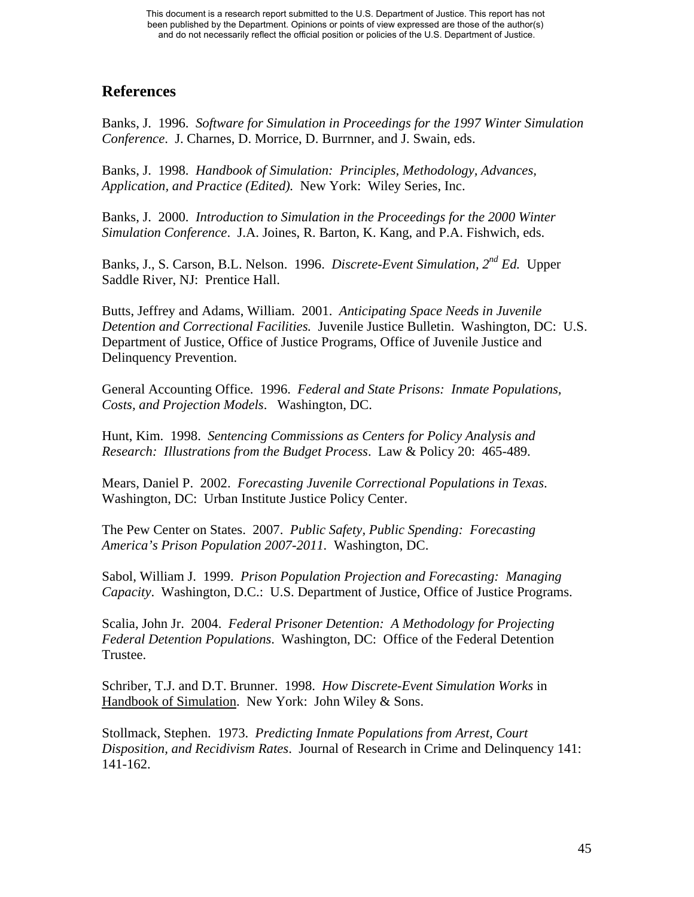## References

Banks, J. 1996. *Software for Simulation in Proceedings for the 1997 Winter Simulation Conference*. J. Charnes, D. Morrice, D. Burrnner, and J. Swain, eds.

Banks, J. 1998. *Handbook of Simulation: Principles, Methodology, Advances, Application, and Practice (Edited).* New York: Wiley Series, Inc.

Banks, J. 2000. *Introduction to Simulation in the Proceedings for the 2000 Winter Simulation Conference*. J.A. Joines, R. Barton, K. Kang, and P.A. Fishwich, eds.

Banks, J., S. Carson, B.L. Nelson. 1996. *Discrete-Event Simulation, 2nd Ed.* Upper Saddle River, NJ: Prentice Hall.

Butts, Jeffrey and Adams, William. 2001. *Anticipating Space Needs in Juvenile Detention and Correctional Facilities.* Juvenile Justice Bulletin. Washington, DC: U.S. Department of Justice, Office of Justice Programs, Office of Juvenile Justice and Delinquency Prevention.

General Accounting Office. 1996. *Federal and State Prisons: Inmate Populations, Costs, and Projection Models*. Washington, DC.

Hunt, Kim. 1998. *Sentencing Commissions as Centers for Policy Analysis and Research: Illustrations from the Budget Process*. Law & Policy 20: 465-489.

Mears, Daniel P. 2002. *Forecasting Juvenile Correctional Populations in Texas*. Washington, DC: Urban Institute Justice Policy Center.

The Pew Center on States. 2007. *Public Safety, Public Spending: Forecasting America's Prison Population 2007-2011*. Washington, DC.

Sabol, William J. 1999. *Prison Population Projection and Forecasting: Managing Capacity*. Washington, D.C.: U.S. Department of Justice, Office of Justice Programs.

Scalia, John Jr. 2004. *Federal Prisoner Detention: A Methodology for Projecting Federal Detention Populations*. Washington, DC: Office of the Federal Detention Trustee.

Schriber, T.J. and D.T. Brunner. 1998. *How Discrete-Event Simulation Works* in Handbook of Simulation. New York: John Wiley & Sons.

Stollmack, Stephen. 1973. *Predicting Inmate Populations from Arrest, Court Disposition, and Recidivism Rates*. Journal of Research in Crime and Delinquency 141: 141-162.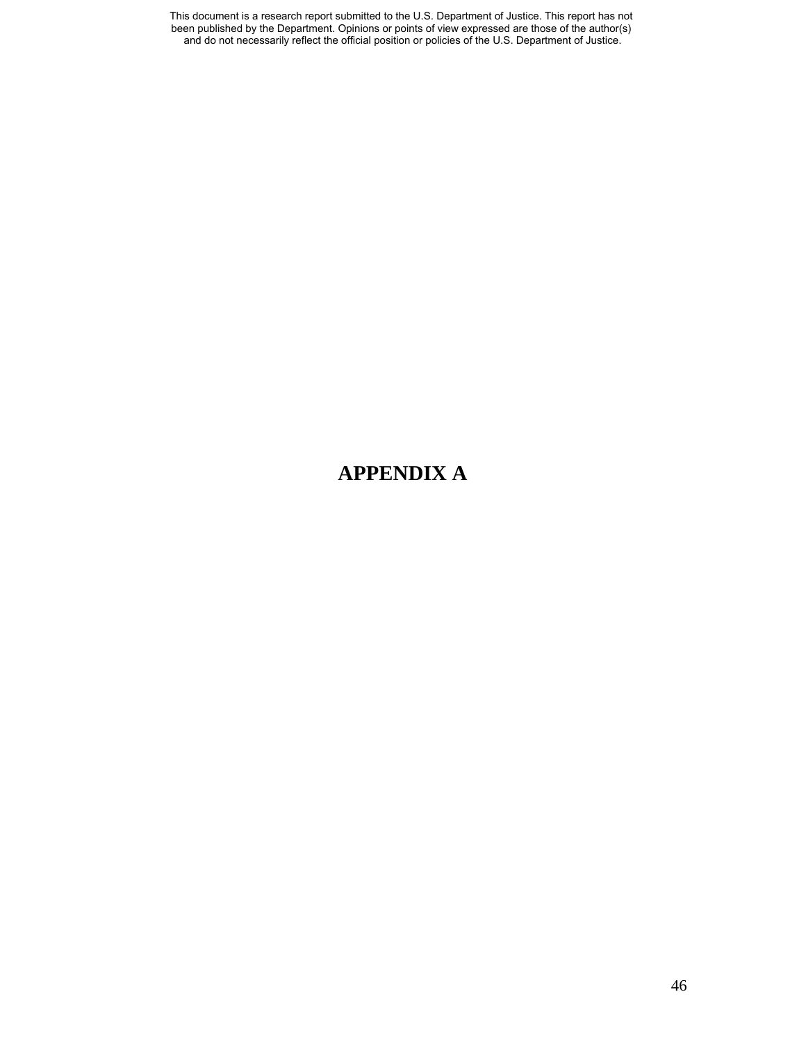# APPENDIX A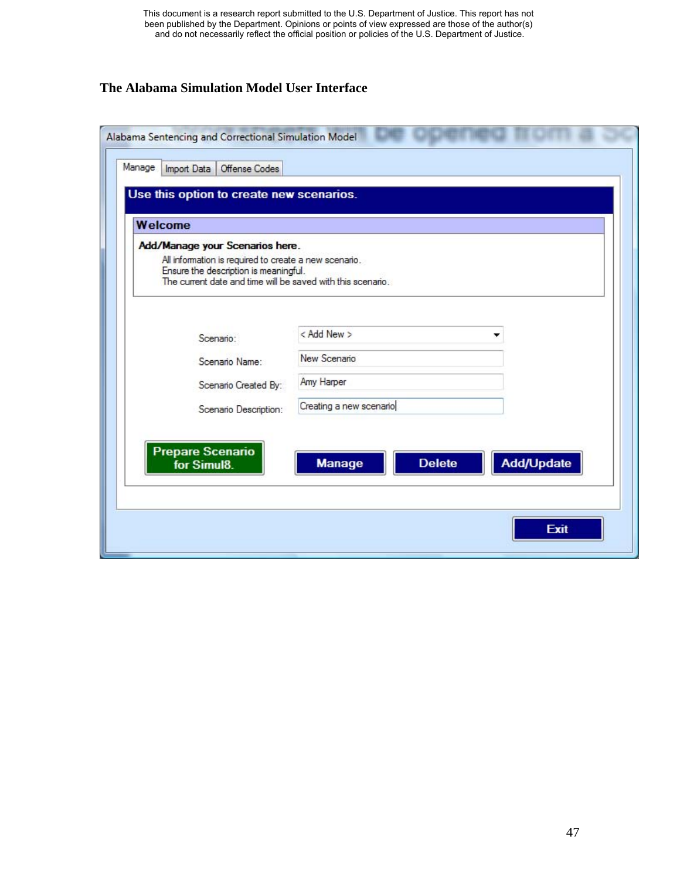### The Alabama Simulation Model User Interface

Alabama Sentencing and Correctional Simulation Model

Manage | Import Data | Offense Codes

**Use this option to create new scenarios.**

**Welcome**

**Add/Manage your Scenarios here.**

All information is required to create a new scenario.
Ensure the description is meaningful.
The current date and time will be saved with this scenario.

Scenario: < Add New >

Scenario Name: New Scenario

Scenario Created By: Amy Harper

Scenario Description: Creating a new scenario

**Prepare Scenario for Simul8.** | **Manage** | **Delete** | **Add/Update**

**Exit**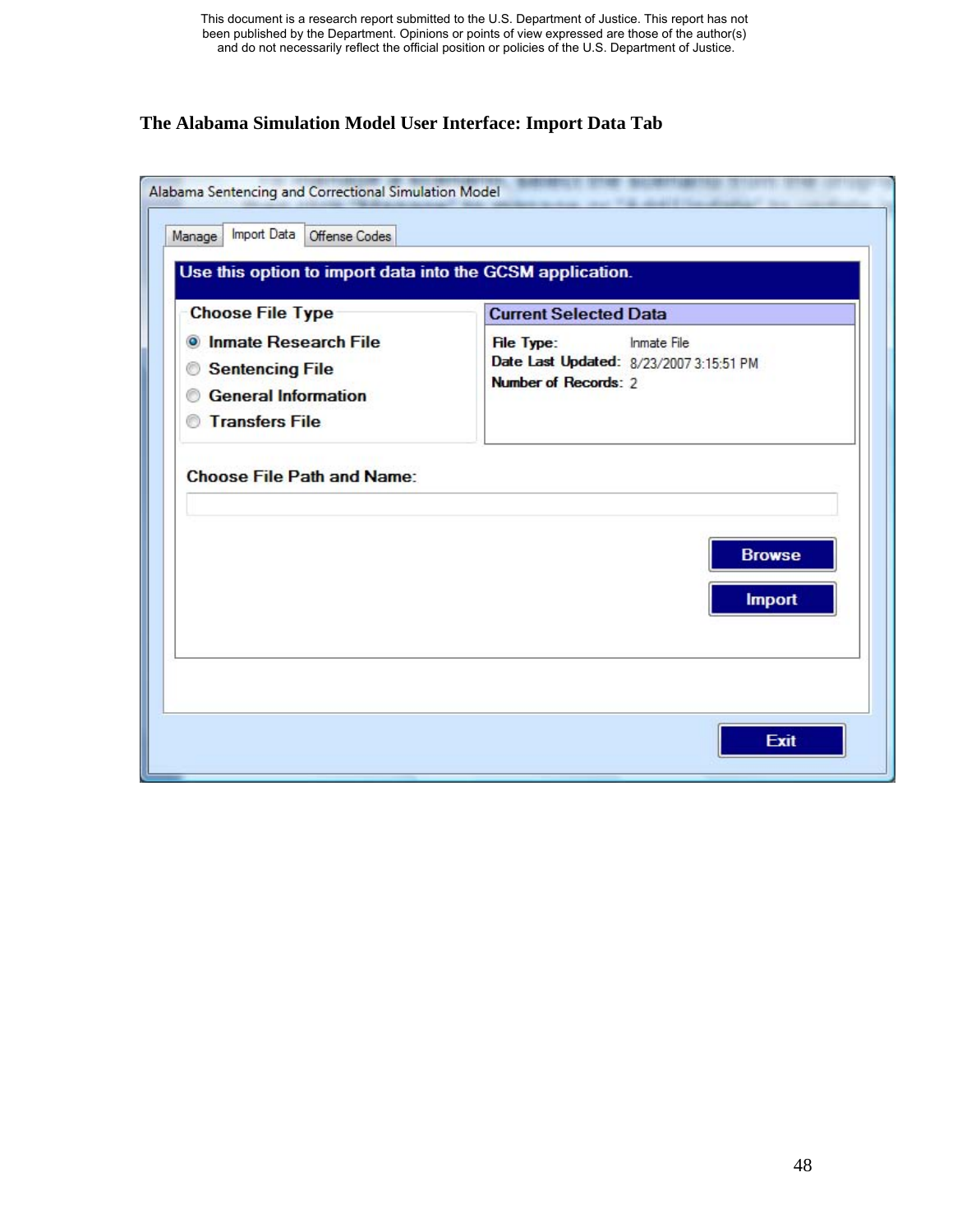This document is a research report submitted to the U.S. Department of Justice. This report has not been published by the Department. Opinions or points of view expressed are those of the author(s) and do not necessarily reflect the official position or policies of the U.S. Department of Justice.

**The Alabama Simulation Model User Interface: Import Data Tab**

Alabama Sentencing and Correctional Simulation Model

Manage | Import Data | Offense Codes

Use this option to import data into the GCSM application.

**Choose File Type**

- Inmate Research File
- Sentencing File
- General Information
- Transfers File

**Current Selected Data**

**File Type:** Inmate File
**Date Last Updated:** 8/23/2007 3:15:51 PM
**Number of Records:** 2

**Choose File Path and Name:**

Browse

Import

Exit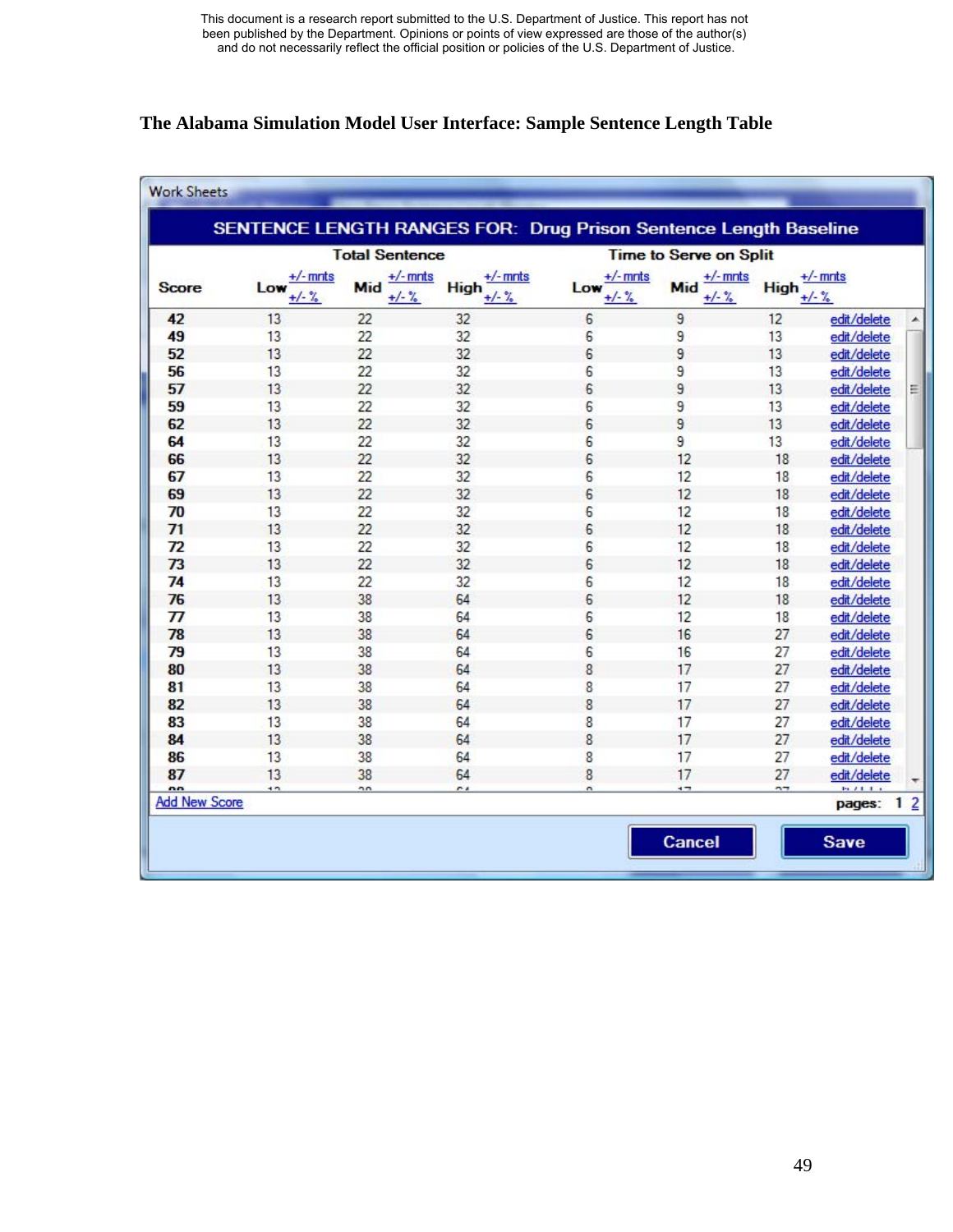This document is a research report submitted to the U.S. Department of Justice. This report has not been published by the Department. Opinions or points of view expressed are those of the author(s) and do not necessarily reflect the official position or policies of the U.S. Department of Justice.

## The Alabama Simulation Model User Interface: Sample Sentence Length Table

Work Sheets

**SENTENCE LENGTH RANGES FOR: Drug Prison Sentence Length Baseline**

| | Total Sentence | | | Time to Serve on Split | | | |
|---|---|---|---|---|---|---|---|
| Score | Low +/- mnts +/- % | Mid +/- mnts +/- % | High +/- mnts +/- % | Low +/- mnts +/- % | Mid +/- mnts +/- % | High +/- mnts +/- % | |
| 42 | 13 | 22 | 32 | 6 | 9 | 12 | edit/delete |
| 49 | 13 | 22 | 32 | 6 | 9 | 13 | edit/delete |
| 52 | 13 | 22 | 32 | 6 | 9 | 13 | edit/delete |
| 56 | 13 | 22 | 32 | 6 | 9 | 13 | edit/delete |
| 57 | 13 | 22 | 32 | 6 | 9 | 13 | edit/delete |
| 59 | 13 | 22 | 32 | 6 | 9 | 13 | edit/delete |
| 62 | 13 | 22 | 32 | 6 | 9 | 13 | edit/delete |
| 64 | 13 | 22 | 32 | 6 | 9 | 13 | edit/delete |
| 66 | 13 | 22 | 32 | 6 | 12 | 18 | edit/delete |
| 67 | 13 | 22 | 32 | 6 | 12 | 18 | edit/delete |
| 69 | 13 | 22 | 32 | 6 | 12 | 18 | edit/delete |
| 70 | 13 | 22 | 32 | 6 | 12 | 18 | edit/delete |
| 71 | 13 | 22 | 32 | 6 | 12 | 18 | edit/delete |
| 72 | 13 | 22 | 32 | 6 | 12 | 18 | edit/delete |
| 73 | 13 | 22 | 32 | 6 | 12 | 18 | edit/delete |
| 74 | 13 | 22 | 32 | 6 | 12 | 18 | edit/delete |
| 76 | 13 | 38 | 64 | 6 | 12 | 18 | edit/delete |
| 77 | 13 | 38 | 64 | 6 | 12 | 18 | edit/delete |
| 78 | 13 | 38 | 64 | 6 | 16 | 27 | edit/delete |
| 79 | 13 | 38 | 64 | 6 | 16 | 27 | edit/delete |
| 80 | 13 | 38 | 64 | 8 | 17 | 27 | edit/delete |
| 81 | 13 | 38 | 64 | 8 | 17 | 27 | edit/delete |
| 82 | 13 | 38 | 64 | 8 | 17 | 27 | edit/delete |
| 83 | 13 | 38 | 64 | 8 | 17 | 27 | edit/delete |
| 84 | 13 | 38 | 64 | 8 | 17 | 27 | edit/delete |
| 86 | 13 | 38 | 64 | 8 | 17 | 27 | edit/delete |
| 87 | 13 | 38 | 64 | 8 | 17 | 27 | edit/delete |

Add New Score — pages: 1 2

Cancel — Save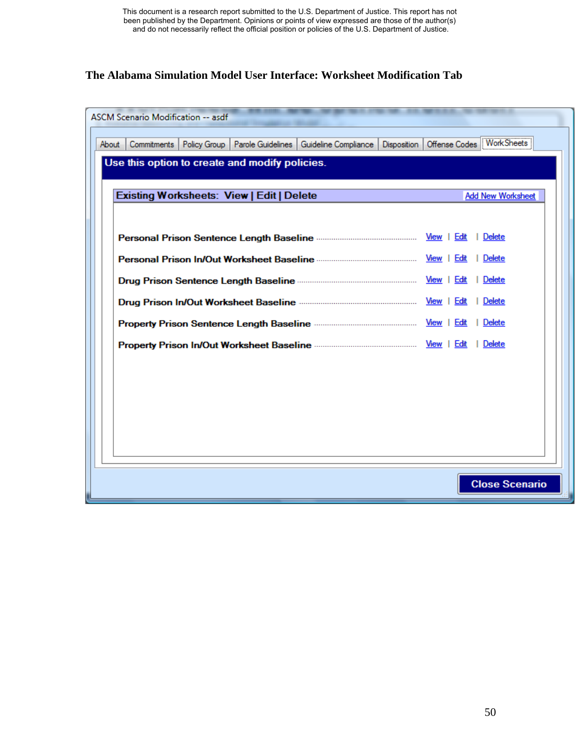This document is a research report submitted to the U.S. Department of Justice. This report has not been published by the Department. Opinions or points of view expressed are those of the author(s) and do not necessarily reflect the official position or policies of the U.S. Department of Justice.

### The Alabama Simulation Model User Interface: Worksheet Modification Tab

ASCM Scenario Modification -- asdf

About | Commitments | Policy Group | Parole Guidelines | Guideline Compliance | Disposition | Offense Codes | WorkSheets

**Use this option to create and modify policies.**

**Existing Worksheets: View | Edit | Delete** — Add New Worksheet

| Worksheet | | | |
|---|---|---|---|
| **Personal Prison Sentence Length Baseline** | View | Edit | Delete |
| **Personal Prison In/Out Worksheet Baseline** | View | Edit | Delete |
| **Drug Prison Sentence Length Baseline** | View | Edit | Delete |
| **Drug Prison In/Out Worksheet Baseline** | View | Edit | Delete |
| **Property Prison Sentence Length Baseline** | View | Edit | Delete |
| **Property Prison In/Out Worksheet Baseline** | View | Edit | Delete |

Close Scenario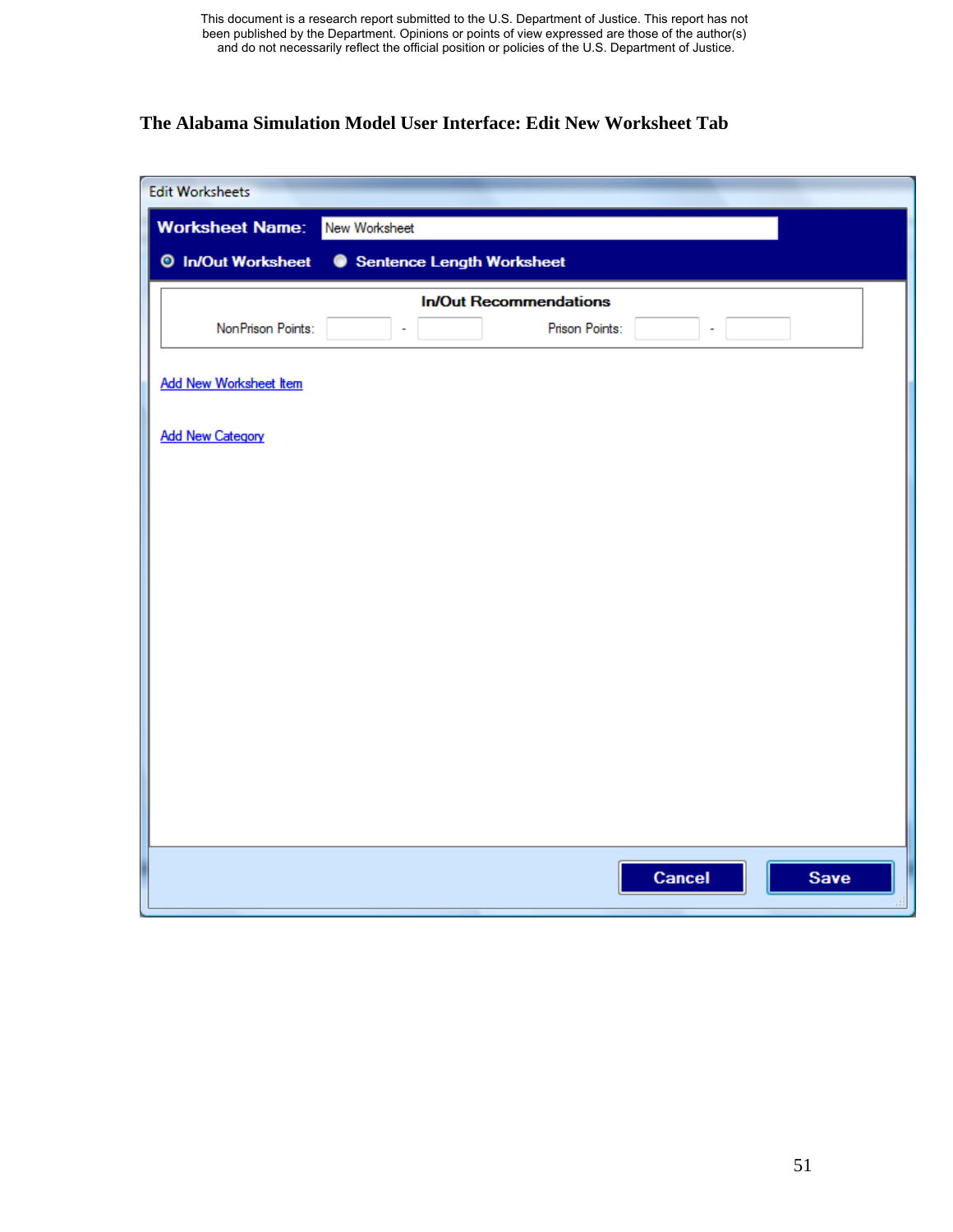### The Alabama Simulation Model User Interface: Edit New Worksheet Tab

Edit Worksheets

**Worksheet Name:** New Worksheet

In/Out Worksheet | Sentence Length Worksheet

**In/Out Recommendations**

NonPrison Points: ____ - ____ Prison Points: ____ - ____

Add New Worksheet Item

Add New Category

Cancel | Save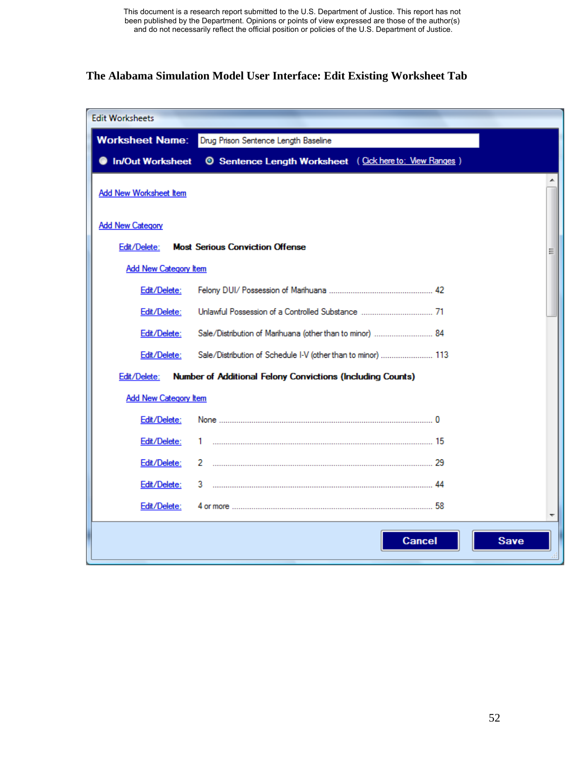This document is a research report submitted to the U.S. Department of Justice. This report has not been published by the Department. Opinions or points of view expressed are those of the author(s) and do not necessarily reflect the official position or policies of the U.S. Department of Justice.

## The Alabama Simulation Model User Interface: Edit Existing Worksheet Tab

Edit Worksheets

**Worksheet Name:** Drug Prison Sentence Length Baseline

○ **In/Out Worksheet** ◉ **Sentence Length Worksheet** ( Click here to: View Ranges )

Add New Worksheet Item

Add New Category

Edit/Delete: **Most Serious Conviction Offense**

Add New Category Item

| | | |
|---|---|---|
| Edit/Delete: | Felony DUI/ Possession of Marihuana | 42 |
| Edit/Delete: | Unlawful Possession of a Controlled Substance | 71 |
| Edit/Delete: | Sale/Distribution of Marihuana (other than to minor) | 84 |
| Edit/Delete: | Sale/Distribution of Schedule I-V (other than to minor) | 113 |

Edit/Delete: **Number of Additional Felony Convictions (Including Counts)**

Add New Category Item

| | | |
|---|---|---|
| Edit/Delete: | None | 0 |
| Edit/Delete: | 1 | 15 |
| Edit/Delete: | 2 | 29 |
| Edit/Delete: | 3 | 44 |
| Edit/Delete: | 4 or more | 58 |

Cancel | Save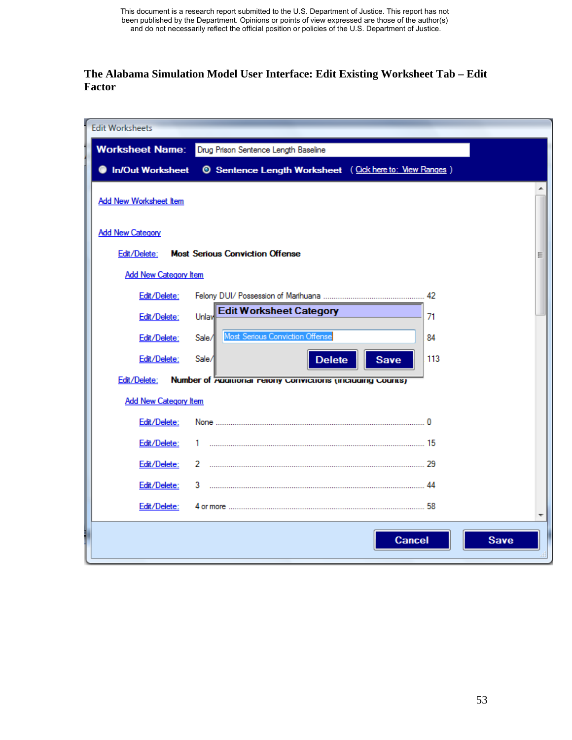This document is a research report submitted to the U.S. Department of Justice. This report has not been published by the Department. Opinions or points of view expressed are those of the author(s) and do not necessarily reflect the official position or policies of the U.S. Department of Justice.

## The Alabama Simulation Model User Interface: Edit Existing Worksheet Tab – Edit Factor

Edit Worksheets

**Worksheet Name:** Drug Prison Sentence Length Baseline

○ **In/Out Worksheet** ◉ **Sentence Length Worksheet** ( Click here to: View Ranges )

Add New Worksheet Item

Add New Category

Edit/Delete: **Most Serious Conviction Offense**

Add New Category Item

Edit/Delete: Felony DUI/ Possession of Marihuana ........ 42

Edit/Delete: Unlaw... ........ 71

Edit/Delete: Sale/... ........ 84

Edit/Delete: Sale/... ........ 113

**Edit Worksheet Category**

Most Serious Conviction Offense

Delete | Save

Edit/Delete: **Number of Additional Felony Convictions (including Counts)**

Add New Category Item

Edit/Delete: None ........ 0

Edit/Delete: 1 ........ 15

Edit/Delete: 2 ........ 29

Edit/Delete: 3 ........ 44

Edit/Delete: 4 or more ........ 58

Cancel | Save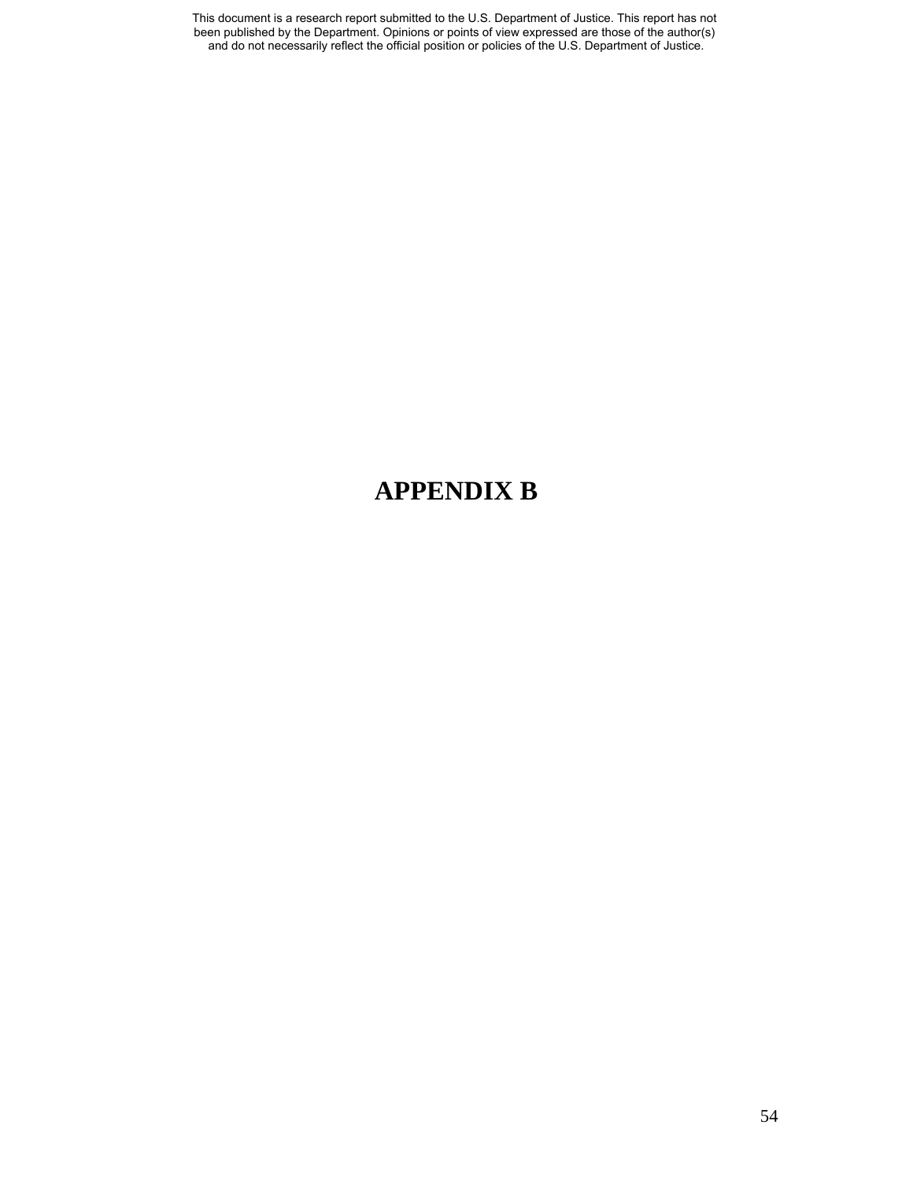# APPENDIX B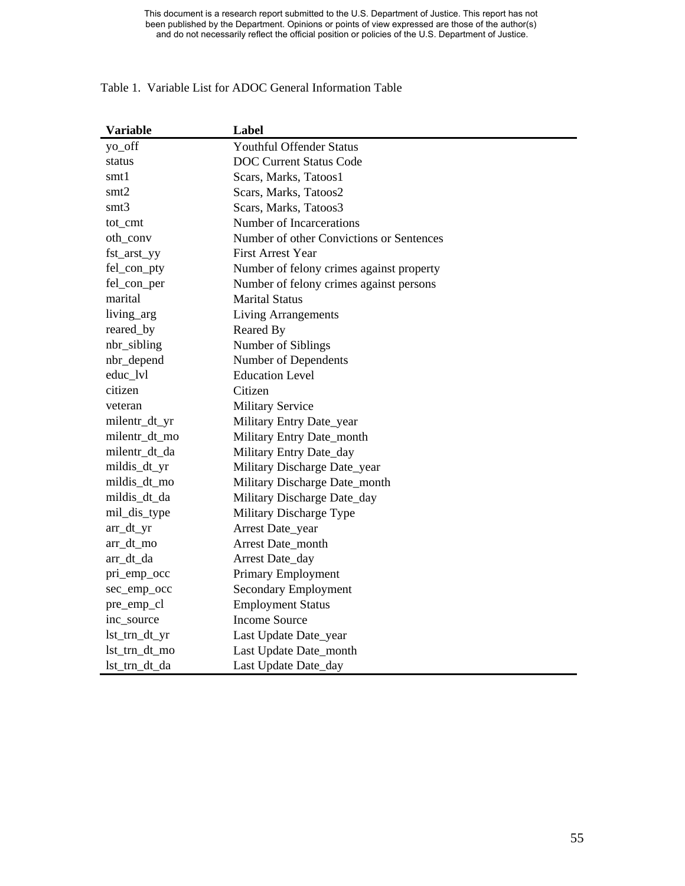This document is a research report submitted to the U.S. Department of Justice. This report has not been published by the Department. Opinions or points of view expressed are those of the author(s) and do not necessarily reflect the official position or policies of the U.S. Department of Justice.

Table 1. Variable List for ADOC General Information Table

| Variable | Label |
|---|---|
| yo_off | Youthful Offender Status |
| status | DOC Current Status Code |
| smt1 | Scars, Marks, Tatoos1 |
| smt2 | Scars, Marks, Tatoos2 |
| smt3 | Scars, Marks, Tatoos3 |
| tot_cmt | Number of Incarcerations |
| oth_conv | Number of other Convictions or Sentences |
| fst_arst_yy | First Arrest Year |
| fel_con_pty | Number of felony crimes against property |
| fel_con_per | Number of felony crimes against persons |
| marital | Marital Status |
| living_arg | Living Arrangements |
| reared_by | Reared By |
| nbr_sibling | Number of Siblings |
| nbr_depend | Number of Dependents |
| educ_lvl | Education Level |
| citizen | Citizen |
| veteran | Military Service |
| milentr_dt_yr | Military Entry Date_year |
| milentr_dt_mo | Military Entry Date_month |
| milentr_dt_da | Military Entry Date_day |
| mildis_dt_yr | Military Discharge Date_year |
| mildis_dt_mo | Military Discharge Date_month |
| mildis_dt_da | Military Discharge Date_day |
| mil_dis_type | Military Discharge Type |
| arr_dt_yr | Arrest Date_year |
| arr_dt_mo | Arrest Date_month |
| arr_dt_da | Arrest Date_day |
| pri_emp_occ | Primary Employment |
| sec_emp_occ | Secondary Employment |
| pre_emp_cl | Employment Status |
| inc_source | Income Source |
| lst_trn_dt_yr | Last Update Date_year |
| lst_trn_dt_mo | Last Update Date_month |
| lst_trn_dt_da | Last Update Date_day |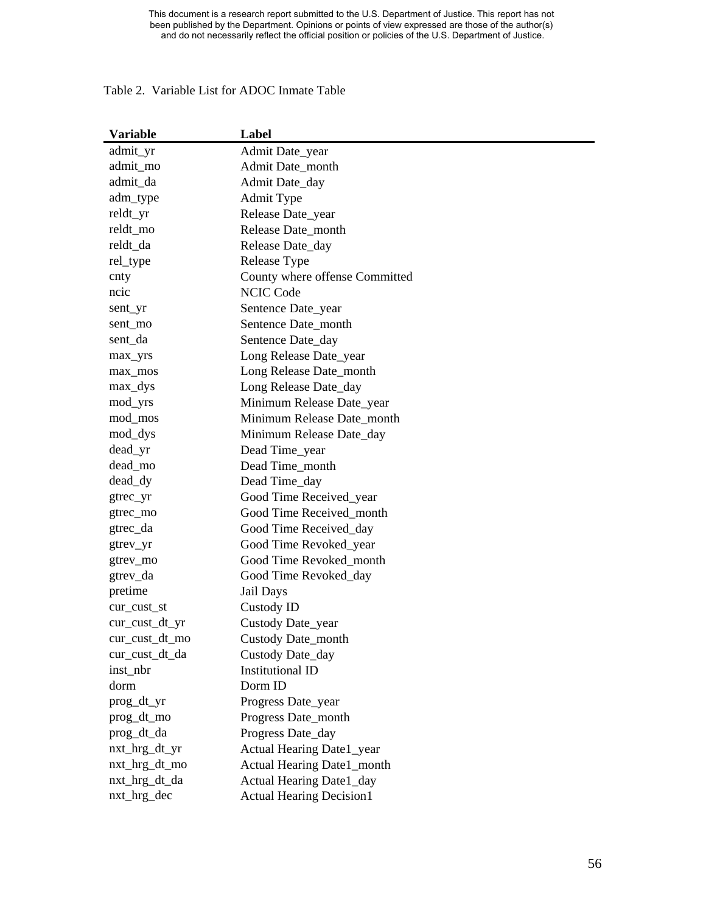This document is a research report submitted to the U.S. Department of Justice. This report has not been published by the Department. Opinions or points of view expressed are those of the author(s) and do not necessarily reflect the official position or policies of the U.S. Department of Justice.

Table 2. Variable List for ADOC Inmate Table

| Variable | Label |
|---|---|
| admit_yr | Admit Date_year |
| admit_mo | Admit Date_month |
| admit_da | Admit Date_day |
| adm_type | Admit Type |
| reldt_yr | Release Date_year |
| reldt_mo | Release Date_month |
| reldt_da | Release Date_day |
| rel_type | Release Type |
| cnty | County where offense Committed |
| ncic | NCIC Code |
| sent_yr | Sentence Date_year |
| sent_mo | Sentence Date_month |
| sent_da | Sentence Date_day |
| max_yrs | Long Release Date_year |
| max_mos | Long Release Date_month |
| max_dys | Long Release Date_day |
| mod_yrs | Minimum Release Date_year |
| mod_mos | Minimum Release Date_month |
| mod_dys | Minimum Release Date_day |
| dead_yr | Dead Time_year |
| dead_mo | Dead Time_month |
| dead_dy | Dead Time_day |
| gtrec_yr | Good Time Received_year |
| gtrec_mo | Good Time Received_month |
| gtrec_da | Good Time Received_day |
| gtrev_yr | Good Time Revoked_year |
| gtrev_mo | Good Time Revoked_month |
| gtrev_da | Good Time Revoked_day |
| pretime | Jail Days |
| cur_cust_st | Custody ID |
| cur_cust_dt_yr | Custody Date_year |
| cur_cust_dt_mo | Custody Date_month |
| cur_cust_dt_da | Custody Date_day |
| inst_nbr | Institutional ID |
| dorm | Dorm ID |
| prog_dt_yr | Progress Date_year |
| prog_dt_mo | Progress Date_month |
| prog_dt_da | Progress Date_day |
| nxt_hrg_dt_yr | Actual Hearing Date1_year |
| nxt_hrg_dt_mo | Actual Hearing Date1_month |
| nxt_hrg_dt_da | Actual Hearing Date1_day |
| nxt_hrg_dec | Actual Hearing Decision1 |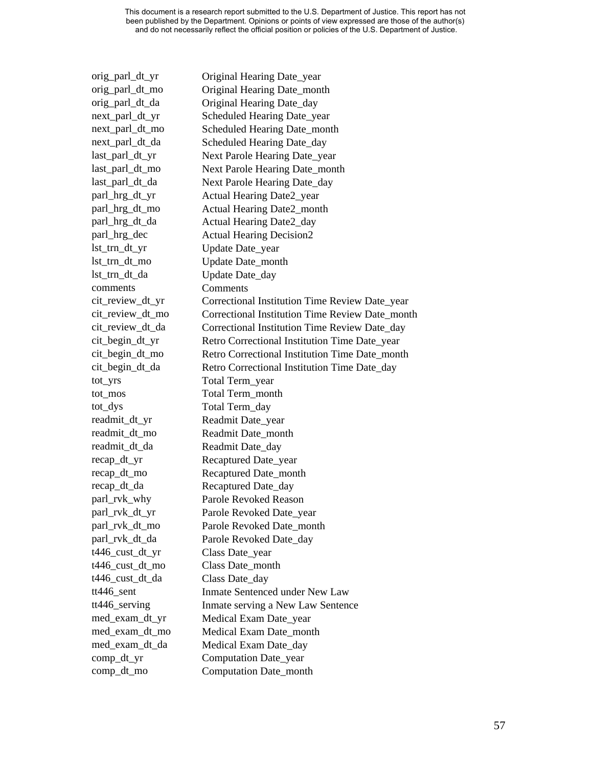| | |
|---|---|
| orig_parl_dt_yr | Original Hearing Date_year |
| orig_parl_dt_mo | Original Hearing Date_month |
| orig_parl_dt_da | Original Hearing Date_day |
| next_parl_dt_yr | Scheduled Hearing Date_year |
| next_parl_dt_mo | Scheduled Hearing Date_month |
| next_parl_dt_da | Scheduled Hearing Date_day |
| last_parl_dt_yr | Next Parole Hearing Date_year |
| last_parl_dt_mo | Next Parole Hearing Date_month |
| last_parl_dt_da | Next Parole Hearing Date_day |
| parl_hrg_dt_yr | Actual Hearing Date2_year |
| parl_hrg_dt_mo | Actual Hearing Date2_month |
| parl_hrg_dt_da | Actual Hearing Date2_day |
| parl_hrg_dec | Actual Hearing Decision2 |
| lst_trn_dt_yr | Update Date_year |
| lst_trn_dt_mo | Update Date_month |
| lst_trn_dt_da | Update Date_day |
| comments | Comments |
| cit_review_dt_yr | Correctional Institution Time Review Date_year |
| cit_review_dt_mo | Correctional Institution Time Review Date_month |
| cit_review_dt_da | Correctional Institution Time Review Date_day |
| cit_begin_dt_yr | Retro Correctional Institution Time Date_year |
| cit_begin_dt_mo | Retro Correctional Institution Time Date_month |
| cit_begin_dt_da | Retro Correctional Institution Time Date_day |
| tot_yrs | Total Term_year |
| tot_mos | Total Term_month |
| tot_dys | Total Term_day |
| readmit_dt_yr | Readmit Date_year |
| readmit_dt_mo | Readmit Date_month |
| readmit_dt_da | Readmit Date_day |
| recap_dt_yr | Recaptured Date_year |
| recap_dt_mo | Recaptured Date_month |
| recap_dt_da | Recaptured Date_day |
| parl_rvk_why | Parole Revoked Reason |
| parl_rvk_dt_yr | Parole Revoked Date_year |
| parl_rvk_dt_mo | Parole Revoked Date_month |
| parl_rvk_dt_da | Parole Revoked Date_day |
| t446_cust_dt_yr | Class Date_year |
| t446_cust_dt_mo | Class Date_month |
| t446_cust_dt_da | Class Date_day |
| tt446_sent | Inmate Sentenced under New Law |
| tt446_serving | Inmate serving a New Law Sentence |
| med_exam_dt_yr | Medical Exam Date_year |
| med_exam_dt_mo | Medical Exam Date_month |
| med_exam_dt_da | Medical Exam Date_day |
| comp_dt_yr | Computation Date_year |
| comp_dt_mo | Computation Date_month |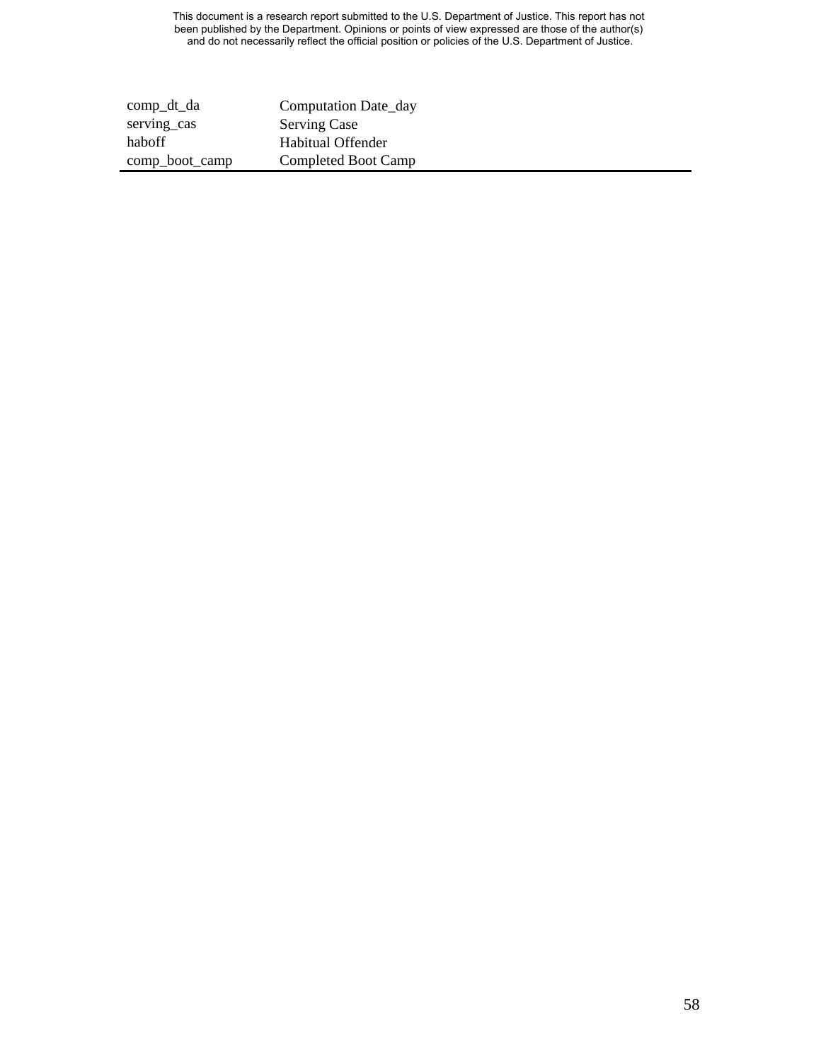| | |
|---|---|
| comp_dt_da | Computation Date_day |
| serving_cas | Serving Case |
| haboff | Habitual Offender |
| comp_boot_camp | Completed Boot Camp |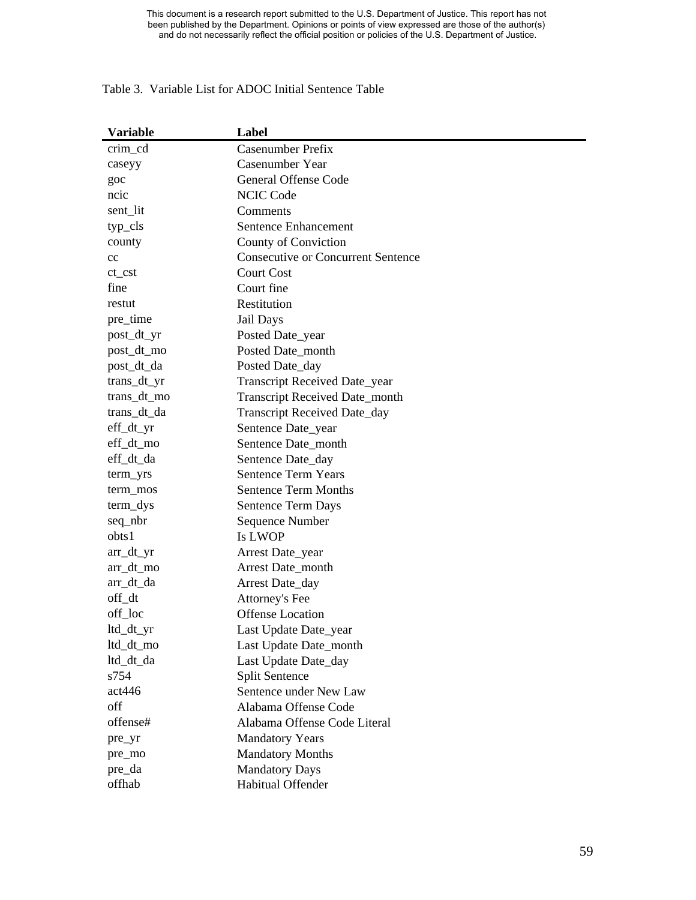This document is a research report submitted to the U.S. Department of Justice. This report has not been published by the Department. Opinions or points of view expressed are those of the author(s) and do not necessarily reflect the official position or policies of the U.S. Department of Justice.

Table 3. Variable List for ADOC Initial Sentence Table

| Variable | Label |
|---|---|
| crim_cd | Casenumber Prefix |
| caseyy | Casenumber Year |
| goc | General Offense Code |
| ncic | NCIC Code |
| sent_lit | Comments |
| typ_cls | Sentence Enhancement |
| county | County of Conviction |
| cc | Consecutive or Concurrent Sentence |
| ct_cst | Court Cost |
| fine | Court fine |
| restut | Restitution |
| pre_time | Jail Days |
| post_dt_yr | Posted Date_year |
| post_dt_mo | Posted Date_month |
| post_dt_da | Posted Date_day |
| trans_dt_yr | Transcript Received Date_year |
| trans_dt_mo | Transcript Received Date_month |
| trans_dt_da | Transcript Received Date_day |
| eff_dt_yr | Sentence Date_year |
| eff_dt_mo | Sentence Date_month |
| eff_dt_da | Sentence Date_day |
| term_yrs | Sentence Term Years |
| term_mos | Sentence Term Months |
| term_dys | Sentence Term Days |
| seq_nbr | Sequence Number |
| obts1 | Is LWOP |
| arr_dt_yr | Arrest Date_year |
| arr_dt_mo | Arrest Date_month |
| arr_dt_da | Arrest Date_day |
| off_dt | Attorney's Fee |
| off_loc | Offense Location |
| ltd_dt_yr | Last Update Date_year |
| ltd_dt_mo | Last Update Date_month |
| ltd_dt_da | Last Update Date_day |
| s754 | Split Sentence |
| act446 | Sentence under New Law |
| off | Alabama Offense Code |
| offense# | Alabama Offense Code Literal |
| pre_yr | Mandatory Years |
| pre_mo | Mandatory Months |
| pre_da | Mandatory Days |
| offhab | Habitual Offender |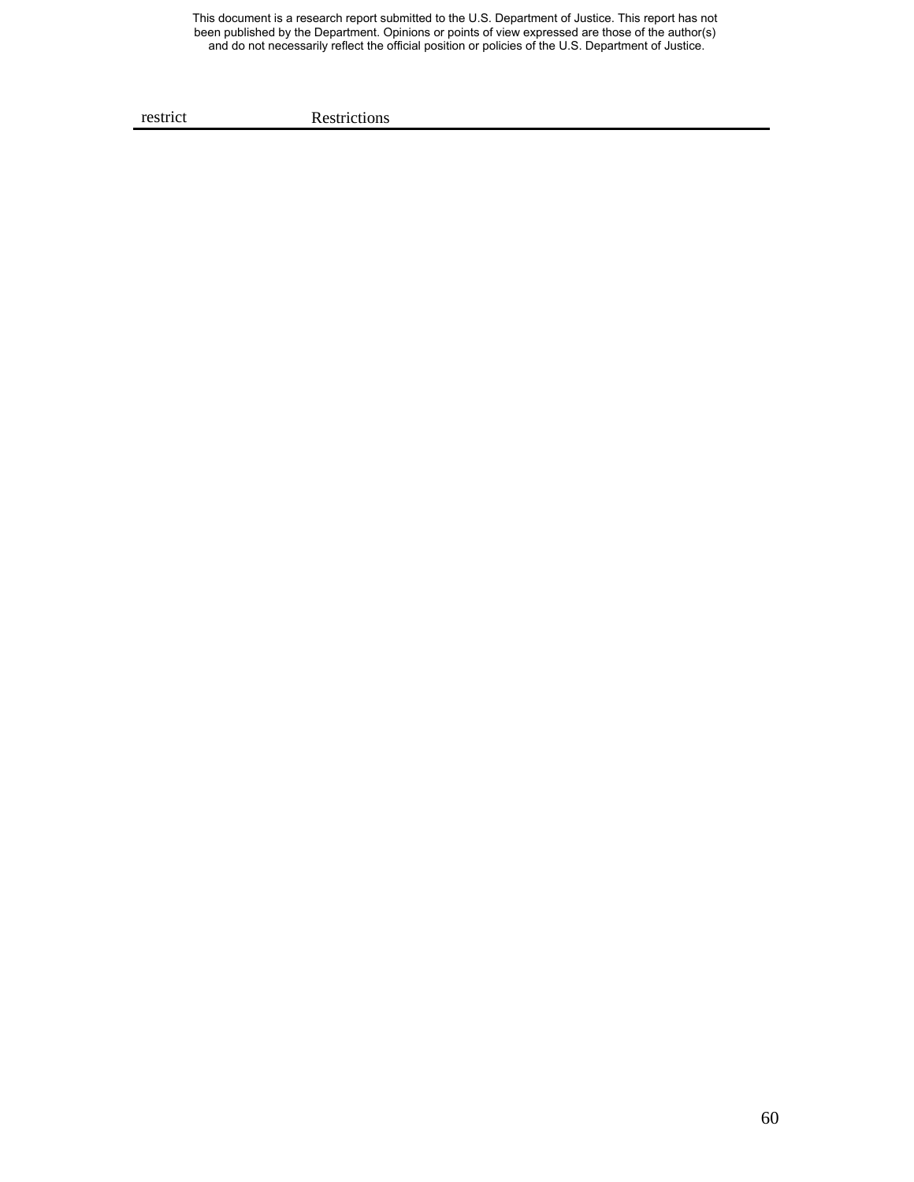| restrict | Restrictions |
|---|---|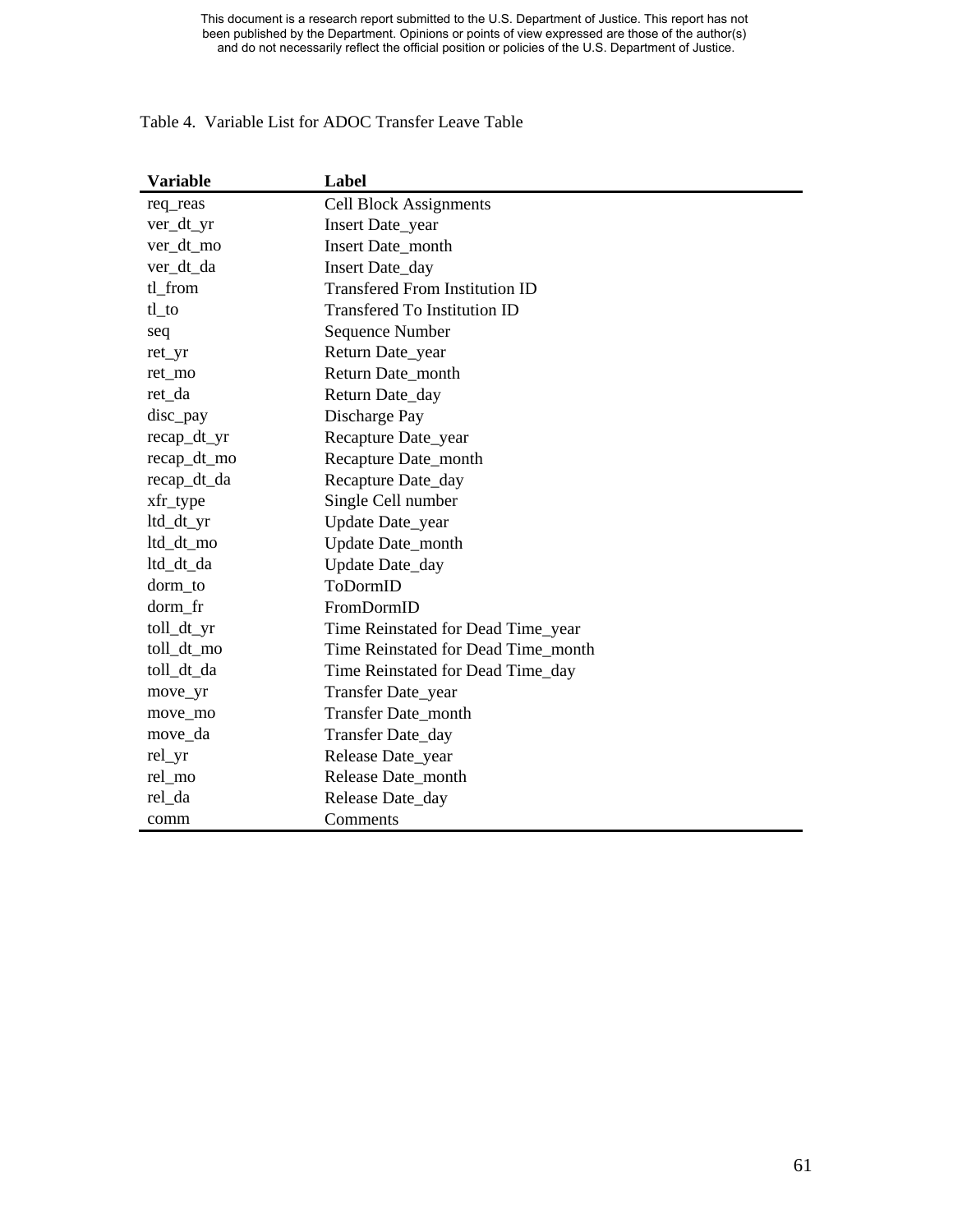This document is a research report submitted to the U.S. Department of Justice. This report has not been published by the Department. Opinions or points of view expressed are those of the author(s) and do not necessarily reflect the official position or policies of the U.S. Department of Justice.

Table 4. Variable List for ADOC Transfer Leave Table

| Variable | Label |
|---|---|
| req_reas | Cell Block Assignments |
| ver_dt_yr | Insert Date_year |
| ver_dt_mo | Insert Date_month |
| ver_dt_da | Insert Date_day |
| tl_from | Transfered From Institution ID |
| tl_to | Transfered To Institution ID |
| seq | Sequence Number |
| ret_yr | Return Date_year |
| ret_mo | Return Date_month |
| ret_da | Return Date_day |
| disc_pay | Discharge Pay |
| recap_dt_yr | Recapture Date_year |
| recap_dt_mo | Recapture Date_month |
| recap_dt_da | Recapture Date_day |
| xfr_type | Single Cell number |
| ltd_dt_yr | Update Date_year |
| ltd_dt_mo | Update Date_month |
| ltd_dt_da | Update Date_day |
| dorm_to | ToDormID |
| dorm_fr | FromDormID |
| toll_dt_yr | Time Reinstated for Dead Time_year |
| toll_dt_mo | Time Reinstated for Dead Time_month |
| toll_dt_da | Time Reinstated for Dead Time_day |
| move_yr | Transfer Date_year |
| move_mo | Transfer Date_month |
| move_da | Transfer Date_day |
| rel_yr | Release Date_year |
| rel_mo | Release Date_month |
| rel_da | Release Date_day |
| comm | Comments |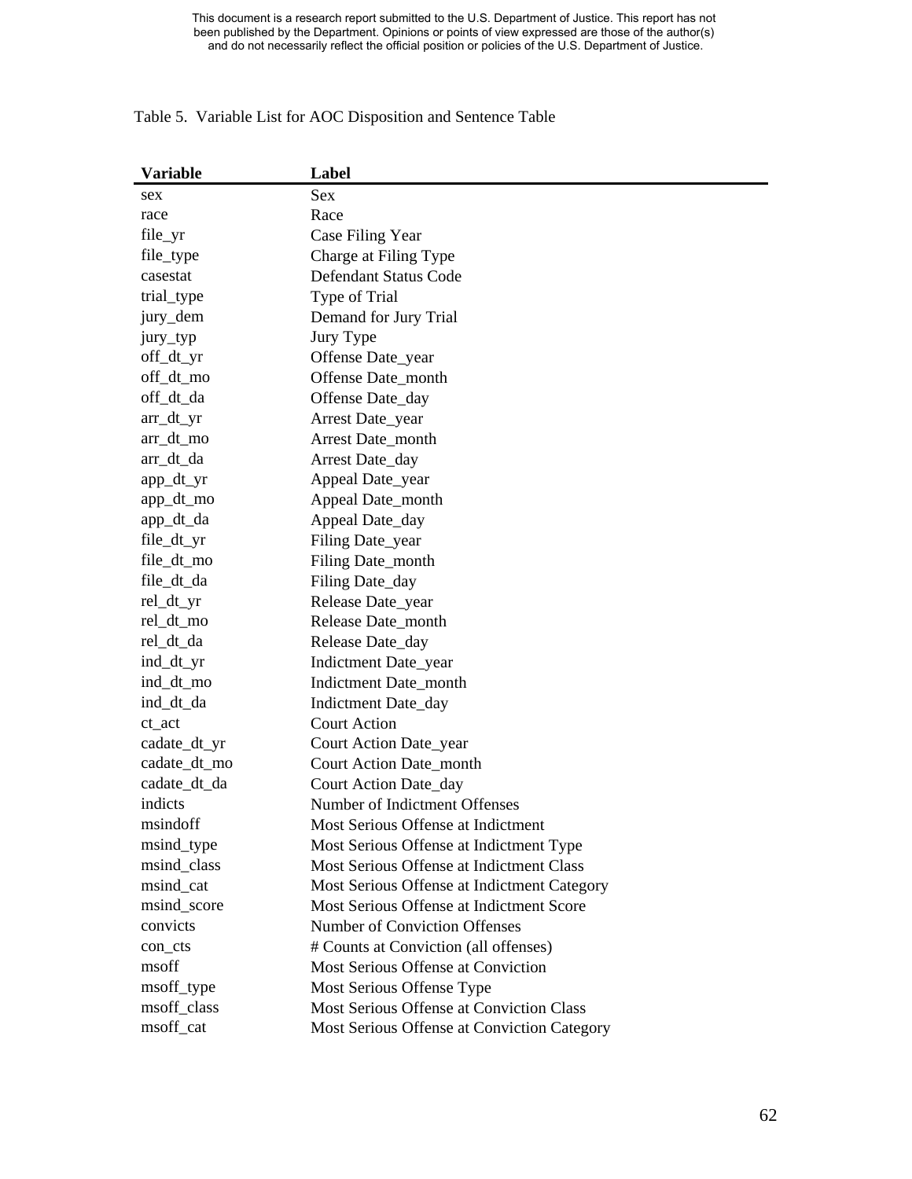This document is a research report submitted to the U.S. Department of Justice. This report has not been published by the Department. Opinions or points of view expressed are those of the author(s) and do not necessarily reflect the official position or policies of the U.S. Department of Justice.

Table 5. Variable List for AOC Disposition and Sentence Table

| Variable | Label |
|---|---|
| sex | Sex |
| race | Race |
| file_yr | Case Filing Year |
| file_type | Charge at Filing Type |
| casestat | Defendant Status Code |
| trial_type | Type of Trial |
| jury_dem | Demand for Jury Trial |
| jury_typ | Jury Type |
| off_dt_yr | Offense Date_year |
| off_dt_mo | Offense Date_month |
| off_dt_da | Offense Date_day |
| arr_dt_yr | Arrest Date_year |
| arr_dt_mo | Arrest Date_month |
| arr_dt_da | Arrest Date_day |
| app_dt_yr | Appeal Date_year |
| app_dt_mo | Appeal Date_month |
| app_dt_da | Appeal Date_day |
| file_dt_yr | Filing Date_year |
| file_dt_mo | Filing Date_month |
| file_dt_da | Filing Date_day |
| rel_dt_yr | Release Date_year |
| rel_dt_mo | Release Date_month |
| rel_dt_da | Release Date_day |
| ind_dt_yr | Indictment Date_year |
| ind_dt_mo | Indictment Date_month |
| ind_dt_da | Indictment Date_day |
| ct_act | Court Action |
| cadate_dt_yr | Court Action Date_year |
| cadate_dt_mo | Court Action Date_month |
| cadate_dt_da | Court Action Date_day |
| indicts | Number of Indictment Offenses |
| msindoff | Most Serious Offense at Indictment |
| msind_type | Most Serious Offense at Indictment Type |
| msind_class | Most Serious Offense at Indictment Class |
| msind_cat | Most Serious Offense at Indictment Category |
| msind_score | Most Serious Offense at Indictment Score |
| convicts | Number of Conviction Offenses |
| con_cts | # Counts at Conviction (all offenses) |
| msoff | Most Serious Offense at Conviction |
| msoff_type | Most Serious Offense Type |
| msoff_class | Most Serious Offense at Conviction Class |
| msoff_cat | Most Serious Offense at Conviction Category |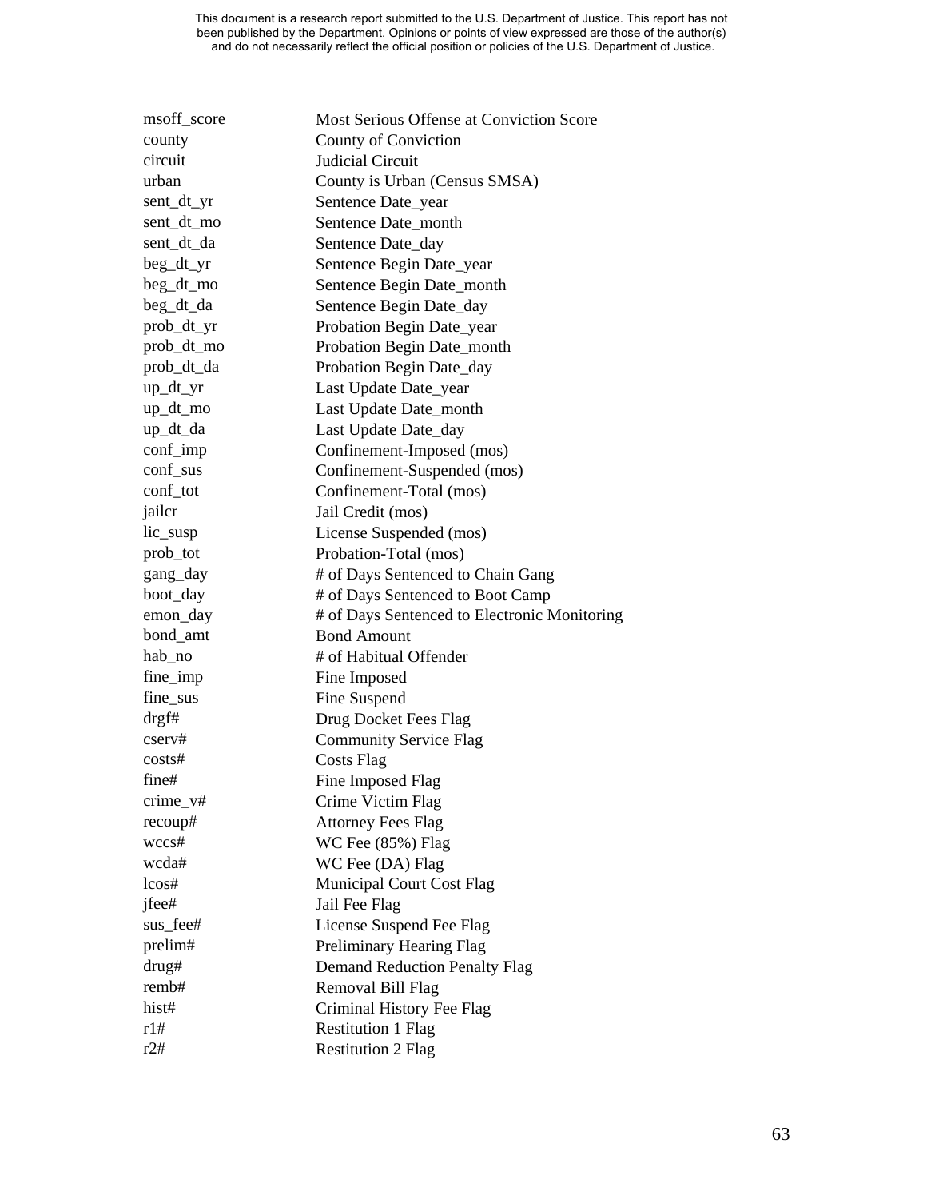This document is a research report submitted to the U.S. Department of Justice. This report has not been published by the Department. Opinions or points of view expressed are those of the author(s) and do not necessarily reflect the official position or policies of the U.S. Department of Justice.

| | |
|---|---|
| msoff_score | Most Serious Offense at Conviction Score |
| county | County of Conviction |
| circuit | Judicial Circuit |
| urban | County is Urban (Census SMSA) |
| sent_dt_yr | Sentence Date_year |
| sent_dt_mo | Sentence Date_month |
| sent_dt_da | Sentence Date_day |
| beg_dt_yr | Sentence Begin Date_year |
| beg_dt_mo | Sentence Begin Date_month |
| beg_dt_da | Sentence Begin Date_day |
| prob_dt_yr | Probation Begin Date_year |
| prob_dt_mo | Probation Begin Date_month |
| prob_dt_da | Probation Begin Date_day |
| up_dt_yr | Last Update Date_year |
| up_dt_mo | Last Update Date_month |
| up_dt_da | Last Update Date_day |
| conf_imp | Confinement-Imposed (mos) |
| conf_sus | Confinement-Suspended (mos) |
| conf_tot | Confinement-Total (mos) |
| jailcr | Jail Credit (mos) |
| lic_susp | License Suspended (mos) |
| prob_tot | Probation-Total (mos) |
| gang_day | # of Days Sentenced to Chain Gang |
| boot_day | # of Days Sentenced to Boot Camp |
| emon_day | # of Days Sentenced to Electronic Monitoring |
| bond_amt | Bond Amount |
| hab_no | # of Habitual Offender |
| fine_imp | Fine Imposed |
| fine_sus | Fine Suspend |
| drgf# | Drug Docket Fees Flag |
| cserv# | Community Service Flag |
| costs# | Costs Flag |
| fine# | Fine Imposed Flag |
| crime_v# | Crime Victim Flag |
| recoup# | Attorney Fees Flag |
| wccs# | WC Fee (85%) Flag |
| wcda# | WC Fee (DA) Flag |
| lcos# | Municipal Court Cost Flag |
| jfee# | Jail Fee Flag |
| sus_fee# | License Suspend Fee Flag |
| prelim# | Preliminary Hearing Flag |
| drug# | Demand Reduction Penalty Flag |
| remb# | Removal Bill Flag |
| hist# | Criminal History Fee Flag |
| r1# | Restitution 1 Flag |
| r2# | Restitution 2 Flag |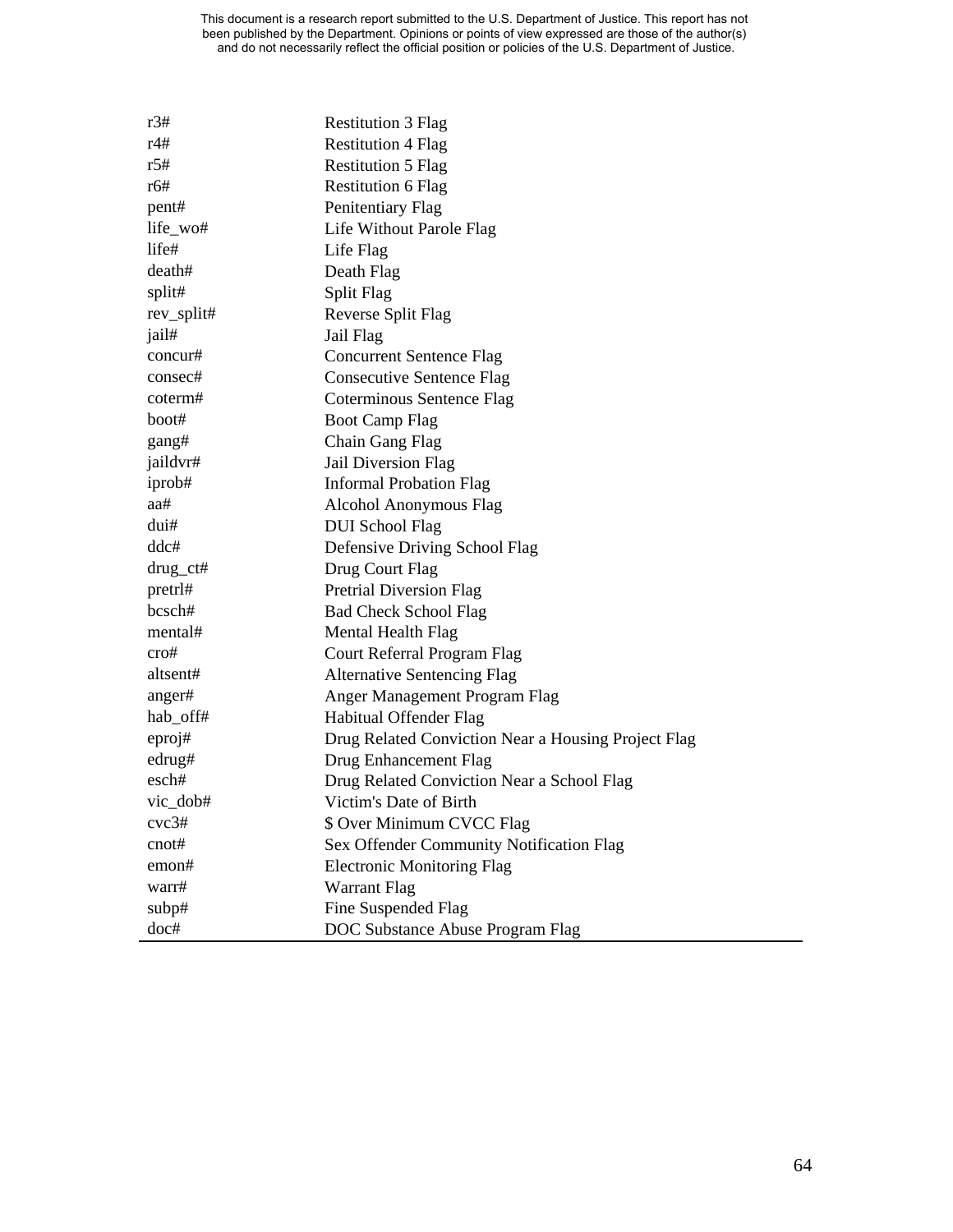| | |
|---|---|
| r3# | Restitution 3 Flag |
| r4# | Restitution 4 Flag |
| r5# | Restitution 5 Flag |
| r6# | Restitution 6 Flag |
| pent# | Penitentiary Flag |
| life_wo# | Life Without Parole Flag |
| life# | Life Flag |
| death# | Death Flag |
| split# | Split Flag |
| rev_split# | Reverse Split Flag |
| jail# | Jail Flag |
| concur# | Concurrent Sentence Flag |
| consec# | Consecutive Sentence Flag |
| coterm# | Coterminous Sentence Flag |
| boot# | Boot Camp Flag |
| gang# | Chain Gang Flag |
| jaildvr# | Jail Diversion Flag |
| iprob# | Informal Probation Flag |
| aa# | Alcohol Anonymous Flag |
| dui# | DUI School Flag |
| ddc# | Defensive Driving School Flag |
| drug_ct# | Drug Court Flag |
| pretrl# | Pretrial Diversion Flag |
| bcsch# | Bad Check School Flag |
| mental# | Mental Health Flag |
| cro# | Court Referral Program Flag |
| altsent# | Alternative Sentencing Flag |
| anger# | Anger Management Program Flag |
| hab_off# | Habitual Offender Flag |
| eproj# | Drug Related Conviction Near a Housing Project Flag |
| edrug# | Drug Enhancement Flag |
| esch# | Drug Related Conviction Near a School Flag |
| vic_dob# | Victim's Date of Birth |
| cvc3# | $ Over Minimum CVCC Flag |
| cnot# | Sex Offender Community Notification Flag |
| emon# | Electronic Monitoring Flag |
| warr# | Warrant Flag |
| subp# | Fine Suspended Flag |
| doc# | DOC Substance Abuse Program Flag |